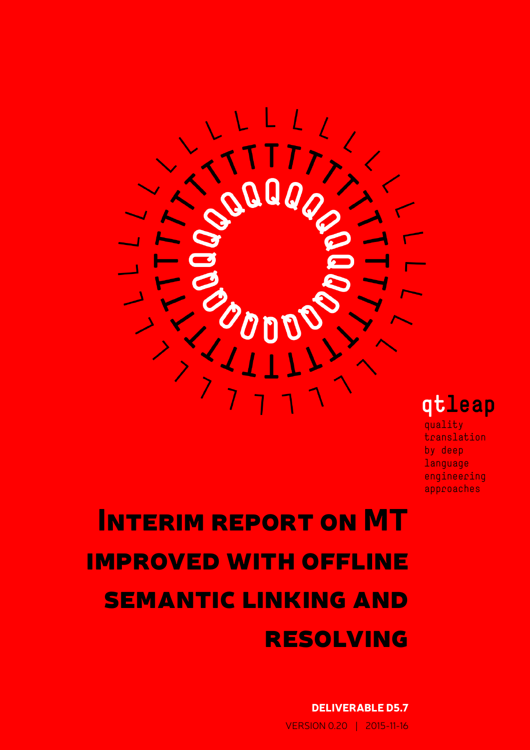qtleap

quality translation by deep language engineering approaches

# Interim report on MT improved with offline semantic linking and resolving

**DELIVERABLE D5.7**

VERSION 0.20 | 2015-11-16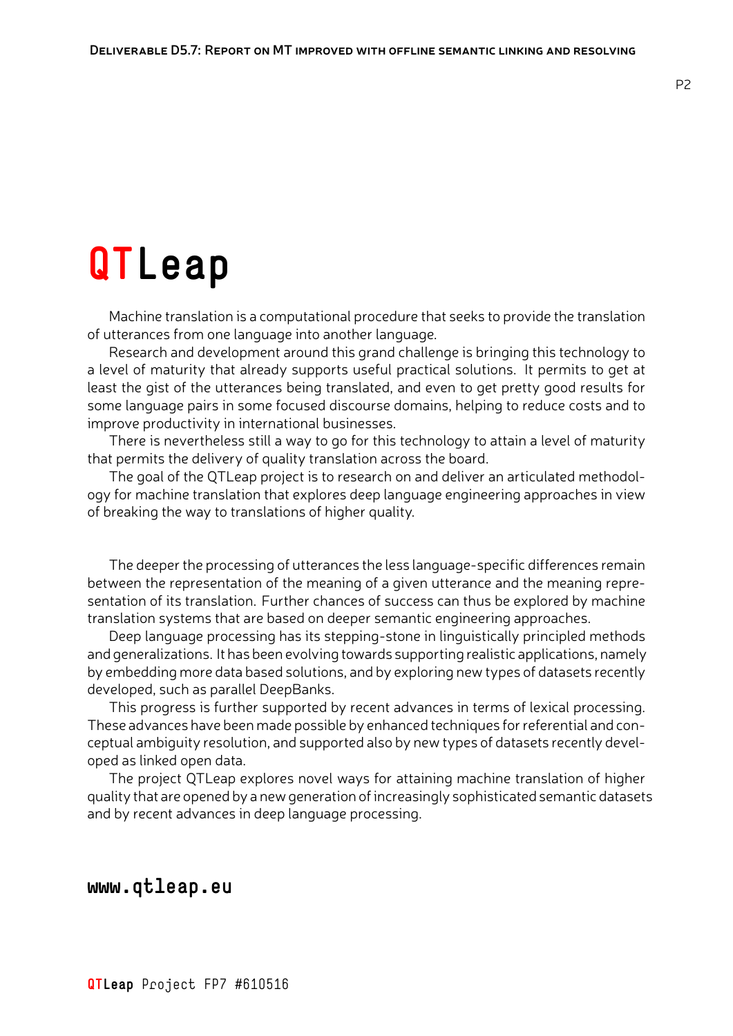# QTLeap

Machine translation is a computational procedure that seeks to provide the translation of utterances from one language into another language.

Research and development around this grand challenge is bringing this technology to a level of maturity that already supports useful practical solutions. It permits to get at least the gist of the utterances being translated, and even to get pretty good results for some language pairs in some focused discourse domains, helping to reduce costs and to improve productivity in international businesses.

There is nevertheless still a way to go for this technology to attain a level of maturity that permits the delivery of quality translation across the board.

The goal of the QTLeap project is to research on and deliver an articulated methodology for machine translation that explores deep language engineering approaches in view of breaking the way to translations of higher quality.

The deeper the processing of utterances the less language-specific differences remain between the representation of the meaning of a given utterance and the meaning representation of its translation. Further chances of success can thus be explored by machine translation systems that are based on deeper semantic engineering approaches.

Deep language processing has its stepping-stone in linguistically principled methods and generalizations. It has been evolving towards supporting realistic applications, namely by embedding more data based solutions, and by exploring new types of datasets recently developed, such as parallel DeepBanks.

This progress is further supported by recent advances in terms of lexical processing. These advances have been made possible by enhanced techniques for referential and conceptual ambiguity resolution, and supported also by new types of datasets recently developed as linked open data.

The project QTLeap explores novel ways for attaining machine translation of higher quality that are opened by a new generation of increasingly sophisticated semantic datasets and by recent advances in deep language processing.

**www.qtleap.eu**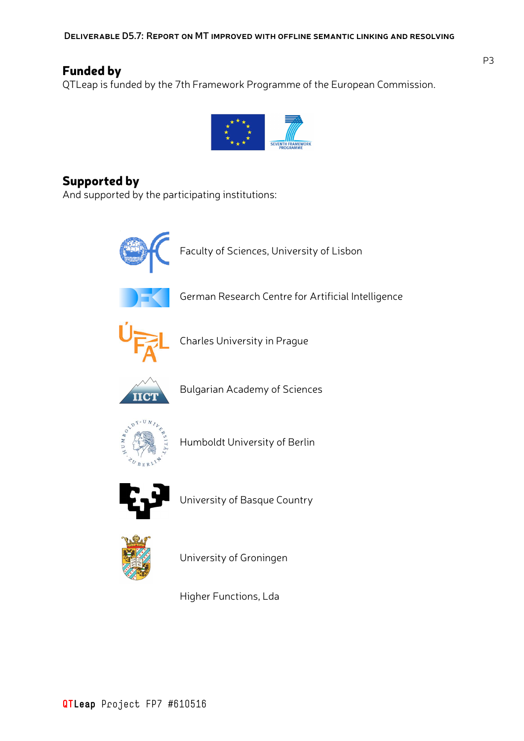## Funded by

QTLeap is funded by the 7th Framework Programme of the European Commission.

## Supported by

And supported by the participating institutions:

Faculty of Sciences, University of Lisbon

German Research Centre for Artificial Intelligence

Charles University in Prague

Bulgarian Academy of Sciences

Humboldt University of Berlin

University of Basque Country

University of Groningen

Higher Functions, Lda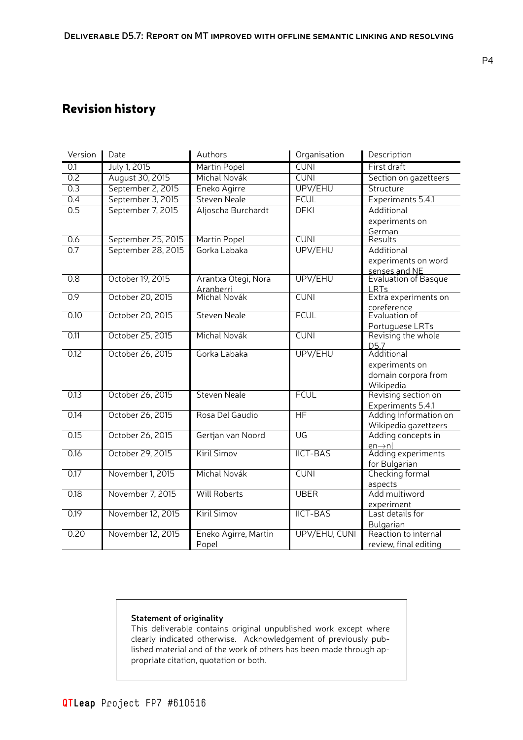## Revision history

| Version | Date | Authors | Organisation | Description |
|---|---|---|---|---|
| 0.1 | July 1, 2015 | Martin Popel | CUNI | First draft |
| 0.2 | August 30, 2015 | Michal Novák | CUNI | Section on gazetteers |
| 0.3 | September 2, 2015 | Eneko Agirre | UPV/EHU | Structure |
| 0.4 | September 3, 2015 | Steven Neale | FCUL | Experiments 5.4.1 |
| 0.5 | September 7, 2015 | Aljoscha Burchardt | DFKI | Additional experiments on German |
| 0.6 | September 25, 2015 | Martin Popel | CUNI | Results |
| 0.7 | September 28, 2015 | Gorka Labaka | UPV/EHU | Additional experiments on word senses and NE |
| 0.8 | October 19, 2015 | Arantxa Otegi, Nora Aranberri | UPV/EHU | Evaluation of Basque LRTs |
| 0.9 | October 20, 2015 | Michal Novák | CUNI | Extra experiments on coreference |
| 0.10 | October 20, 2015 | Steven Neale | FCUL | Evaluation of Portuguese LRTs |
| 0.11 | October 25, 2015 | Michal Novák | CUNI | Revising the whole D5.7 |
| 0.12 | October 26, 2015 | Gorka Labaka | UPV/EHU | Additional experiments on domain corpora from Wikipedia |
| 0.13 | October 26, 2015 | Steven Neale | FCUL | Revising section on Experiments 5.4.1 |
| 0.14 | October 26, 2015 | Rosa Del Gaudio | HF | Adding information on Wikipedia gazetteers |
| 0.15 | October 26, 2015 | Gertjan van Noord | UG | Adding concepts in en→nl |
| 0.16 | October 29, 2015 | Kiril Simov | IICT-BAS | Adding experiments for Bulgarian |
| 0.17 | November 1, 2015 | Michal Novák | CUNI | Checking formal aspects |
| 0.18 | November 7, 2015 | Will Roberts | UBER | Add multiword experiment |
| 0.19 | November 12, 2015 | Kiril Simov | IICT-BAS | Last details for Bulgarian |
| 0.20 | November 12, 2015 | Eneko Agirre, Martin Popel | UPV/EHU, CUNI | Reaction to internal review, final editing |

**Statement of originality**

This deliverable contains original unpublished work except where clearly indicated otherwise. Acknowledgement of previously published material and of the work of others has been made through appropriate citation, quotation or both.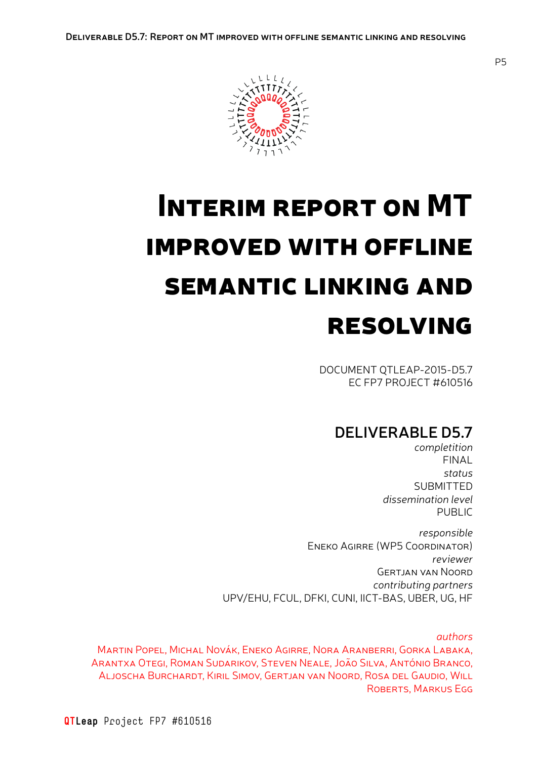# Interim report on MT improved with offline semantic linking and resolving

DOCUMENT QTLEAP-2015-D5.7
EC FP7 PROJECT #610516

## DELIVERABLE D5.7

*completition*
FINAL
*status*
SUBMITTED
*dissemination level*
PUBLIC

*responsible*
Eneko Agirre (WP5 Coordinator)
*reviewer*
Gertjan van Noord
*contributing partners*
UPV/EHU, FCUL, DFKI, CUNI, IICT-BAS, UBER, UG, HF

*authors*
Martin Popel, Michal Novák, Eneko Agirre, Nora Aranberri, Gorka Labaka, Arantxa Otegi, Roman Sudarikov, Steven Neale, João Silva, António Branco, Aljoscha Burchardt, Kiril Simov, Gertjan van Noord, Rosa del Gaudio, Will Roberts, Markus Egg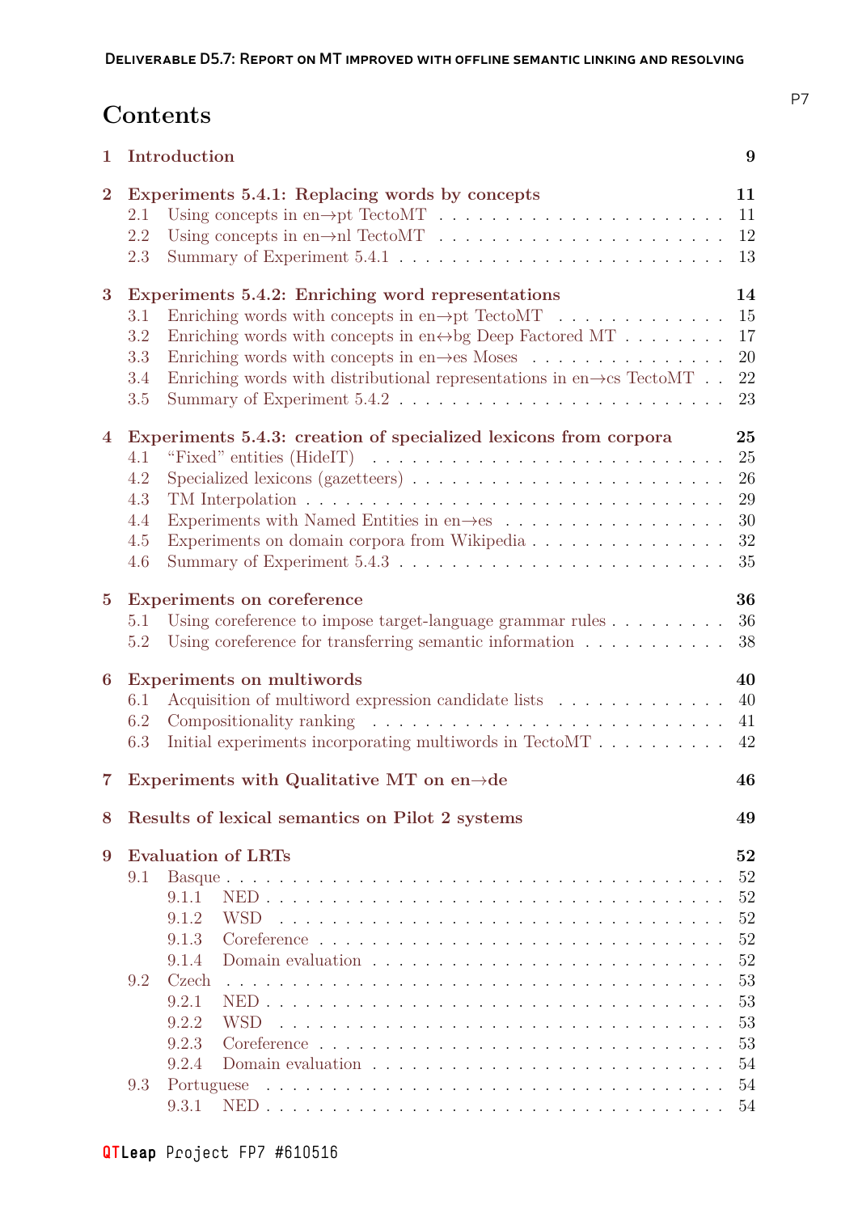# Contents

**1 Introduction** **9**

**2 Experiments 5.4.1: Replacing words by concepts** **11**
- 2.1 Using concepts in en→pt TectoMT . . . 11
- 2.2 Using concepts in en→nl TectoMT . . . 12
- 2.3 Summary of Experiment 5.4.1 . . . 13

**3 Experiments 5.4.2: Enriching word representations** **14**
- 3.1 Enriching words with concepts in en→pt TectoMT . . . 15
- 3.2 Enriching words with concepts in en↔bg Deep Factored MT . . . 17
- 3.3 Enriching words with concepts in en→es Moses . . . 20
- 3.4 Enriching words with distributional representations in en→cs TectoMT . . . 22
- 3.5 Summary of Experiment 5.4.2 . . . 23

**4 Experiments 5.4.3: creation of specialized lexicons from corpora** **25**
- 4.1 "Fixed" entities (HideIT) . . . 25
- 4.2 Specialized lexicons (gazetteers) . . . 26
- 4.3 TM Interpolation . . . 29
- 4.4 Experiments with Named Entities in en→es . . . 30
- 4.5 Experiments on domain corpora from Wikipedia . . . 32
- 4.6 Summary of Experiment 5.4.3 . . . 35

**5 Experiments on coreference** **36**
- 5.1 Using coreference to impose target-language grammar rules . . . 36
- 5.2 Using coreference for transferring semantic information . . . 38

**6 Experiments on multiwords** **40**
- 6.1 Acquisition of multiword expression candidate lists . . . 40
- 6.2 Compositionality ranking . . . 41
- 6.3 Initial experiments incorporating multiwords in TectoMT . . . 42

**7 Experiments with Qualitative MT on en→de** **46**

**8 Results of lexical semantics on Pilot 2 systems** **49**

**9 Evaluation of LRTs** **52**
- 9.1 Basque . . . 52
  - 9.1.1 NED . . . 52
  - 9.1.2 WSD . . . 52
  - 9.1.3 Coreference . . . 52
  - 9.1.4 Domain evaluation . . . 52
- 9.2 Czech . . . 53
  - 9.2.1 NED . . . 53
  - 9.2.2 WSD . . . 53
  - 9.2.3 Coreference . . . 53
  - 9.2.4 Domain evaluation . . . 54
- 9.3 Portuguese . . . 54
  - 9.3.1 NED . . . 54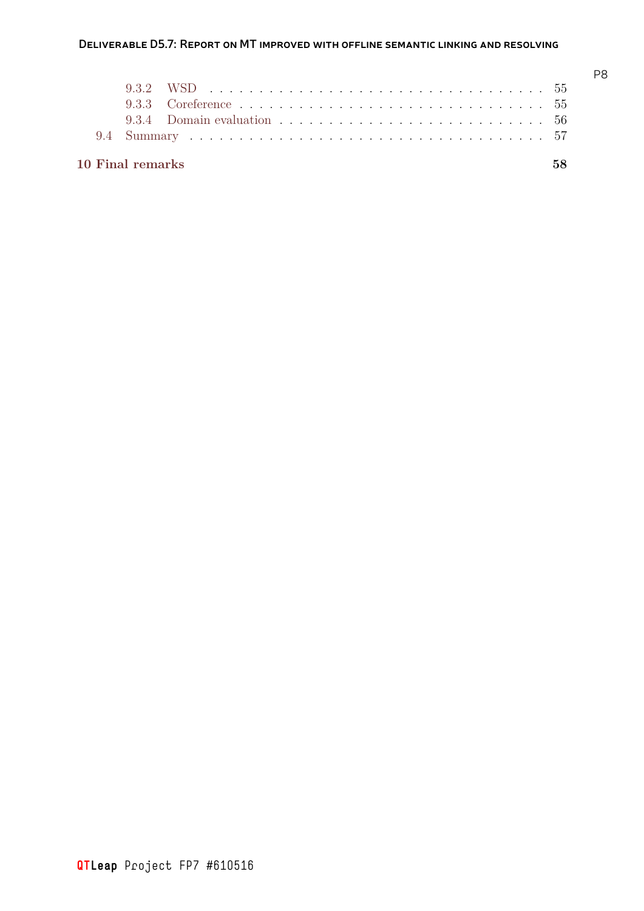9.3.2 WSD . . . . . . . . . . . . . . . . . . . . . . . . . . . . . . . . 55
9.3.3 Coreference . . . . . . . . . . . . . . . . . . . . . . . . . . . . . 55
9.3.4 Domain evaluation . . . . . . . . . . . . . . . . . . . . . . . . . 56
9.4 Summary . . . . . . . . . . . . . . . . . . . . . . . . . . . . . . . . . 57

**10 Final remarks** **58**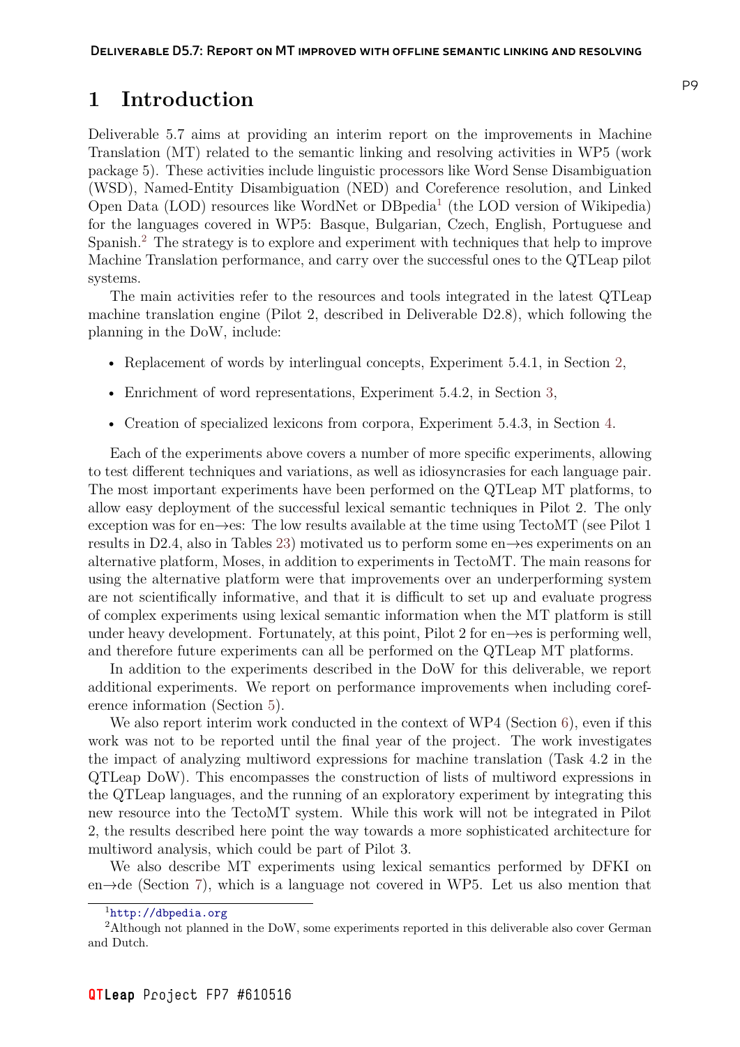# 1 Introduction

Deliverable 5.7 aims at providing an interim report on the improvements in Machine Translation (MT) related to the semantic linking and resolving activities in WP5 (work package 5). These activities include linguistic processors like Word Sense Disambiguation (WSD), Named-Entity Disambiguation (NED) and Coreference resolution, and Linked Open Data (LOD) resources like WordNet or DBpedia[1] (the LOD version of Wikipedia) for the languages covered in WP5: Basque, Bulgarian, Czech, English, Portuguese and Spanish.[2] The strategy is to explore and experiment with techniques that help to improve Machine Translation performance, and carry over the successful ones to the QTLeap pilot systems.

The main activities refer to the resources and tools integrated in the latest QTLeap machine translation engine (Pilot 2, described in Deliverable D2.8), which following the planning in the DoW, include:

- Replacement of words by interlingual concepts, Experiment 5.4.1, in Section 2,
- Enrichment of word representations, Experiment 5.4.2, in Section 3,
- Creation of specialized lexicons from corpora, Experiment 5.4.3, in Section 4.

Each of the experiments above covers a number of more specific experiments, allowing to test different techniques and variations, as well as idiosyncrasies for each language pair. The most important experiments have been performed on the QTLeap MT platforms, to allow easy deployment of the successful lexical semantic techniques in Pilot 2. The only exception was for en→es: The low results available at the time using TectoMT (see Pilot 1 results in D2.4, also in Tables 23) motivated us to perform some en→es experiments on an alternative platform, Moses, in addition to experiments in TectoMT. The main reasons for using the alternative platform were that improvements over an underperforming system are not scientifically informative, and that it is difficult to set up and evaluate progress of complex experiments using lexical semantic information when the MT platform is still under heavy development. Fortunately, at this point, Pilot 2 for en→es is performing well, and therefore future experiments can all be performed on the QTLeap MT platforms.

In addition to the experiments described in the DoW for this deliverable, we report additional experiments. We report on performance improvements when including coreference information (Section 5).

We also report interim work conducted in the context of WP4 (Section 6), even if this work was not to be reported until the final year of the project. The work investigates the impact of analyzing multiword expressions for machine translation (Task 4.2 in the QTLeap DoW). This encompasses the construction of lists of multiword expressions in the QTLeap languages, and the running of an exploratory experiment by integrating this new resource into the TectoMT system. While this work will not be integrated in Pilot 2, the results described here point the way towards a more sophisticated architecture for multiword analysis, which could be part of Pilot 3.

We also describe MT experiments using lexical semantics performed by DFKI on en→de (Section 7), which is a language not covered in WP5. Let us also mention that

[1] http://dbpedia.org

[2] Although not planned in the DoW, some experiments reported in this deliverable also cover German and Dutch.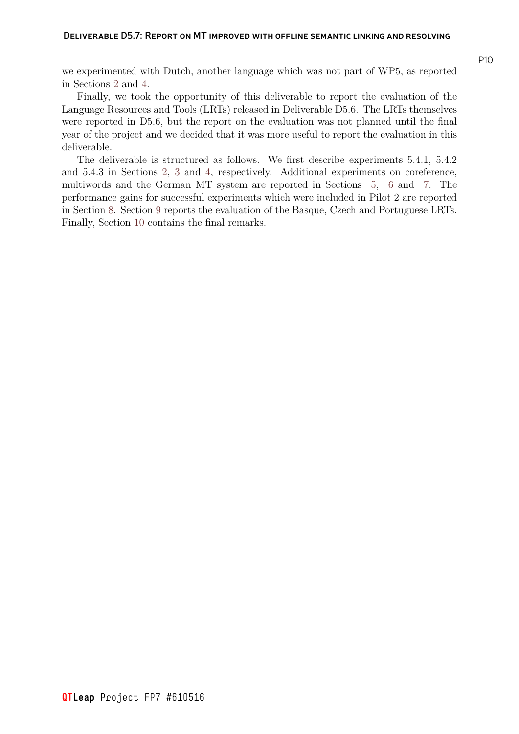we experimented with Dutch, another language which was not part of WP5, as reported in Sections 2 and 4.

Finally, we took the opportunity of this deliverable to report the evaluation of the Language Resources and Tools (LRTs) released in Deliverable D5.6. The LRTs themselves were reported in D5.6, but the report on the evaluation was not planned until the final year of the project and we decided that it was more useful to report the evaluation in this deliverable.

The deliverable is structured as follows. We first describe experiments 5.4.1, 5.4.2 and 5.4.3 in Sections 2, 3 and 4, respectively. Additional experiments on coreference, multiwords and the German MT system are reported in Sections 5, 6 and 7. The performance gains for successful experiments which were included in Pilot 2 are reported in Section 8. Section 9 reports the evaluation of the Basque, Czech and Portuguese LRTs. Finally, Section 10 contains the final remarks.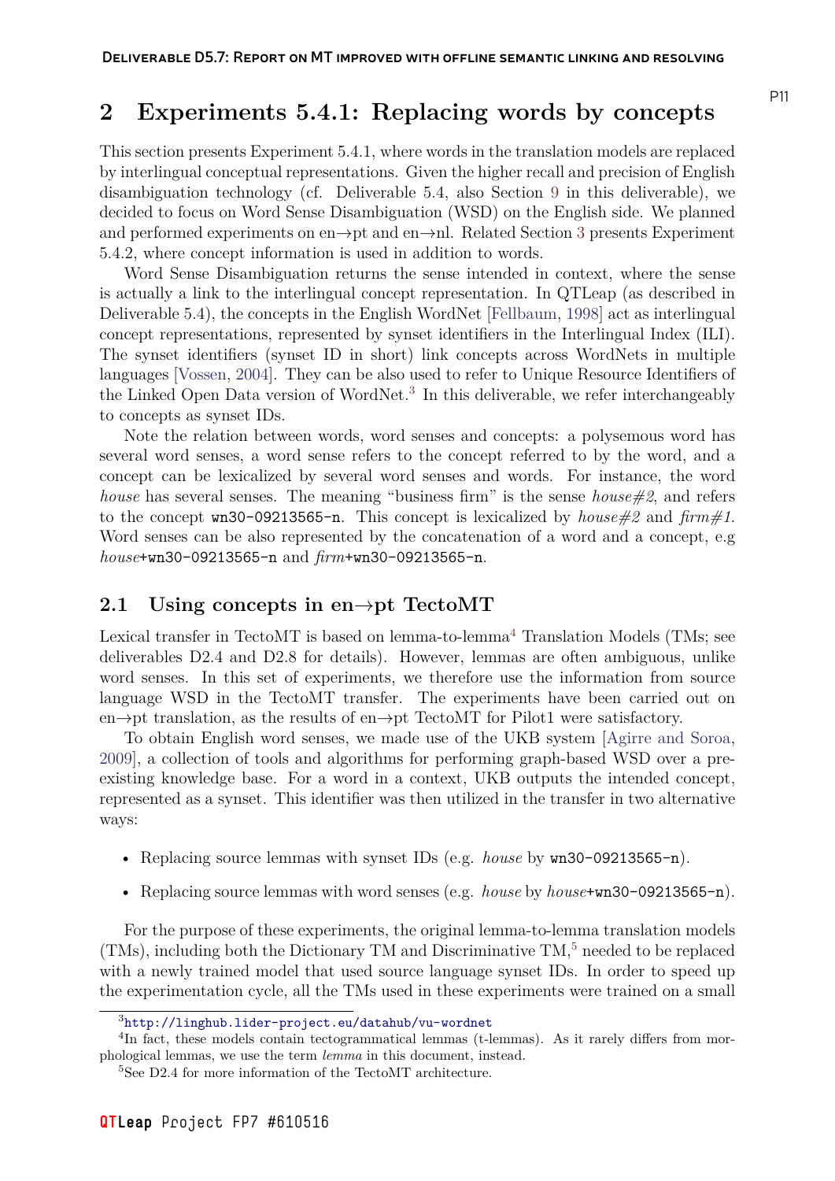# 2 Experiments 5.4.1: Replacing words by concepts

This section presents Experiment 5.4.1, where words in the translation models are replaced by interlingual conceptual representations. Given the higher recall and precision of English disambiguation technology (cf. Deliverable 5.4, also Section 9 in this deliverable), we decided to focus on Word Sense Disambiguation (WSD) on the English side. We planned and performed experiments on en→pt and en→nl. Related Section 3 presents Experiment 5.4.2, where concept information is used in addition to words.

Word Sense Disambiguation returns the sense intended in context, where the sense is actually a link to the interlingual concept representation. In QTLeap (as described in Deliverable 5.4), the concepts in the English WordNet [Fellbaum, 1998] act as interlingual concept representations, represented by synset identifiers in the Interlingual Index (ILI). The synset identifiers (synset ID in short) link concepts across WordNets in multiple languages [Vossen, 2004]. They can be also used to refer to Unique Resource Identifiers of the Linked Open Data version of WordNet.[3] In this deliverable, we refer interchangeably to concepts as synset IDs.

Note the relation between words, word senses and concepts: a polysemous word has several word senses, a word sense refers to the concept referred to by the word, and a concept can be lexicalized by several word senses and words. For instance, the word *house* has several senses. The meaning "business firm" is the sense *house#2*, and refers to the concept `wn30-09213565-n`. This concept is lexicalized by *house#2* and *firm#1*. Word senses can be also represented by the concatenation of a word and a concept, e.g *house*+`wn30-09213565-n` and *firm*+`wn30-09213565-n`.

## 2.1 Using concepts in en→pt TectoMT

Lexical transfer in TectoMT is based on lemma-to-lemma[4] Translation Models (TMs; see deliverables D2.4 and D2.8 for details). However, lemmas are often ambiguous, unlike word senses. In this set of experiments, we therefore use the information from source language WSD in the TectoMT transfer. The experiments have been carried out on en→pt translation, as the results of en→pt TectoMT for Pilot1 were satisfactory.

To obtain English word senses, we made use of the UKB system [Agirre and Soroa, 2009], a collection of tools and algorithms for performing graph-based WSD over a pre-existing knowledge base. For a word in a context, UKB outputs the intended concept, represented as a synset. This identifier was then utilized in the transfer in two alternative ways:

- Replacing source lemmas with synset IDs (e.g. *house* by `wn30-09213565-n`).
- Replacing source lemmas with word senses (e.g. *house* by *house*+`wn30-09213565-n`).

For the purpose of these experiments, the original lemma-to-lemma translation models (TMs), including both the Dictionary TM and Discriminative TM,[5] needed to be replaced with a newly trained model that used source language synset IDs. In order to speed up the experimentation cycle, all the TMs used in these experiments were trained on a small

[3] http://linghub.lider-project.eu/datahub/vu-wordnet

[4] In fact, these models contain tectogrammatical lemmas (t-lemmas). As it rarely differs from morphological lemmas, we use the term *lemma* in this document, instead.

[5] See D2.4 for more information of the TectoMT architecture.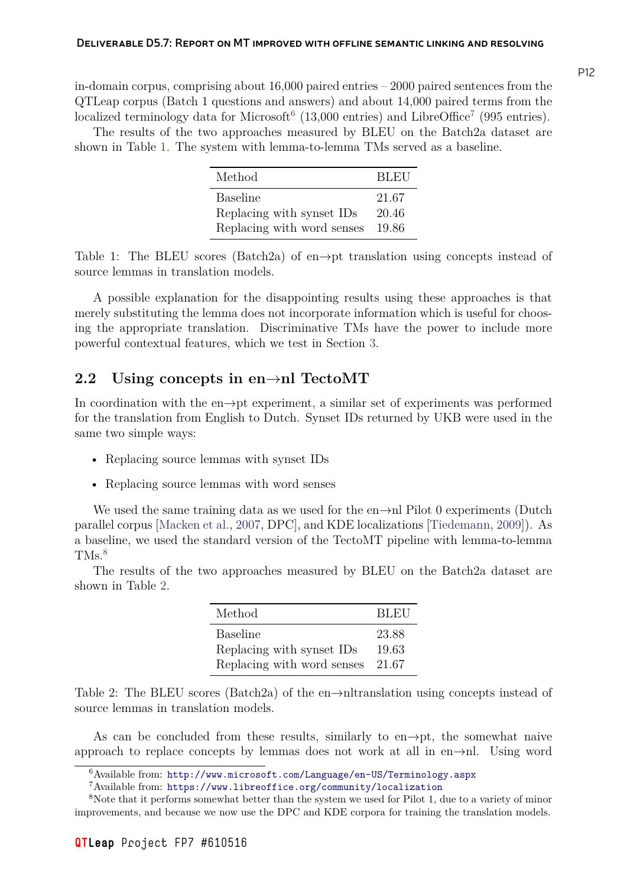in-domain corpus, comprising about 16,000 paired entries – 2000 paired sentences from the QTLeap corpus (Batch 1 questions and answers) and about 14,000 paired terms from the localized terminology data for Microsoft[6] (13,000 entries) and LibreOffice[7] (995 entries).

The results of the two approaches measured by BLEU on the Batch2a dataset are shown in Table 1. The system with lemma-to-lemma TMs served as a baseline.

| Method | BLEU |
|---|---|
| Baseline | 21.67 |
| Replacing with synset IDs | 20.46 |
| Replacing with word senses | 19.86 |

Table 1: The BLEU scores (Batch2a) of en→pt translation using concepts instead of source lemmas in translation models.

A possible explanation for the disappointing results using these approaches is that merely substituting the lemma does not incorporate information which is useful for choosing the appropriate translation. Discriminative TMs have the power to include more powerful contextual features, which we test in Section 3.

## 2.2 Using concepts in en→nl TectoMT

In coordination with the en→pt experiment, a similar set of experiments was performed for the translation from English to Dutch. Synset IDs returned by UKB were used in the same two simple ways:

- Replacing source lemmas with synset IDs
- Replacing source lemmas with word senses

We used the same training data as we used for the en→nl Pilot 0 experiments (Dutch parallel corpus [Macken et al., 2007, DPC], and KDE localizations [Tiedemann, 2009]). As a baseline, we used the standard version of the TectoMT pipeline with lemma-to-lemma TMs.[8]

The results of the two approaches measured by BLEU on the Batch2a dataset are shown in Table 2.

| Method | BLEU |
|---|---|
| Baseline | 23.88 |
| Replacing with synset IDs | 19.63 |
| Replacing with word senses | 21.67 |

Table 2: The BLEU scores (Batch2a) of the en→nltranslation using concepts instead of source lemmas in translation models.

As can be concluded from these results, similarly to en→pt, the somewhat naive approach to replace concepts by lemmas does not work at all in en→nl. Using word

[6] Available from: http://www.microsoft.com/Language/en-US/Terminology.aspx

[7] Available from: https://www.libreoffice.org/community/localization

[8] Note that it performs somewhat better than the system we used for Pilot 1, due to a variety of minor improvements, and because we now use the DPC and KDE corpora for training the translation models.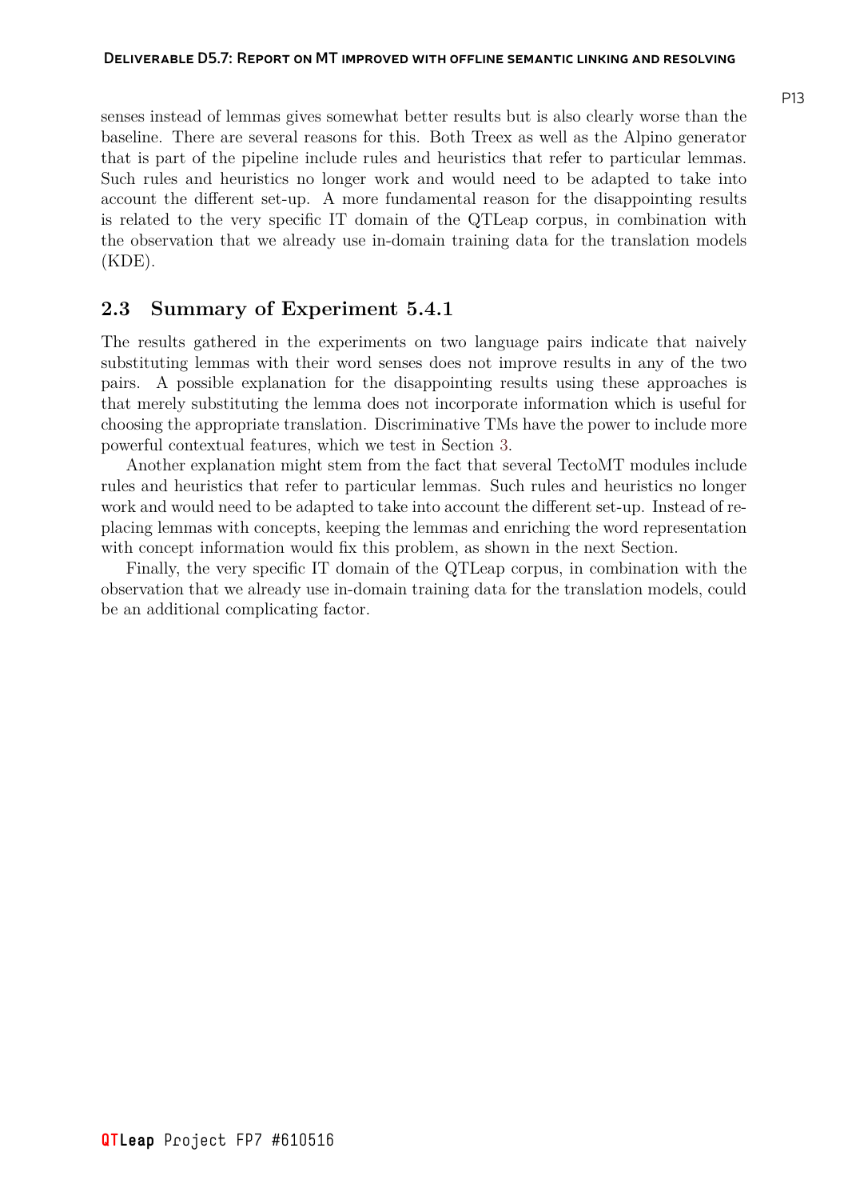senses instead of lemmas gives somewhat better results but is also clearly worse than the baseline. There are several reasons for this. Both Treex as well as the Alpino generator that is part of the pipeline include rules and heuristics that refer to particular lemmas. Such rules and heuristics no longer work and would need to be adapted to take into account the different set-up. A more fundamental reason for the disappointing results is related to the very specific IT domain of the QTLeap corpus, in combination with the observation that we already use in-domain training data for the translation models (KDE).

## 2.3 Summary of Experiment 5.4.1

The results gathered in the experiments on two language pairs indicate that naively substituting lemmas with their word senses does not improve results in any of the two pairs. A possible explanation for the disappointing results using these approaches is that merely substituting the lemma does not incorporate information which is useful for choosing the appropriate translation. Discriminative TMs have the power to include more powerful contextual features, which we test in Section 3.

Another explanation might stem from the fact that several TectoMT modules include rules and heuristics that refer to particular lemmas. Such rules and heuristics no longer work and would need to be adapted to take into account the different set-up. Instead of replacing lemmas with concepts, keeping the lemmas and enriching the word representation with concept information would fix this problem, as shown in the next Section.

Finally, the very specific IT domain of the QTLeap corpus, in combination with the observation that we already use in-domain training data for the translation models, could be an additional complicating factor.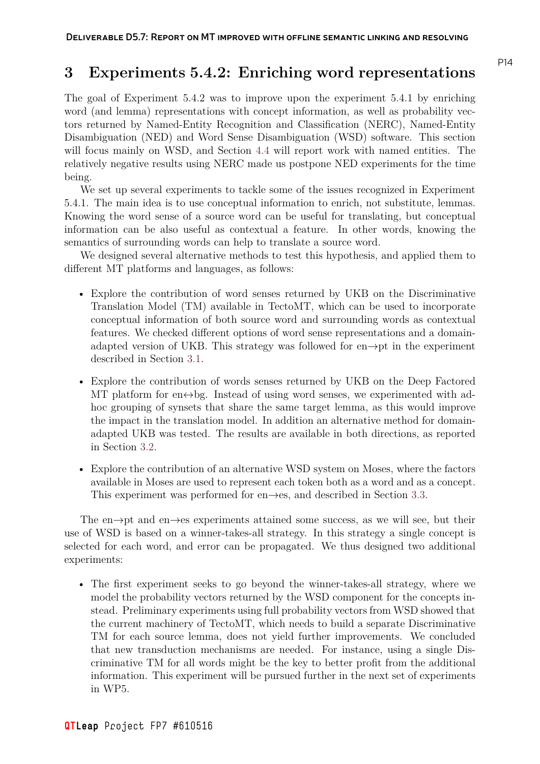# 3 Experiments 5.4.2: Enriching word representations

The goal of Experiment 5.4.2 was to improve upon the experiment 5.4.1 by enriching word (and lemma) representations with concept information, as well as probability vectors returned by Named-Entity Recognition and Classification (NERC), Named-Entity Disambiguation (NED) and Word Sense Disambiguation (WSD) software. This section will focus mainly on WSD, and Section 4.4 will report work with named entities. The relatively negative results using NERC made us postpone NED experiments for the time being.

We set up several experiments to tackle some of the issues recognized in Experiment 5.4.1. The main idea is to use conceptual information to enrich, not substitute, lemmas. Knowing the word sense of a source word can be useful for translating, but conceptual information can be also useful as contextual a feature. In other words, knowing the semantics of surrounding words can help to translate a source word.

We designed several alternative methods to test this hypothesis, and applied them to different MT platforms and languages, as follows:

- Explore the contribution of word senses returned by UKB on the Discriminative Translation Model (TM) available in TectoMT, which can be used to incorporate conceptual information of both source word and surrounding words as contextual features. We checked different options of word sense representations and a domain-adapted version of UKB. This strategy was followed for en→pt in the experiment described in Section 3.1.
- Explore the contribution of words senses returned by UKB on the Deep Factored MT platform for en↔bg. Instead of using word senses, we experimented with ad-hoc grouping of synsets that share the same target lemma, as this would improve the impact in the translation model. In addition an alternative method for domain-adapted UKB was tested. The results are available in both directions, as reported in Section 3.2.
- Explore the contribution of an alternative WSD system on Moses, where the factors available in Moses are used to represent each token both as a word and as a concept. This experiment was performed for en→es, and described in Section 3.3.

The en→pt and en→es experiments attained some success, as we will see, but their use of WSD is based on a winner-takes-all strategy. In this strategy a single concept is selected for each word, and error can be propagated. We thus designed two additional experiments:

- The first experiment seeks to go beyond the winner-takes-all strategy, where we model the probability vectors returned by the WSD component for the concepts instead. Preliminary experiments using full probability vectors from WSD showed that the current machinery of TectoMT, which needs to build a separate Discriminative TM for each source lemma, does not yield further improvements. We concluded that new transduction mechanisms are needed. For instance, using a single Discriminative TM for all words might be the key to better profit from the additional information. This experiment will be pursued further in the next set of experiments in WP5.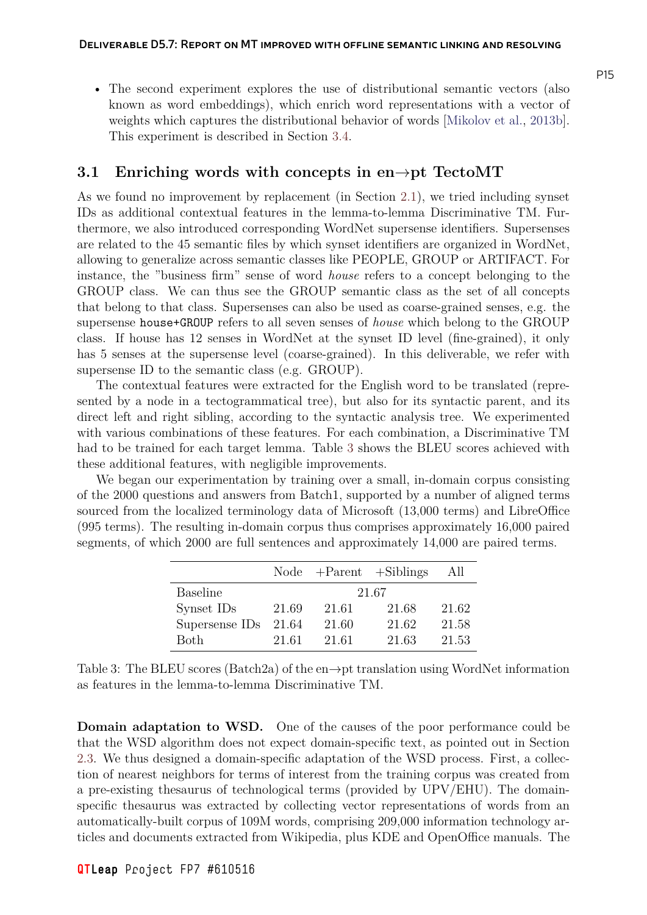- The second experiment explores the use of distributional semantic vectors (also known as word embeddings), which enrich word representations with a vector of weights which captures the distributional behavior of words [Mikolov et al., 2013b]. This experiment is described in Section 3.4.

## 3.1 Enriching words with concepts in en→pt TectoMT

As we found no improvement by replacement (in Section 2.1), we tried including synset IDs as additional contextual features in the lemma-to-lemma Discriminative TM. Furthermore, we also introduced corresponding WordNet supersense identifiers. Supersenses are related to the 45 semantic files by which synset identifiers are organized in WordNet, allowing to generalize across semantic classes like PEOPLE, GROUP or ARTIFACT. For instance, the "business firm" sense of word *house* refers to a concept belonging to the GROUP class. We can thus see the GROUP semantic class as the set of all concepts that belong to that class. Supersenses can also be used as coarse-grained senses, e.g. the supersense `house+GROUP` refers to all seven senses of *house* which belong to the GROUP class. If house has 12 senses in WordNet at the synset ID level (fine-grained), it only has 5 senses at the supersense level (coarse-grained). In this deliverable, we refer with supersense ID to the semantic class (e.g. GROUP).

The contextual features were extracted for the English word to be translated (represented by a node in a tectogrammatical tree), but also for its syntactic parent, and its direct left and right sibling, according to the syntactic analysis tree. We experimented with various combinations of these features. For each combination, a Discriminative TM had to be trained for each target lemma. Table 3 shows the BLEU scores achieved with these additional features, with negligible improvements.

We began our experimentation by training over a small, in-domain corpus consisting of the 2000 questions and answers from Batch1, supported by a number of aligned terms sourced from the localized terminology data of Microsoft (13,000 terms) and LibreOffice (995 terms). The resulting in-domain corpus thus comprises approximately 16,000 paired segments, of which 2000 are full sentences and approximately 14,000 are paired terms.

| | Node | +Parent | +Siblings | All |
|---|---|---|---|---|
| Baseline | 21.67 | | | |
| Synset IDs | 21.69 | 21.61 | 21.68 | 21.62 |
| Supersense IDs | 21.64 | 21.60 | 21.62 | 21.58 |
| Both | 21.61 | 21.61 | 21.63 | 21.53 |

Table 3: The BLEU scores (Batch2a) of the en→pt translation using WordNet information as features in the lemma-to-lemma Discriminative TM.

**Domain adaptation to WSD.** One of the causes of the poor performance could be that the WSD algorithm does not expect domain-specific text, as pointed out in Section 2.3. We thus designed a domain-specific adaptation of the WSD process. First, a collection of nearest neighbors for terms of interest from the training corpus was created from a pre-existing thesaurus of technological terms (provided by UPV/EHU). The domain-specific thesaurus was extracted by collecting vector representations of words from an automatically-built corpus of 109M words, comprising 209,000 information technology articles and documents extracted from Wikipedia, plus KDE and OpenOffice manuals. The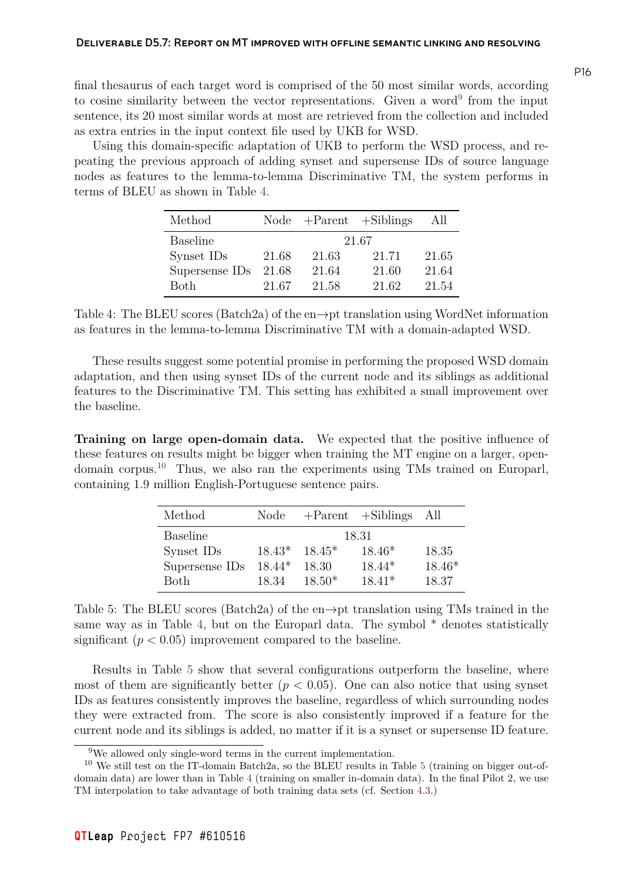final thesaurus of each target word is comprised of the 50 most similar words, according to cosine similarity between the vector representations. Given a word[9] from the input sentence, its 20 most similar words at most are retrieved from the collection and included as extra entries in the input context file used by UKB for WSD.

Using this domain-specific adaptation of UKB to perform the WSD process, and repeating the previous approach of adding synset and supersense IDs of source language nodes as features to the lemma-to-lemma Discriminative TM, the system performs in terms of BLEU as shown in Table 4.

| Method | Node | +Parent | +Siblings | All |
|---|---|---|---|---|
| Baseline | | 21.67 | | |
| Synset IDs | 21.68 | 21.63 | 21.71 | 21.65 |
| Supersense IDs | 21.68 | 21.64 | 21.60 | 21.64 |
| Both | 21.67 | 21.58 | 21.62 | 21.54 |

Table 4: The BLEU scores (Batch2a) of the en→pt translation using WordNet information as features in the lemma-to-lemma Discriminative TM with a domain-adapted WSD.

These results suggest some potential promise in performing the proposed WSD domain adaptation, and then using synset IDs of the current node and its siblings as additional features to the Discriminative TM. This setting has exhibited a small improvement over the baseline.

**Training on large open-domain data.** We expected that the positive influence of these features on results might be bigger when training the MT engine on a larger, open-domain corpus.[10] Thus, we also ran the experiments using TMs trained on Europarl, containing 1.9 million English-Portuguese sentence pairs.

| Method | Node | +Parent | +Siblings | All |
|---|---|---|---|---|
| Baseline | | 18.31 | | |
| Synset IDs | 18.43* | 18.45* | 18.46* | 18.35 |
| Supersense IDs | 18.44* | 18.30 | 18.44* | 18.46* |
| Both | 18.34 | 18.50* | 18.41* | 18.37 |

Table 5: The BLEU scores (Batch2a) of the en→pt translation using TMs trained in the same way as in Table 4, but on the Europarl data. The symbol * denotes statistically significant ($p < 0.05$) improvement compared to the baseline.

Results in Table 5 show that several configurations outperform the baseline, where most of them are significantly better ($p < 0.05$). One can also notice that using synset IDs as features consistently improves the baseline, regardless of which surrounding nodes they were extracted from. The score is also consistently improved if a feature for the current node and its siblings is added, no matter if it is a synset or supersense ID feature.

[9] We allowed only single-word terms in the current implementation.

[10] We still test on the IT-domain Batch2a, so the BLEU results in Table 5 (training on bigger out-of-domain data) are lower than in Table 4 (training on smaller in-domain data). In the final Pilot 2, we use TM interpolation to take advantage of both training data sets (cf. Section 4.3.)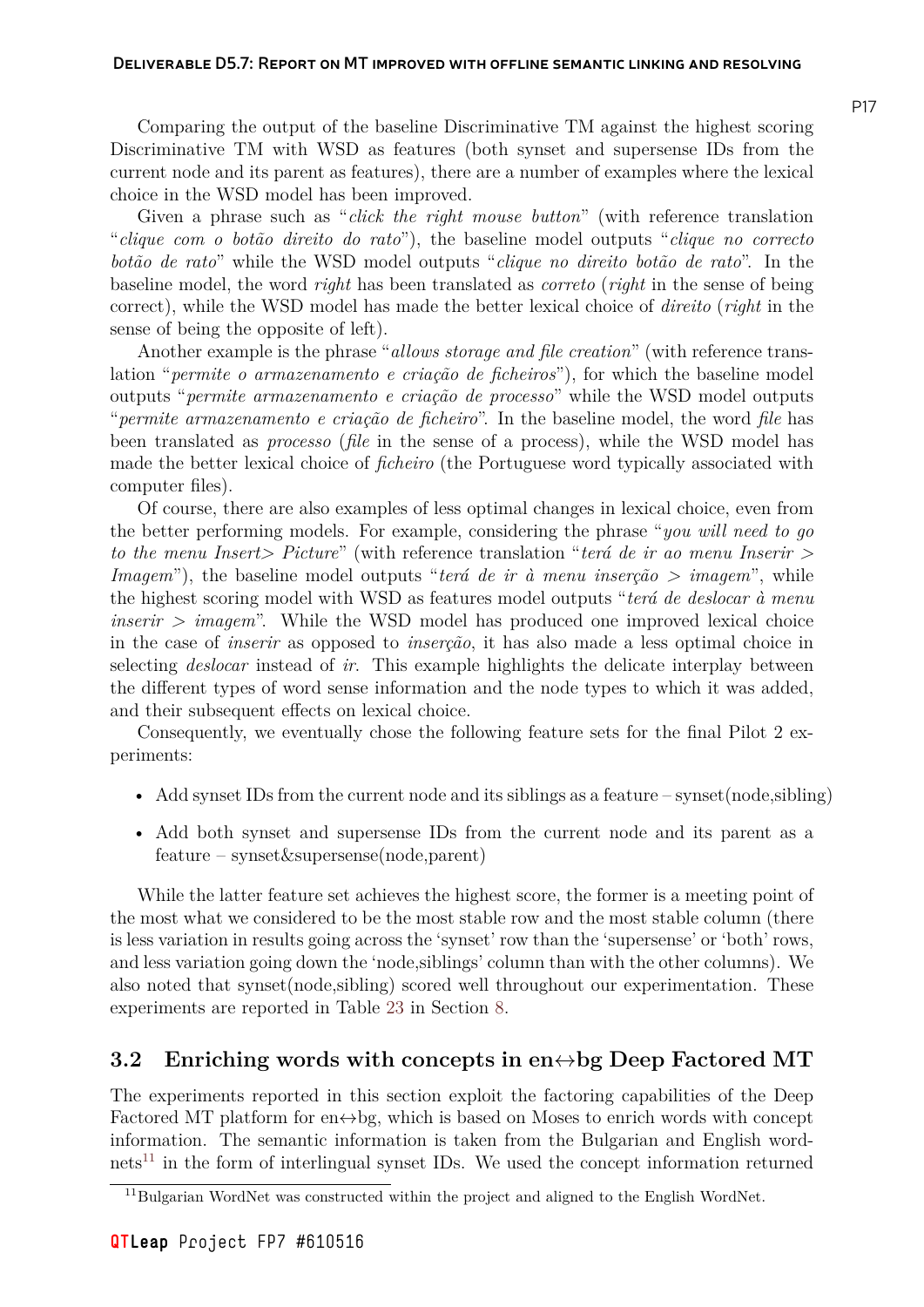Comparing the output of the baseline Discriminative TM against the highest scoring Discriminative TM with WSD as features (both synset and supersense IDs from the current node and its parent as features), there are a number of examples where the lexical choice in the WSD model has been improved.

Given a phrase such as "*click the right mouse button*" (with reference translation "*clique com o botão direito do rato*"), the baseline model outputs "*clique no correcto botão de rato*" while the WSD model outputs "*clique no direito botão de rato*". In the baseline model, the word *right* has been translated as *correto* (*right* in the sense of being correct), while the WSD model has made the better lexical choice of *direito* (*right* in the sense of being the opposite of left).

Another example is the phrase "*allows storage and file creation*" (with reference translation "*permite o armazenamento e criação de ficheiros*"), for which the baseline model outputs "*permite armazenamento e criação de processo*" while the WSD model outputs "*permite armazenamento e criação de ficheiro*". In the baseline model, the word *file* has been translated as *processo* (*file* in the sense of a process), while the WSD model has made the better lexical choice of *ficheiro* (the Portuguese word typically associated with computer files).

Of course, there are also examples of less optimal changes in lexical choice, even from the better performing models. For example, considering the phrase "*you will need to go to the menu Insert> Picture*" (with reference translation "*terá de ir ao menu Inserir > Imagem*"), the baseline model outputs "*terá de ir à menu inserção > imagem*", while the highest scoring model with WSD as features model outputs "*terá de deslocar à menu inserir > imagem*". While the WSD model has produced one improved lexical choice in the case of *inserir* as opposed to *inserção*, it has also made a less optimal choice in selecting *deslocar* instead of *ir*. This example highlights the delicate interplay between the different types of word sense information and the node types to which it was added, and their subsequent effects on lexical choice.

Consequently, we eventually chose the following feature sets for the final Pilot 2 experiments:

- Add synset IDs from the current node and its siblings as a feature – synset(node,sibling)
- Add both synset and supersense IDs from the current node and its parent as a feature – synset&supersense(node,parent)

While the latter feature set achieves the highest score, the former is a meeting point of the most what we considered to be the most stable row and the most stable column (there is less variation in results going across the 'synset' row than the 'supersense' or 'both' rows, and less variation going down the 'node,siblings' column than with the other columns). We also noted that synset(node,sibling) scored well throughout our experimentation. These experiments are reported in Table 23 in Section 8.

### 3.2 Enriching words with concepts in en↔bg Deep Factored MT

The experiments reported in this section exploit the factoring capabilities of the Deep Factored MT platform for en↔bg, which is based on Moses to enrich words with concept information. The semantic information is taken from the Bulgarian and English wordnets[11] in the form of interlingual synset IDs. We used the concept information returned

[11] Bulgarian WordNet was constructed within the project and aligned to the English WordNet.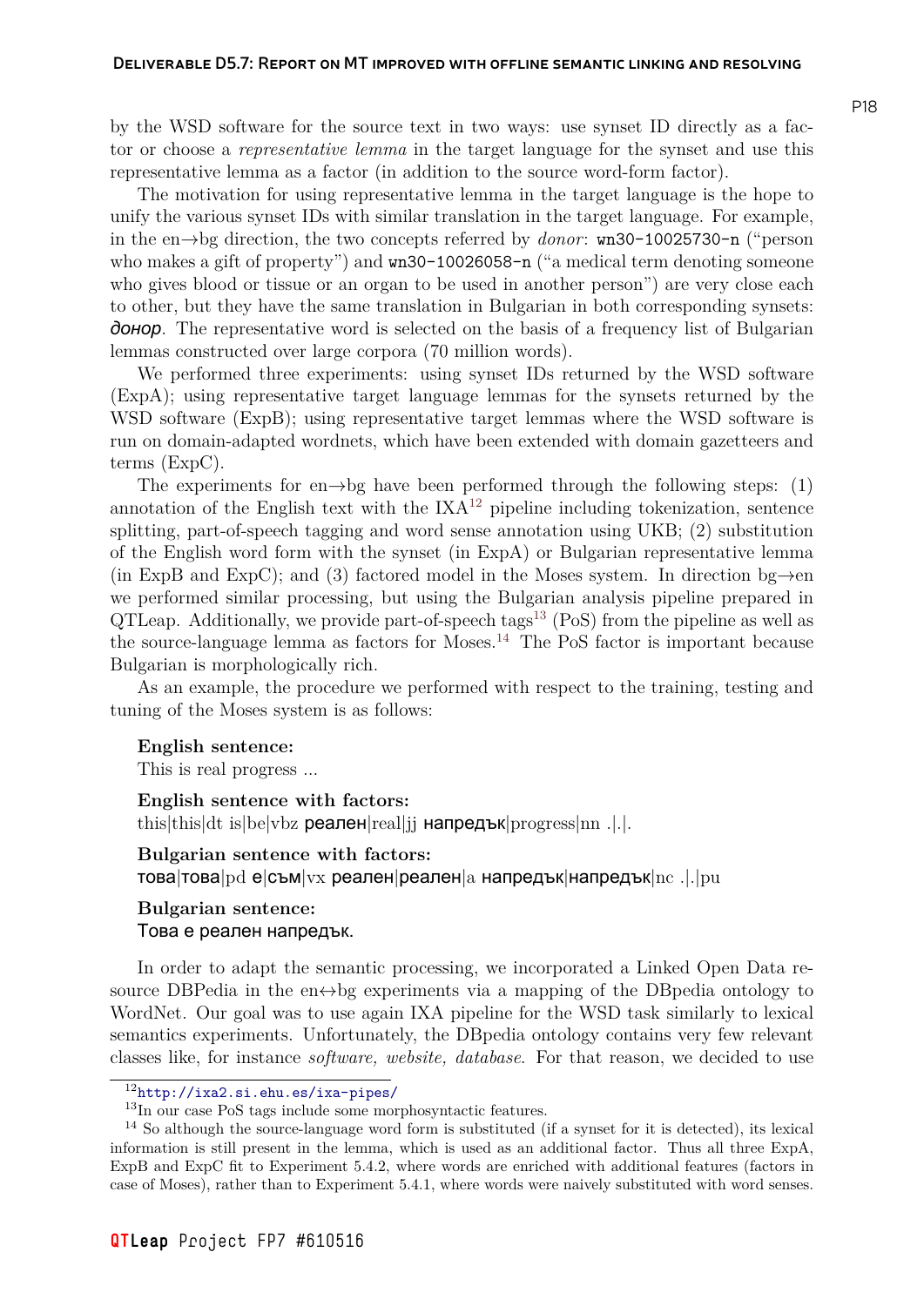by the WSD software for the source text in two ways: use synset ID directly as a factor or choose a *representative lemma* in the target language for the synset and use this representative lemma as a factor (in addition to the source word-form factor).

The motivation for using representative lemma in the target language is the hope to unify the various synset IDs with similar translation in the target language. For example, in the en→bg direction, the two concepts referred by *donor*: `wn30-10025730-n` ("person who makes a gift of property") and `wn30-10026058-n` ("a medical term denoting someone who gives blood or tissue or an organ to be used in another person") are very close each to other, but they have the same translation in Bulgarian in both corresponding synsets: *донор*. The representative word is selected on the basis of a frequency list of Bulgarian lemmas constructed over large corpora (70 million words).

We performed three experiments: using synset IDs returned by the WSD software (ExpA); using representative target language lemmas for the synsets returned by the WSD software (ExpB); using representative target lemmas where the WSD software is run on domain-adapted wordnets, which have been extended with domain gazetteers and terms (ExpC).

The experiments for en→bg have been performed through the following steps: (1) annotation of the English text with the IXA[12] pipeline including tokenization, sentence splitting, part-of-speech tagging and word sense annotation using UKB; (2) substitution of the English word form with the synset (in ExpA) or Bulgarian representative lemma (in ExpB and ExpC); and (3) factored model in the Moses system. In direction bg→en we performed similar processing, but using the Bulgarian analysis pipeline prepared in QTLeap. Additionally, we provide part-of-speech tags[13] (PoS) from the pipeline as well as the source-language lemma as factors for Moses.[14] The PoS factor is important because Bulgarian is morphologically rich.

As an example, the procedure we performed with respect to the training, testing and tuning of the Moses system is as follows:

**English sentence:**
This is real progress ...

**English sentence with factors:**
this|this|dt is|be|vbz реален|real|jj напредък|progress|nn .|.|.

**Bulgarian sentence with factors:**
това|това|pd е|съм|vx реален|реален|a напредък|напредък|nc .|.|pu

**Bulgarian sentence:**
Това е реален напредък.

In order to adapt the semantic processing, we incorporated a Linked Open Data resource DBPedia in the en↔bg experiments via a mapping of the DBpedia ontology to WordNet. Our goal was to use again IXA pipeline for the WSD task similarly to lexical semantics experiments. Unfortunately, the DBpedia ontology contains very few relevant classes like, for instance *software, website, database*. For that reason, we decided to use

---

[12] http://ixa2.si.ehu.es/ixa-pipes/

[13] In our case PoS tags include some morphosyntactic features.

[14] So although the source-language word form is substituted (if a synset for it is detected), its lexical information is still present in the lemma, which is used as an additional factor. Thus all three ExpA, ExpB and ExpC fit to Experiment 5.4.2, where words are enriched with additional features (factors in case of Moses), rather than to Experiment 5.4.1, where words were naively substituted with word senses.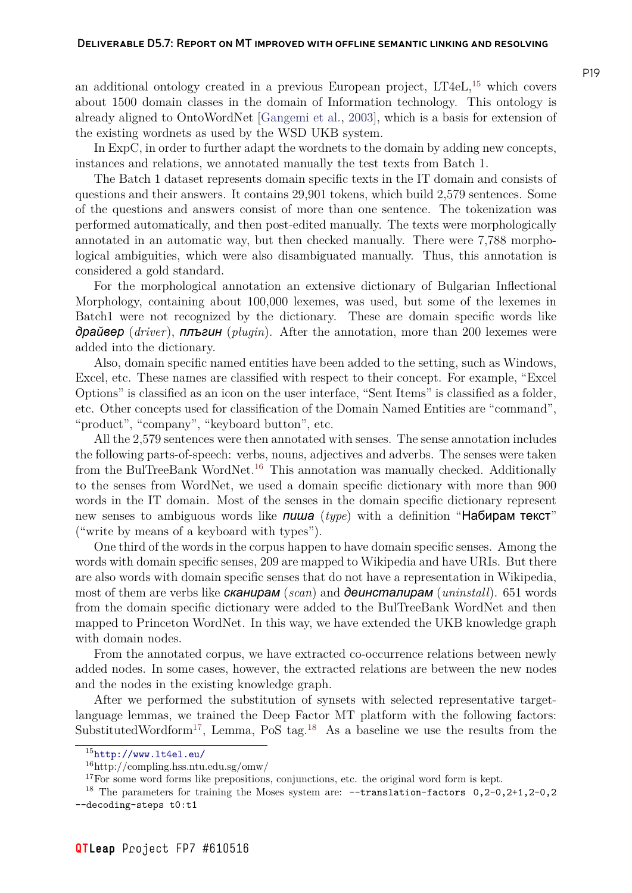an additional ontology created in a previous European project, LT4eL,[15] which covers about 1500 domain classes in the domain of Information technology. This ontology is already aligned to OntoWordNet [Gangemi et al., 2003], which is a basis for extension of the existing wordnets as used by the WSD UKB system.

In ExpC, in order to further adapt the wordnets to the domain by adding new concepts, instances and relations, we annotated manually the test texts from Batch 1.

The Batch 1 dataset represents domain specific texts in the IT domain and consists of questions and their answers. It contains 29,901 tokens, which build 2,579 sentences. Some of the questions and answers consist of more than one sentence. The tokenization was performed automatically, and then post-edited manually. The texts were morphologically annotated in an automatic way, but then checked manually. There were 7,788 morphological ambiguities, which were also disambiguated manually. Thus, this annotation is considered a gold standard.

For the morphological annotation an extensive dictionary of Bulgarian Inflectional Morphology, containing about 100,000 lexemes, was used, but some of the lexemes in Batch1 were not recognized by the dictionary. These are domain specific words like ***драйвер*** (*driver*), ***плъгин*** (*plugin*). After the annotation, more than 200 lexemes were added into the dictionary.

Also, domain specific named entities have been added to the setting, such as Windows, Excel, etc. These names are classified with respect to their concept. For example, "Excel Options" is classified as an icon on the user interface, "Sent Items" is classified as a folder, etc. Other concepts used for classification of the Domain Named Entities are "command", "product", "company", "keyboard button", etc.

All the 2,579 sentences were then annotated with senses. The sense annotation includes the following parts-of-speech: verbs, nouns, adjectives and adverbs. The senses were taken from the BulTreeBank WordNet.[16] This annotation was manually checked. Additionally to the senses from WordNet, we used a domain specific dictionary with more than 900 words in the IT domain. Most of the senses in the domain specific dictionary represent new senses to ambiguous words like ***пиша*** (*type*) with a definition "Набирам текст" ("write by means of a keyboard with types").

One third of the words in the corpus happen to have domain specific senses. Among the words with domain specific senses, 209 are mapped to Wikipedia and have URIs. But there are also words with domain specific senses that do not have a representation in Wikipedia, most of them are verbs like ***сканирам*** (*scan*) and ***деинсталирам*** (*uninstall*). 651 words from the domain specific dictionary were added to the BulTreeBank WordNet and then mapped to Princeton WordNet. In this way, we have extended the UKB knowledge graph with domain nodes.

From the annotated corpus, we have extracted co-occurrence relations between newly added nodes. In some cases, however, the extracted relations are between the new nodes and the nodes in the existing knowledge graph.

After we performed the substitution of synsets with selected representative target-language lemmas, we trained the Deep Factor MT platform with the following factors: SubstitutedWordform[17], Lemma, PoS tag.[18] As a baseline we use the results from the

---

[15] http://www.lt4el.eu/

[16] http://compling.hss.ntu.edu.sg/omw/

[17] For some word forms like prepositions, conjunctions, etc. the original word form is kept.

[18] The parameters for training the Moses system are: `--translation-factors 0,2-0,2+1,2-0,2 --decoding-steps t0:t1`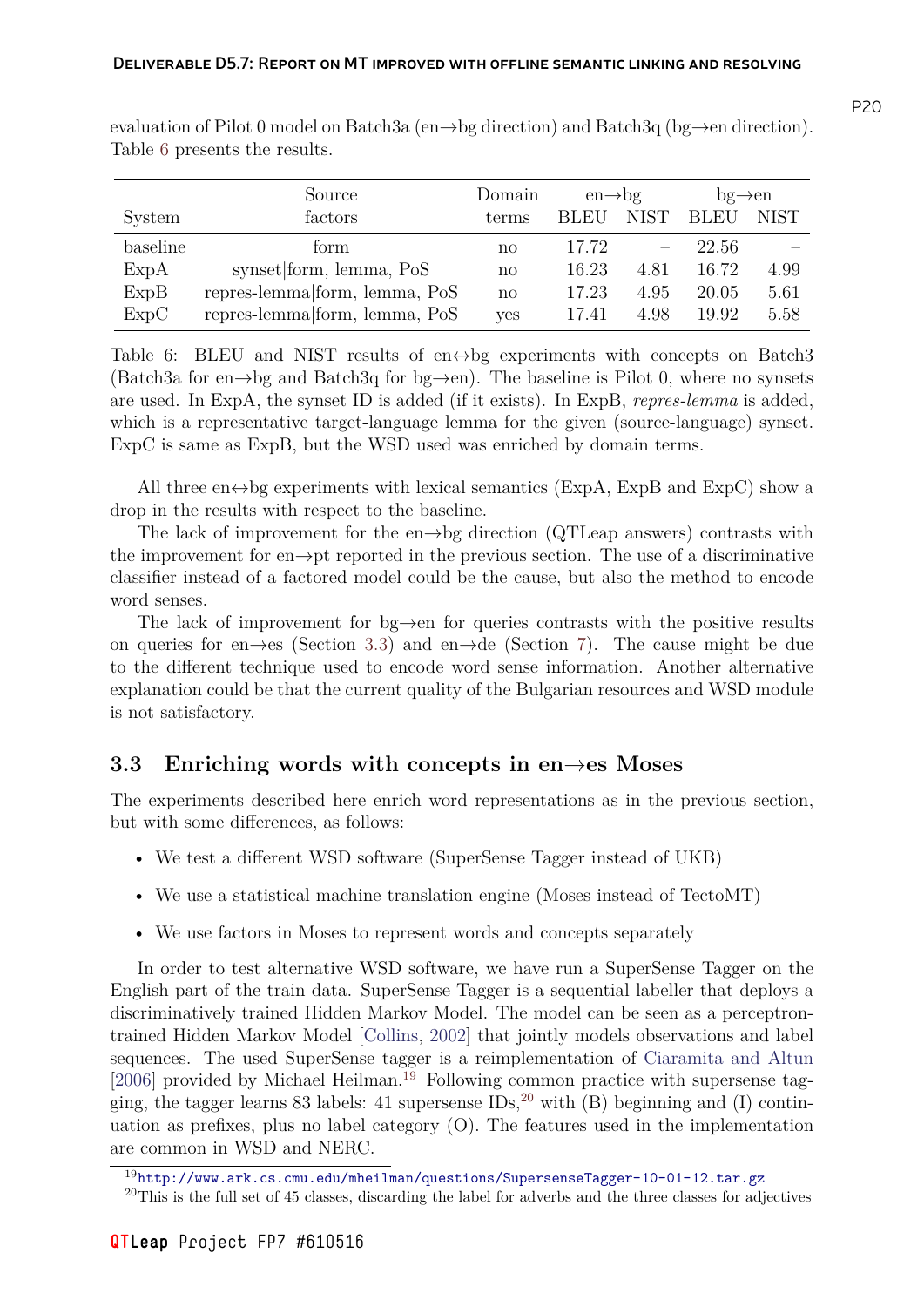evaluation of Pilot 0 model on Batch3a (en→bg direction) and Batch3q (bg→en direction). Table 6 presents the results.

| System | Source factors | Domain terms | en→bg BLEU | en→bg NIST | bg→en BLEU | bg→en NIST |
|---|---|---|---|---|---|---|
| baseline | form | no | 17.72 | – | 22.56 | – |
| ExpA | synset\|form, lemma, PoS | no | 16.23 | 4.81 | 16.72 | 4.99 |
| ExpB | repres-lemma\|form, lemma, PoS | no | 17.23 | 4.95 | 20.05 | 5.61 |
| ExpC | repres-lemma\|form, lemma, PoS | yes | 17.41 | 4.98 | 19.92 | 5.58 |

Table 6: BLEU and NIST results of en↔bg experiments with concepts on Batch3 (Batch3a for en→bg and Batch3q for bg→en). The baseline is Pilot 0, where no synsets are used. In ExpA, the synset ID is added (if it exists). In ExpB, *repres-lemma* is added, which is a representative target-language lemma for the given (source-language) synset. ExpC is same as ExpB, but the WSD used was enriched by domain terms.

All three en↔bg experiments with lexical semantics (ExpA, ExpB and ExpC) show a drop in the results with respect to the baseline.

The lack of improvement for the en→bg direction (QTLeap answers) contrasts with the improvement for en→pt reported in the previous section. The use of a discriminative classifier instead of a factored model could be the cause, but also the method to encode word senses.

The lack of improvement for bg→en for queries contrasts with the positive results on queries for en→es (Section 3.3) and en→de (Section 7). The cause might be due to the different technique used to encode word sense information. Another alternative explanation could be that the current quality of the Bulgarian resources and WSD module is not satisfactory.

### 3.3 Enriching words with concepts in en→es Moses

The experiments described here enrich word representations as in the previous section, but with some differences, as follows:

- We test a different WSD software (SuperSense Tagger instead of UKB)
- We use a statistical machine translation engine (Moses instead of TectoMT)
- We use factors in Moses to represent words and concepts separately

In order to test alternative WSD software, we have run a SuperSense Tagger on the English part of the train data. SuperSense Tagger is a sequential labeller that deploys a discriminatively trained Hidden Markov Model. The model can be seen as a perceptron-trained Hidden Markov Model [Collins, 2002] that jointly models observations and label sequences. The used SuperSense tagger is a reimplementation of Ciaramita and Altun [2006] provided by Michael Heilman.[19] Following common practice with supersense tagging, the tagger learns 83 labels: 41 supersense IDs,[20] with (B) beginning and (I) continuation as prefixes, plus no label category (O). The features used in the implementation are common in WSD and NERC.

[19] http://www.ark.cs.cmu.edu/mheilman/questions/SupersenseTagger-10-01-12.tar.gz

[20] This is the full set of 45 classes, discarding the label for adverbs and the three classes for adjectives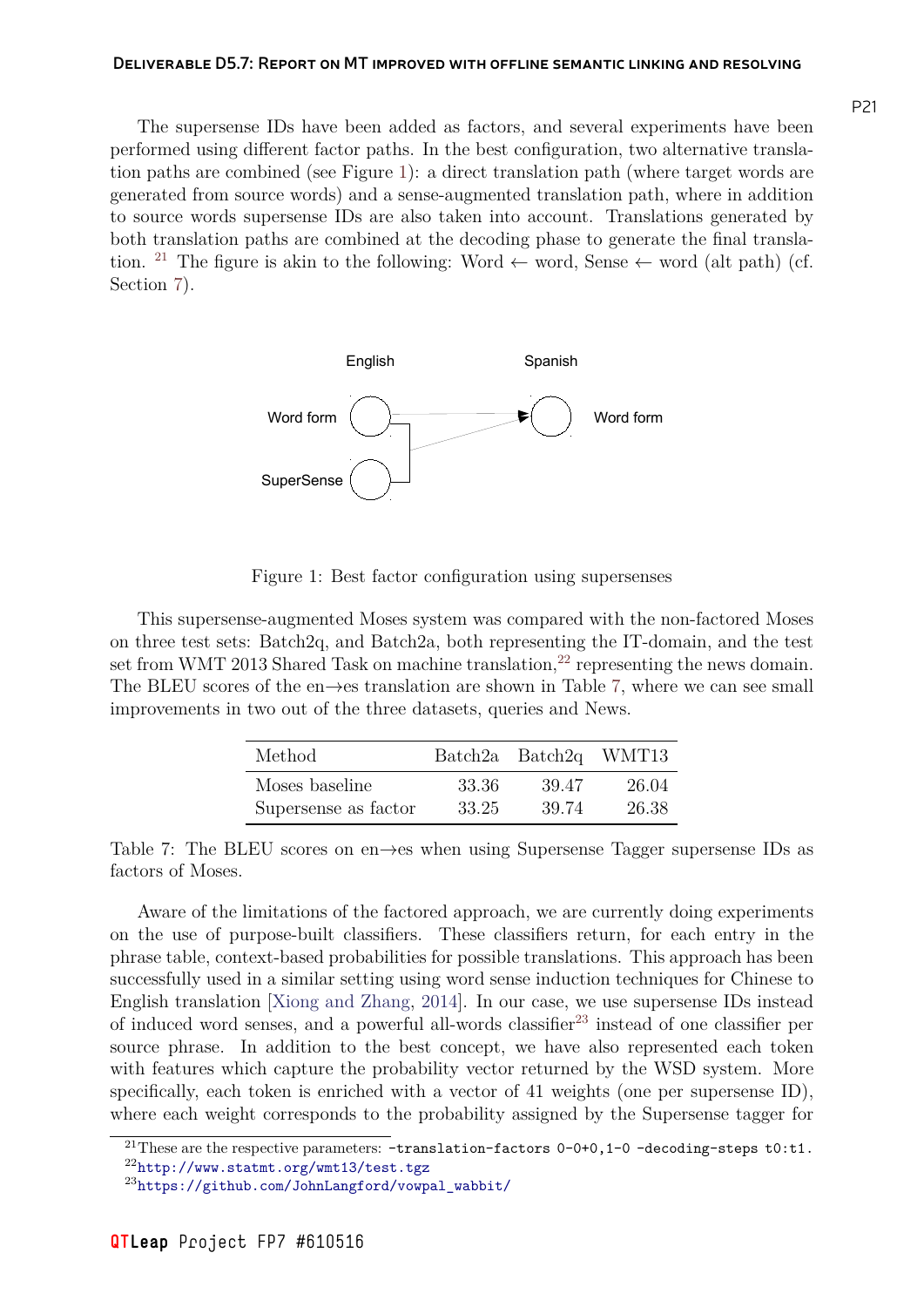The supersense IDs have been added as factors, and several experiments have been performed using different factor paths. In the best configuration, two alternative translation paths are combined (see Figure 1): a direct translation path (where target words are generated from source words) and a sense-augmented translation path, where in addition to source words supersense IDs are also taken into account. Translations generated by both translation paths are combined at the decoding phase to generate the final translation. [21] The figure is akin to the following: Word ← word, Sense ← word (alt path) (cf. Section 7).

Figure 1: Best factor configuration using supersenses

This supersense-augmented Moses system was compared with the non-factored Moses on three test sets: Batch2q, and Batch2a, both representing the IT-domain, and the test set from WMT 2013 Shared Task on machine translation,[22] representing the news domain. The BLEU scores of the en→es translation are shown in Table 7, where we can see small improvements in two out of the three datasets, queries and News.

| Method | Batch2a | Batch2q | WMT13 |
|---|---|---|---|
| Moses baseline | 33.36 | 39.47 | 26.04 |
| Supersense as factor | 33.25 | 39.74 | 26.38 |

Table 7: The BLEU scores on en→es when using Supersense Tagger supersense IDs as factors of Moses.

Aware of the limitations of the factored approach, we are currently doing experiments on the use of purpose-built classifiers. These classifiers return, for each entry in the phrase table, context-based probabilities for possible translations. This approach has been successfully used in a similar setting using word sense induction techniques for Chinese to English translation [Xiong and Zhang, 2014]. In our case, we use supersense IDs instead of induced word senses, and a powerful all-words classifier[23] instead of one classifier per source phrase. In addition to the best concept, we have also represented each token with features which capture the probability vector returned by the WSD system. More specifically, each token is enriched with a vector of 41 weights (one per supersense ID), where each weight corresponds to the probability assigned by the Supersense tagger for

---

[21] These are the respective parameters: `-translation-factors 0-0+0,1-0 -decoding-steps t0:t1`.

[22] http://www.statmt.org/wmt13/test.tgz

[23] https://github.com/JohnLangford/vowpal_wabbit/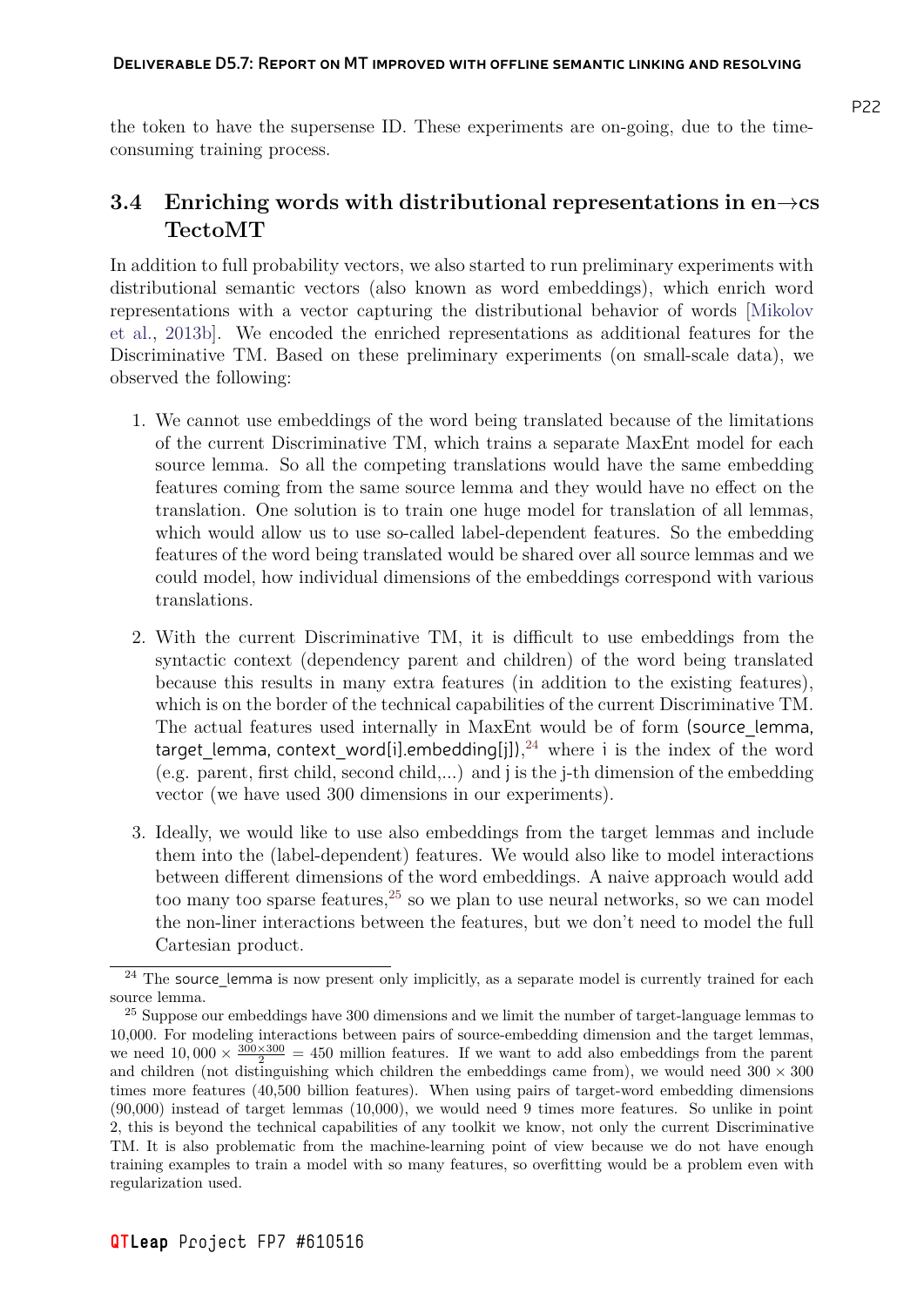the token to have the supersense ID. These experiments are on-going, due to the time-consuming training process.

### 3.4 Enriching words with distributional representations in en→cs TectoMT

In addition to full probability vectors, we also started to run preliminary experiments with distributional semantic vectors (also known as word embeddings), which enrich word representations with a vector capturing the distributional behavior of words [Mikolov et al., 2013b]. We encoded the enriched representations as additional features for the Discriminative TM. Based on these preliminary experiments (on small-scale data), we observed the following:

1. We cannot use embeddings of the word being translated because of the limitations of the current Discriminative TM, which trains a separate MaxEnt model for each source lemma. So all the competing translations would have the same embedding features coming from the same source lemma and they would have no effect on the translation. One solution is to train one huge model for translation of all lemmas, which would allow us to use so-called label-dependent features. So the embedding features of the word being translated would be shared over all source lemmas and we could model, how individual dimensions of the embeddings correspond with various translations.

2. With the current Discriminative TM, it is difficult to use embeddings from the syntactic context (dependency parent and children) of the word being translated because this results in many extra features (in addition to the existing features), which is on the border of the technical capabilities of the current Discriminative TM. The actual features used internally in MaxEnt would be of form (source_lemma, target_lemma, context_word[i].embedding[j]),[24] where i is the index of the word (e.g. parent, first child, second child,...) and j is the j-th dimension of the embedding vector (we have used 300 dimensions in our experiments).

3. Ideally, we would like to use also embeddings from the target lemmas and include them into the (label-dependent) features. We would also like to model interactions between different dimensions of the word embeddings. A naive approach would add too many too sparse features,[25] so we plan to use neural networks, so we can model the non-liner interactions between the features, but we don't need to model the full Cartesian product.

---

[24] The source_lemma is now present only implicitly, as a separate model is currently trained for each source lemma.

[25] Suppose our embeddings have 300 dimensions and we limit the number of target-language lemmas to 10,000. For modeling interactions between pairs of source-embedding dimension and the target lemmas, we need $10,000 \times \frac{300 \times 300}{2} = 450$ million features. If we want to add also embeddings from the parent and children (not distinguishing which children the embeddings came from), we would need $300 \times 300$ times more features (40,500 billion features). When using pairs of target-word embedding dimensions (90,000) instead of target lemmas (10,000), we would need 9 times more features. So unlike in point 2, this is beyond the technical capabilities of any toolkit we know, not only the current Discriminative TM. It is also problematic from the machine-learning point of view because we do not have enough training examples to train a model with so many features, so overfitting would be a problem even with regularization used.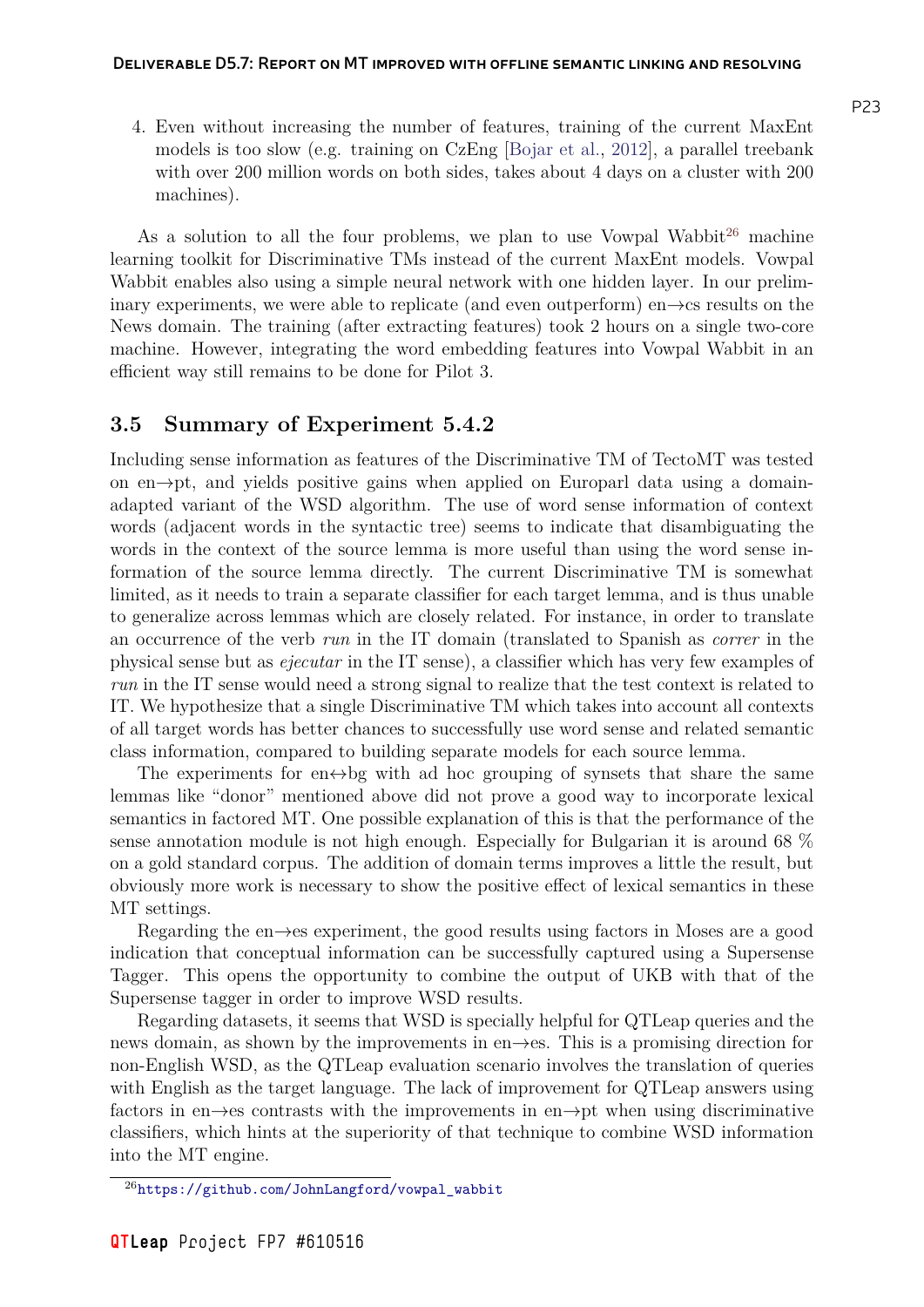4. Even without increasing the number of features, training of the current MaxEnt models is too slow (e.g. training on CzEng [Bojar et al., 2012], a parallel treebank with over 200 million words on both sides, takes about 4 days on a cluster with 200 machines).

As a solution to all the four problems, we plan to use Vowpal Wabbit[26] machine learning toolkit for Discriminative TMs instead of the current MaxEnt models. Vowpal Wabbit enables also using a simple neural network with one hidden layer. In our preliminary experiments, we were able to replicate (and even outperform) en→cs results on the News domain. The training (after extracting features) took 2 hours on a single two-core machine. However, integrating the word embedding features into Vowpal Wabbit in an efficient way still remains to be done for Pilot 3.

## 3.5 Summary of Experiment 5.4.2

Including sense information as features of the Discriminative TM of TectoMT was tested on en→pt, and yields positive gains when applied on Europarl data using a domain-adapted variant of the WSD algorithm. The use of word sense information of context words (adjacent words in the syntactic tree) seems to indicate that disambiguating the words in the context of the source lemma is more useful than using the word sense information of the source lemma directly. The current Discriminative TM is somewhat limited, as it needs to train a separate classifier for each target lemma, and is thus unable to generalize across lemmas which are closely related. For instance, in order to translate an occurrence of the verb *run* in the IT domain (translated to Spanish as *correr* in the physical sense but as *ejecutar* in the IT sense), a classifier which has very few examples of *run* in the IT sense would need a strong signal to realize that the test context is related to IT. We hypothesize that a single Discriminative TM which takes into account all contexts of all target words has better chances to successfully use word sense and related semantic class information, compared to building separate models for each source lemma.

The experiments for en↔bg with ad hoc grouping of synsets that share the same lemmas like "donor" mentioned above did not prove a good way to incorporate lexical semantics in factored MT. One possible explanation of this is that the performance of the sense annotation module is not high enough. Especially for Bulgarian it is around 68 % on a gold standard corpus. The addition of domain terms improves a little the result, but obviously more work is necessary to show the positive effect of lexical semantics in these MT settings.

Regarding the en→es experiment, the good results using factors in Moses are a good indication that conceptual information can be successfully captured using a Supersense Tagger. This opens the opportunity to combine the output of UKB with that of the Supersense tagger in order to improve WSD results.

Regarding datasets, it seems that WSD is specially helpful for QTLeap queries and the news domain, as shown by the improvements in en→es. This is a promising direction for non-English WSD, as the QTLeap evaluation scenario involves the translation of queries with English as the target language. The lack of improvement for QTLeap answers using factors in en→es contrasts with the improvements in en→pt when using discriminative classifiers, which hints at the superiority of that technique to combine WSD information into the MT engine.

[26] https://github.com/JohnLangford/vowpal_wabbit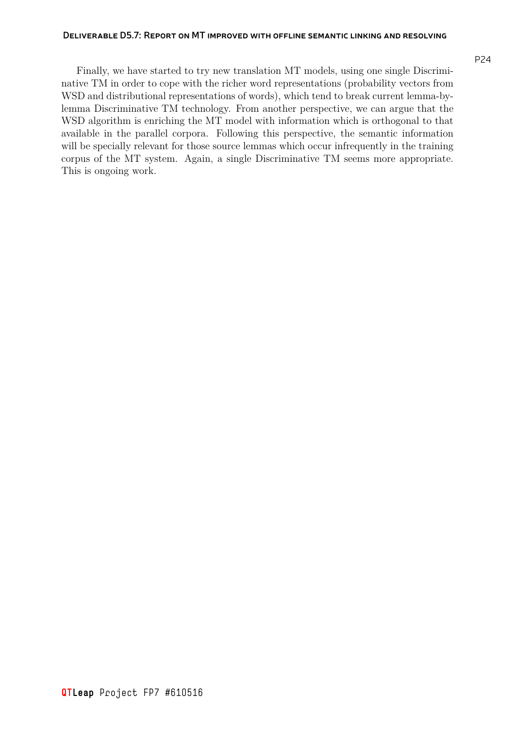Finally, we have started to try new translation MT models, using one single Discriminative TM in order to cope with the richer word representations (probability vectors from WSD and distributional representations of words), which tend to break current lemma-by-lemma Discriminative TM technology. From another perspective, we can argue that the WSD algorithm is enriching the MT model with information which is orthogonal to that available in the parallel corpora. Following this perspective, the semantic information will be specially relevant for those source lemmas which occur infrequently in the training corpus of the MT system. Again, a single Discriminative TM seems more appropriate. This is ongoing work.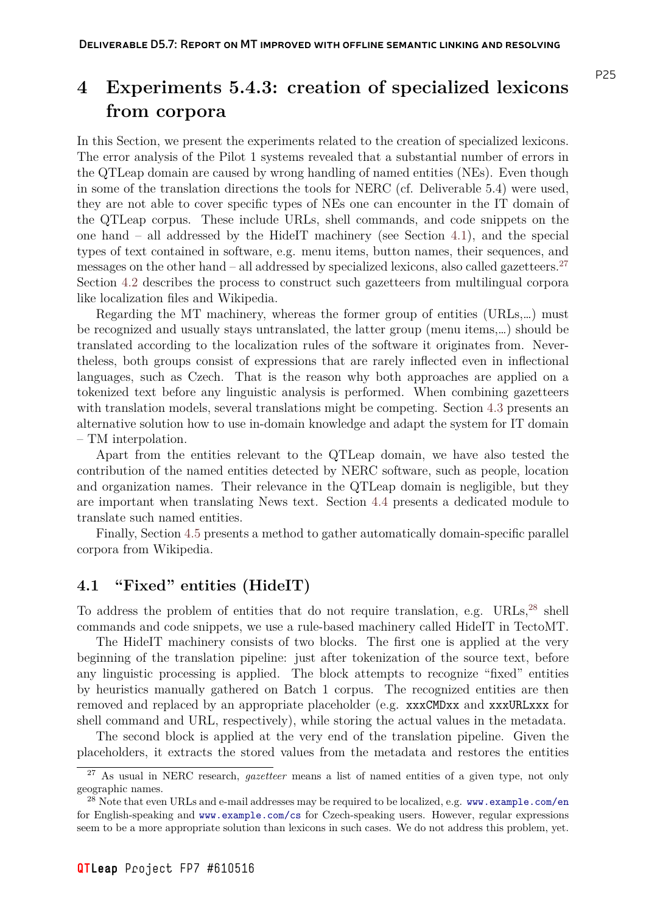# 4 Experiments 5.4.3: creation of specialized lexicons from corpora

In this Section, we present the experiments related to the creation of specialized lexicons. The error analysis of the Pilot 1 systems revealed that a substantial number of errors in the QTLeap domain are caused by wrong handling of named entities (NEs). Even though in some of the translation directions the tools for NERC (cf. Deliverable 5.4) were used, they are not able to cover specific types of NEs one can encounter in the IT domain of the QTLeap corpus. These include URLs, shell commands, and code snippets on the one hand – all addressed by the HideIT machinery (see Section 4.1), and the special types of text contained in software, e.g. menu items, button names, their sequences, and messages on the other hand – all addressed by specialized lexicons, also called gazetteers.[27] Section 4.2 describes the process to construct such gazetteers from multilingual corpora like localization files and Wikipedia.

Regarding the MT machinery, whereas the former group of entities (URLs,…) must be recognized and usually stays untranslated, the latter group (menu items,…) should be translated according to the localization rules of the software it originates from. Nevertheless, both groups consist of expressions that are rarely inflected even in inflectional languages, such as Czech. That is the reason why both approaches are applied on a tokenized text before any linguistic analysis is performed. When combining gazetteers with translation models, several translations might be competing. Section 4.3 presents an alternative solution how to use in-domain knowledge and adapt the system for IT domain – TM interpolation.

Apart from the entities relevant to the QTLeap domain, we have also tested the contribution of the named entities detected by NERC software, such as people, location and organization names. Their relevance in the QTLeap domain is negligible, but they are important when translating News text. Section 4.4 presents a dedicated module to translate such named entities.

Finally, Section 4.5 presents a method to gather automatically domain-specific parallel corpora from Wikipedia.

## 4.1 "Fixed" entities (HideIT)

To address the problem of entities that do not require translation, e.g. URLs,[28] shell commands and code snippets, we use a rule-based machinery called HideIT in TectoMT.

The HideIT machinery consists of two blocks. The first one is applied at the very beginning of the translation pipeline: just after tokenization of the source text, before any linguistic processing is applied. The block attempts to recognize "fixed" entities by heuristics manually gathered on Batch 1 corpus. The recognized entities are then removed and replaced by an appropriate placeholder (e.g. `xxxCMDxx` and `xxxURLxxx` for shell command and URL, respectively), while storing the actual values in the metadata.

The second block is applied at the very end of the translation pipeline. Given the placeholders, it extracts the stored values from the metadata and restores the entities

[27] As usual in NERC research, *gazetteer* means a list of named entities of a given type, not only geographic names.

[28] Note that even URLs and e-mail addresses may be required to be localized, e.g. www.example.com/en for English-speaking and www.example.com/cs for Czech-speaking users. However, regular expressions seem to be a more appropriate solution than lexicons in such cases. We do not address this problem, yet.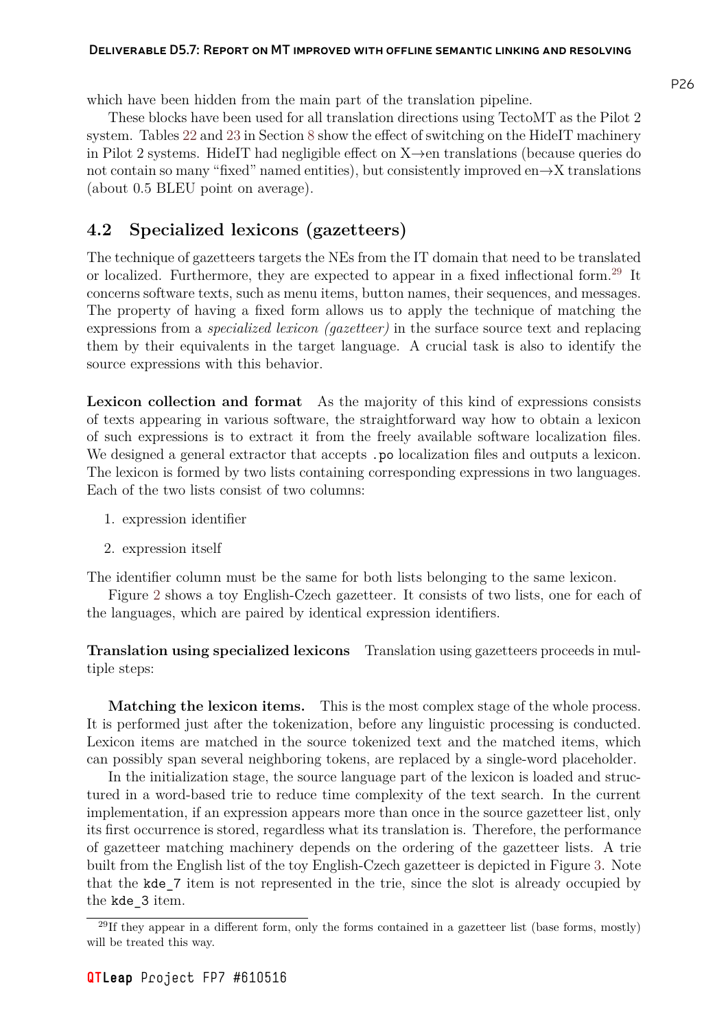which have been hidden from the main part of the translation pipeline.

These blocks have been used for all translation directions using TectoMT as the Pilot 2 system. Tables 22 and 23 in Section 8 show the effect of switching on the HideIT machinery in Pilot 2 systems. HideIT had negligible effect on X→en translations (because queries do not contain so many "fixed" named entities), but consistently improved en→X translations (about 0.5 BLEU point on average).

## 4.2 Specialized lexicons (gazetteers)

The technique of gazetteers targets the NEs from the IT domain that need to be translated or localized. Furthermore, they are expected to appear in a fixed inflectional form.[29] It concerns software texts, such as menu items, button names, their sequences, and messages. The property of having a fixed form allows us to apply the technique of matching the expressions from a *specialized lexicon (gazetteer)* in the surface source text and replacing them by their equivalents in the target language. A crucial task is also to identify the source expressions with this behavior.

**Lexicon collection and format** As the majority of this kind of expressions consists of texts appearing in various software, the straightforward way how to obtain a lexicon of such expressions is to extract it from the freely available software localization files. We designed a general extractor that accepts `.po` localization files and outputs a lexicon. The lexicon is formed by two lists containing corresponding expressions in two languages. Each of the two lists consist of two columns:

1. expression identifier
2. expression itself

The identifier column must be the same for both lists belonging to the same lexicon.

Figure 2 shows a toy English-Czech gazetteer. It consists of two lists, one for each of the languages, which are paired by identical expression identifiers.

**Translation using specialized lexicons** Translation using gazetteers proceeds in multiple steps:

**Matching the lexicon items.** This is the most complex stage of the whole process. It is performed just after the tokenization, before any linguistic processing is conducted. Lexicon items are matched in the source tokenized text and the matched items, which can possibly span several neighboring tokens, are replaced by a single-word placeholder.

In the initialization stage, the source language part of the lexicon is loaded and structured in a word-based trie to reduce time complexity of the text search. In the current implementation, if an expression appears more than once in the source gazetteer list, only its first occurrence is stored, regardless what its translation is. Therefore, the performance of gazetteer matching machinery depends on the ordering of the gazetteer lists. A trie built from the English list of the toy English-Czech gazetteer is depicted in Figure 3. Note that the `kde_7` item is not represented in the trie, since the slot is already occupied by the `kde_3` item.

[29] If they appear in a different form, only the forms contained in a gazetteer list (base forms, mostly) will be treated this way.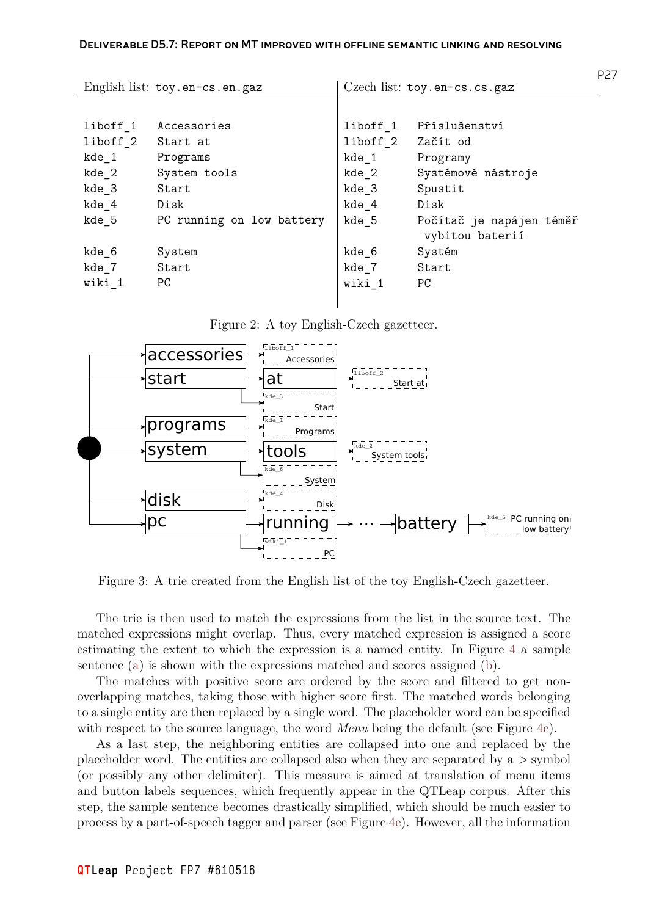| English list: toy.en-cs.en.gaz | | Czech list: toy.en-cs.cs.gaz | |
|---|---|---|---|
| liboff_1 | Accessories | liboff_1 | Příslušenství |
| liboff_2 | Start at | liboff_2 | Začít od |
| kde_1 | Programs | kde_1 | Programy |
| kde_2 | System tools | kde_2 | Systémové nástroje |
| kde_3 | Start | kde_3 | Spustit |
| kde_4 | Disk | kde_4 | Disk |
| kde_5 | PC running on low battery | kde_5 | Počítač je napájen téměř vybitou baterií |
| kde_6 | System | kde_6 | Systém |
| kde_7 | Start | kde_7 | Start |
| wiki_1 | PC | wiki_1 | PC |

Figure 2: A toy English-Czech gazetteer.

Figure 3: A trie created from the English list of the toy English-Czech gazetteer.

The trie is then used to match the expressions from the list in the source text. The matched expressions might overlap. Thus, every matched expression is assigned a score estimating the extent to which the expression is a named entity. In Figure 4 a sample sentence (a) is shown with the expressions matched and scores assigned (b).

The matches with positive score are ordered by the score and filtered to get non-overlapping matches, taking those with higher score first. The matched words belonging to a single entity are then replaced by a single word. The placeholder word can be specified with respect to the source language, the word *Menu* being the default (see Figure 4c).

As a last step, the neighboring entities are collapsed into one and replaced by the placeholder word. The entities are collapsed also when they are separated by a > symbol (or possibly any other delimiter). This measure is aimed at translation of menu items and button labels sequences, which frequently appear in the QTLeap corpus. After this step, the sample sentence becomes drastically simplified, which should be much easier to process by a part-of-speech tagger and parser (see Figure 4e). However, all the information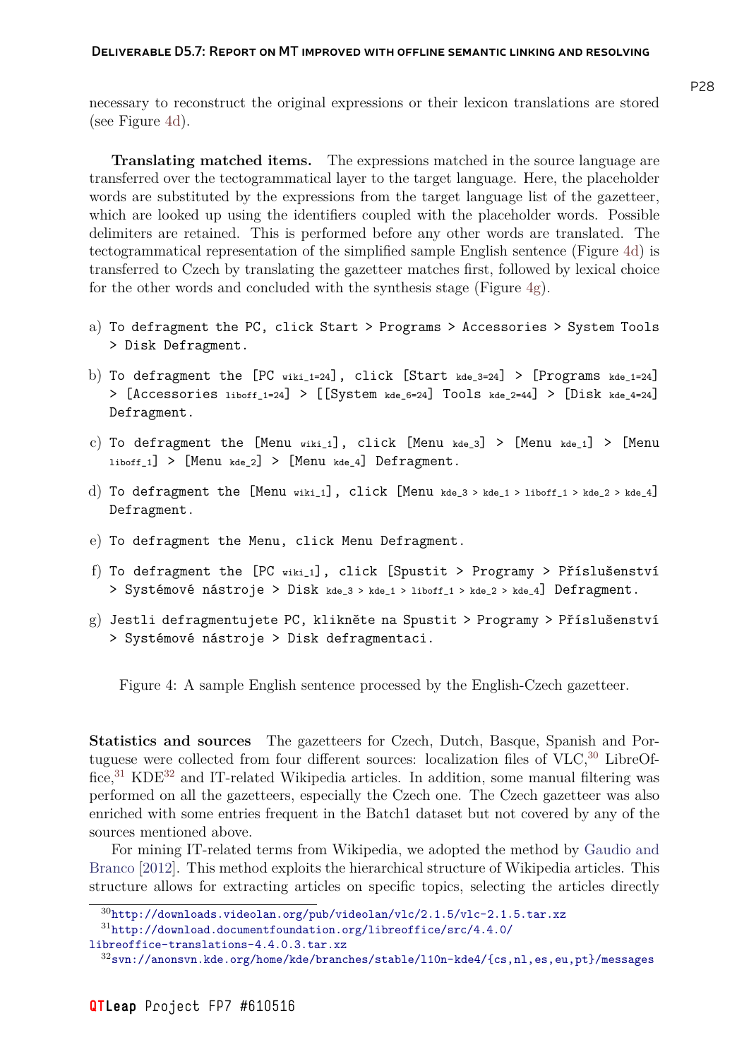necessary to reconstruct the original expressions or their lexicon translations are stored (see Figure 4d).

**Translating matched items.** The expressions matched in the source language are transferred over the tectogrammatical layer to the target language. Here, the placeholder words are substituted by the expressions from the target language list of the gazetteer, which are looked up using the identifiers coupled with the placeholder words. Possible delimiters are retained. This is performed before any other words are translated. The tectogrammatical representation of the simplified sample English sentence (Figure 4d) is transferred to Czech by translating the gazetteer matches first, followed by lexical choice for the other words and concluded with the synthesis stage (Figure 4g).

a) `To defragment the PC, click Start > Programs > Accessories > System Tools > Disk Defragment.`

b) `To defragment the [PC wiki_1=24], click [Start kde_3=24] > [Programs kde_1=24] > [Accessories liboff_1=24] > [[System kde_6=24] Tools kde_2=44] > [Disk kde_4=24] Defragment.`

c) `To defragment the [Menu wiki_1], click [Menu kde_3] > [Menu kde_1] > [Menu liboff_1] > [Menu kde_2] > [Menu kde_4] Defragment.`

d) `To defragment the [Menu wiki_1], click [Menu kde_3 > kde_1 > liboff_1 > kde_2 > kde_4] Defragment.`

e) `To defragment the Menu, click Menu Defragment.`

f) `To defragment the [PC wiki_1], click [Spustit > Programy > Příslušenství > Systémové nástroje > Disk kde_3 > kde_1 > liboff_1 > kde_2 > kde_4] Defragment.`

g) `Jestli defragmentujete PC, klikněte na Spustit > Programy > Příslušenství > Systémové nástroje > Disk defragmentaci.`

Figure 4: A sample English sentence processed by the English-Czech gazetteer.

**Statistics and sources** The gazetteers for Czech, Dutch, Basque, Spanish and Portuguese were collected from four different sources: localization files of VLC,[30] LibreOffice,[31] KDE[32] and IT-related Wikipedia articles. In addition, some manual filtering was performed on all the gazetteers, especially the Czech one. The Czech gazetteer was also enriched with some entries frequent in the Batch1 dataset but not covered by any of the sources mentioned above.

For mining IT-related terms from Wikipedia, we adopted the method by Gaudio and Branco [2012]. This method exploits the hierarchical structure of Wikipedia articles. This structure allows for extracting articles on specific topics, selecting the articles directly

[30] http://downloads.videolan.org/pub/videolan/vlc/2.1.5/vlc-2.1.5.tar.xz

[31] http://download.documentfoundation.org/libreoffice/src/4.4.0/libreoffice-translations-4.4.0.3.tar.xz

[32] svn://anonsvn.kde.org/home/kde/branches/stable/l10n-kde4/{cs,nl,es,eu,pt}/messages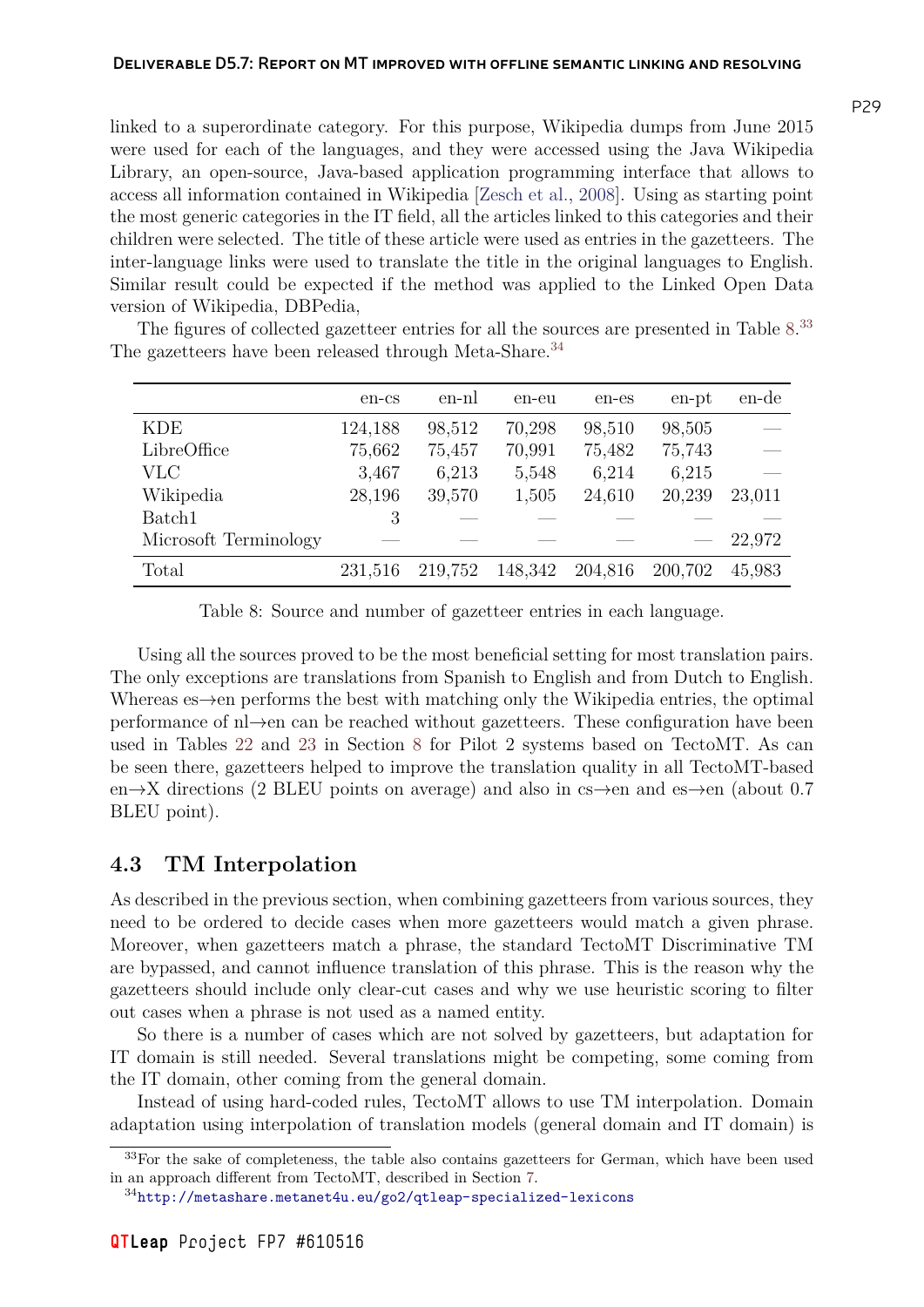linked to a superordinate category. For this purpose, Wikipedia dumps from June 2015 were used for each of the languages, and they were accessed using the Java Wikipedia Library, an open-source, Java-based application programming interface that allows to access all information contained in Wikipedia [Zesch et al., 2008]. Using as starting point the most generic categories in the IT field, all the articles linked to this categories and their children were selected. The title of these article were used as entries in the gazetteers. The inter-language links were used to translate the title in the original languages to English. Similar result could be expected if the method was applied to the Linked Open Data version of Wikipedia, DBPedia,

The figures of collected gazetteer entries for all the sources are presented in Table 8.[33] The gazetteers have been released through Meta-Share.[34]

| | en-cs | en-nl | en-eu | en-es | en-pt | en-de |
|---|---|---|---|---|---|---|
| KDE | 124,188 | 98,512 | 70,298 | 98,510 | 98,505 | — |
| LibreOffice | 75,662 | 75,457 | 70,991 | 75,482 | 75,743 | — |
| VLC | 3,467 | 6,213 | 5,548 | 6,214 | 6,215 | — |
| Wikipedia | 28,196 | 39,570 | 1,505 | 24,610 | 20,239 | 23,011 |
| Batch1 | 3 | — | — | — | — | — |
| Microsoft Terminology | — | — | — | — | — | 22,972 |
| Total | 231,516 | 219,752 | 148,342 | 204,816 | 200,702 | 45,983 |

Table 8: Source and number of gazetteer entries in each language.

Using all the sources proved to be the most beneficial setting for most translation pairs. The only exceptions are translations from Spanish to English and from Dutch to English. Whereas es→en performs the best with matching only the Wikipedia entries, the optimal performance of nl→en can be reached without gazetteers. These configuration have been used in Tables 22 and 23 in Section 8 for Pilot 2 systems based on TectoMT. As can be seen there, gazetteers helped to improve the translation quality in all TectoMT-based en→X directions (2 BLEU points on average) and also in cs→en and es→en (about 0.7 BLEU point).

## 4.3 TM Interpolation

As described in the previous section, when combining gazetteers from various sources, they need to be ordered to decide cases when more gazetteers would match a given phrase. Moreover, when gazetteers match a phrase, the standard TectoMT Discriminative TM are bypassed, and cannot influence translation of this phrase. This is the reason why the gazetteers should include only clear-cut cases and why we use heuristic scoring to filter out cases when a phrase is not used as a named entity.

So there is a number of cases which are not solved by gazetteers, but adaptation for IT domain is still needed. Several translations might be competing, some coming from the IT domain, other coming from the general domain.

Instead of using hard-coded rules, TectoMT allows to use TM interpolation. Domain adaptation using interpolation of translation models (general domain and IT domain) is

[33] For the sake of completeness, the table also contains gazetteers for German, which have been used in an approach different from TectoMT, described in Section 7.

[34] http://metashare.metanet4u.eu/go2/qtleap-specialized-lexicons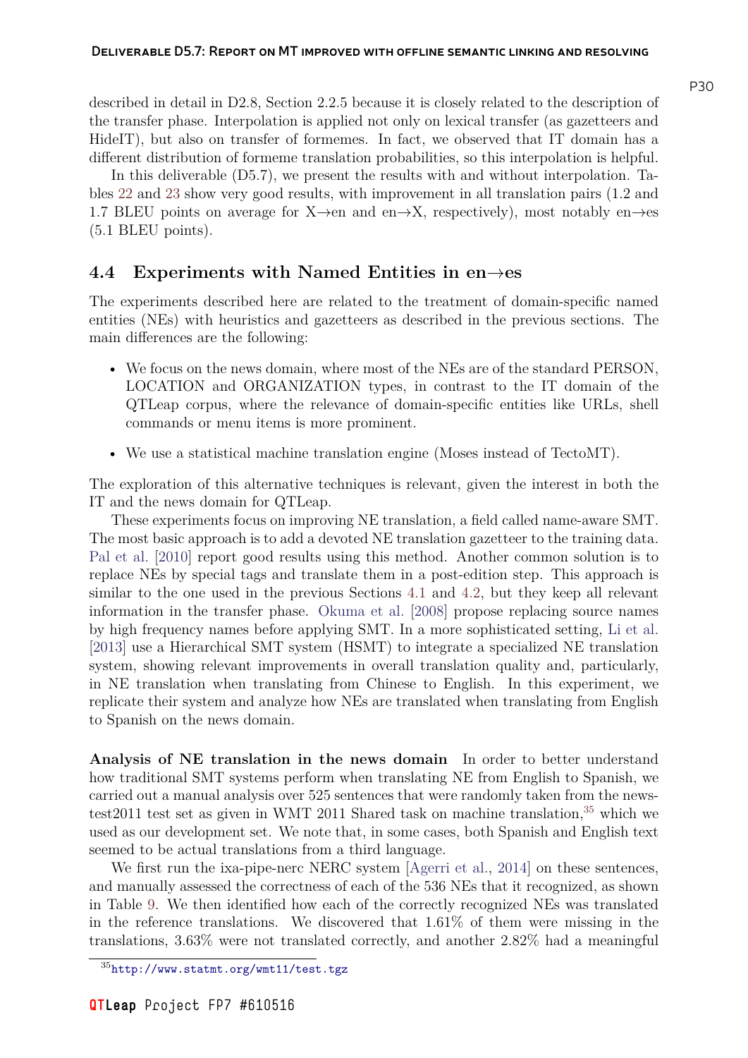described in detail in D2.8, Section 2.2.5 because it is closely related to the description of the transfer phase. Interpolation is applied not only on lexical transfer (as gazetteers and HideIT), but also on transfer of formemes. In fact, we observed that IT domain has a different distribution of formeme translation probabilities, so this interpolation is helpful.

In this deliverable (D5.7), we present the results with and without interpolation. Tables 22 and 23 show very good results, with improvement in all translation pairs (1.2 and 1.7 BLEU points on average for X→en and en→X, respectively), most notably en→es (5.1 BLEU points).

## 4.4 Experiments with Named Entities in en→es

The experiments described here are related to the treatment of domain-specific named entities (NEs) with heuristics and gazetteers as described in the previous sections. The main differences are the following:

- We focus on the news domain, where most of the NEs are of the standard PERSON, LOCATION and ORGANIZATION types, in contrast to the IT domain of the QTLeap corpus, where the relevance of domain-specific entities like URLs, shell commands or menu items is more prominent.
- We use a statistical machine translation engine (Moses instead of TectoMT).

The exploration of this alternative techniques is relevant, given the interest in both the IT and the news domain for QTLeap.

These experiments focus on improving NE translation, a field called name-aware SMT. The most basic approach is to add a devoted NE translation gazetteer to the training data. Pal et al. [2010] report good results using this method. Another common solution is to replace NEs by special tags and translate them in a post-edition step. This approach is similar to the one used in the previous Sections 4.1 and 4.2, but they keep all relevant information in the transfer phase. Okuma et al. [2008] propose replacing source names by high frequency names before applying SMT. In a more sophisticated setting, Li et al. [2013] use a Hierarchical SMT system (HSMT) to integrate a specialized NE translation system, showing relevant improvements in overall translation quality and, particularly, in NE translation when translating from Chinese to English. In this experiment, we replicate their system and analyze how NEs are translated when translating from English to Spanish on the news domain.

**Analysis of NE translation in the news domain** In order to better understand how traditional SMT systems perform when translating NE from English to Spanish, we carried out a manual analysis over 525 sentences that were randomly taken from the newstest2011 test set as given in WMT 2011 Shared task on machine translation,[35] which we used as our development set. We note that, in some cases, both Spanish and English text seemed to be actual translations from a third language.

We first run the ixa-pipe-nerc NERC system [Agerri et al., 2014] on these sentences, and manually assessed the correctness of each of the 536 NEs that it recognized, as shown in Table 9. We then identified how each of the correctly recognized NEs was translated in the reference translations. We discovered that 1.61% of them were missing in the translations, 3.63% were not translated correctly, and another 2.82% had a meaningful

[35] http://www.statmt.org/wmt11/test.tgz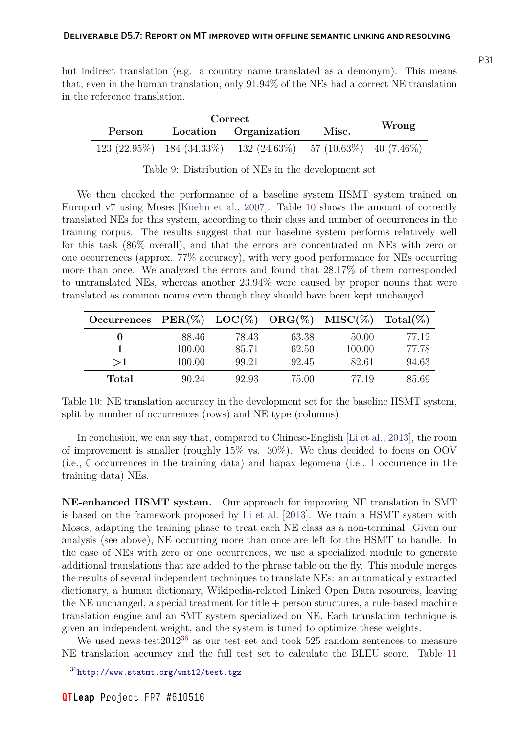but indirect translation (e.g. a country name translated as a demonym). This means that, even in the human translation, only 91.94% of the NEs had a correct NE translation in the reference translation.

| Correct | | | | Wrong |
|---|---|---|---|---|
| **Person** | **Location** | **Organization** | **Misc.** | |
| 123 (22.95%) | 184 (34.33%) | 132 (24.63%) | 57 (10.63%) | 40 (7.46%) |

Table 9: Distribution of NEs in the development set

We then checked the performance of a baseline system HSMT system trained on Europarl v7 using Moses [Koehn et al., 2007]. Table 10 shows the amount of correctly translated NEs for this system, according to their class and number of occurrences in the training corpus. The results suggest that our baseline system performs relatively well for this task (86% overall), and that the errors are concentrated on NEs with zero or one occurrences (approx. 77% accuracy), with very good performance for NEs occurring more than once. We analyzed the errors and found that 28.17% of them corresponded to untranslated NEs, whereas another 23.94% were caused by proper nouns that were translated as common nouns even though they should have been kept unchanged.

| Occurrences | PER(%) | LOC(%) | ORG(%) | MISC(%) | Total(%) |
|---|---|---|---|---|---|
| **0** | 88.46 | 78.43 | 63.38 | 50.00 | 77.12 |
| **1** | 100.00 | 85.71 | 62.50 | 100.00 | 77.78 |
| **>1** | 100.00 | 99.21 | 92.45 | 82.61 | 94.63 |
| **Total** | 90.24 | 92.93 | 75.00 | 77.19 | 85.69 |

Table 10: NE translation accuracy in the development set for the baseline HSMT system, split by number of occurrences (rows) and NE type (columns)

In conclusion, we can say that, compared to Chinese-English [Li et al., 2013], the room of improvement is smaller (roughly 15% vs. 30%). We thus decided to focus on OOV (i.e., 0 occurrences in the training data) and hapax legomena (i.e., 1 occurrence in the training data) NEs.

**NE-enhanced HSMT system.** Our approach for improving NE translation in SMT is based on the framework proposed by Li et al. [2013]. We train a HSMT system with Moses, adapting the training phase to treat each NE class as a non-terminal. Given our analysis (see above), NE occurring more than once are left for the HSMT to handle. In the case of NEs with zero or one occurrences, we use a specialized module to generate additional translations that are added to the phrase table on the fly. This module merges the results of several independent techniques to translate NEs: an automatically extracted dictionary, a human dictionary, Wikipedia-related Linked Open Data resources, leaving the NE unchanged, a special treatment for title + person structures, a rule-based machine translation engine and an SMT system specialized on NE. Each translation technique is given an independent weight, and the system is tuned to optimize these weights.

We used news-test2012[36] as our test set and took 525 random sentences to measure NE translation accuracy and the full test set to calculate the BLEU score. Table 11

[36] http://www.statmt.org/wmt12/test.tgz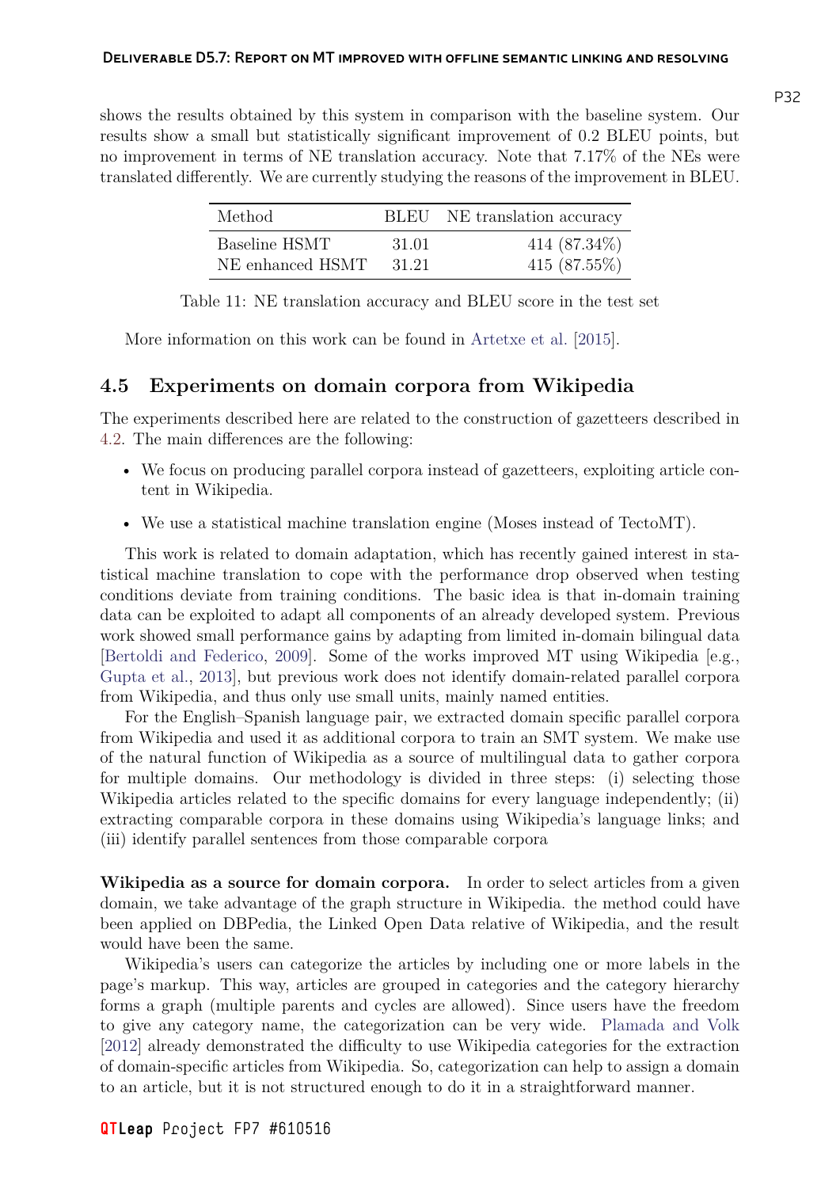shows the results obtained by this system in comparison with the baseline system. Our results show a small but statistically significant improvement of 0.2 BLEU points, but no improvement in terms of NE translation accuracy. Note that 7.17% of the NEs were translated differently. We are currently studying the reasons of the improvement in BLEU.

| Method | BLEU | NE translation accuracy |
|---|---|---|
| Baseline HSMT | 31.01 | 414 (87.34%) |
| NE enhanced HSMT | 31.21 | 415 (87.55%) |

Table 11: NE translation accuracy and BLEU score in the test set

More information on this work can be found in Artetxe et al. [2015].

## 4.5 Experiments on domain corpora from Wikipedia

The experiments described here are related to the construction of gazetteers described in 4.2. The main differences are the following:

- We focus on producing parallel corpora instead of gazetteers, exploiting article content in Wikipedia.
- We use a statistical machine translation engine (Moses instead of TectoMT).

This work is related to domain adaptation, which has recently gained interest in statistical machine translation to cope with the performance drop observed when testing conditions deviate from training conditions. The basic idea is that in-domain training data can be exploited to adapt all components of an already developed system. Previous work showed small performance gains by adapting from limited in-domain bilingual data [Bertoldi and Federico, 2009]. Some of the works improved MT using Wikipedia [e.g., Gupta et al., 2013], but previous work does not identify domain-related parallel corpora from Wikipedia, and thus only use small units, mainly named entities.

For the English–Spanish language pair, we extracted domain specific parallel corpora from Wikipedia and used it as additional corpora to train an SMT system. We make use of the natural function of Wikipedia as a source of multilingual data to gather corpora for multiple domains. Our methodology is divided in three steps: (i) selecting those Wikipedia articles related to the specific domains for every language independently; (ii) extracting comparable corpora in these domains using Wikipedia's language links; and (iii) identify parallel sentences from those comparable corpora

**Wikipedia as a source for domain corpora.** In order to select articles from a given domain, we take advantage of the graph structure in Wikipedia. the method could have been applied on DBPedia, the Linked Open Data relative of Wikipedia, and the result would have been the same.

Wikipedia's users can categorize the articles by including one or more labels in the page's markup. This way, articles are grouped in categories and the category hierarchy forms a graph (multiple parents and cycles are allowed). Since users have the freedom to give any category name, the categorization can be very wide. Plamada and Volk [2012] already demonstrated the difficulty to use Wikipedia categories for the extraction of domain-specific articles from Wikipedia. So, categorization can help to assign a domain to an article, but it is not structured enough to do it in a straightforward manner.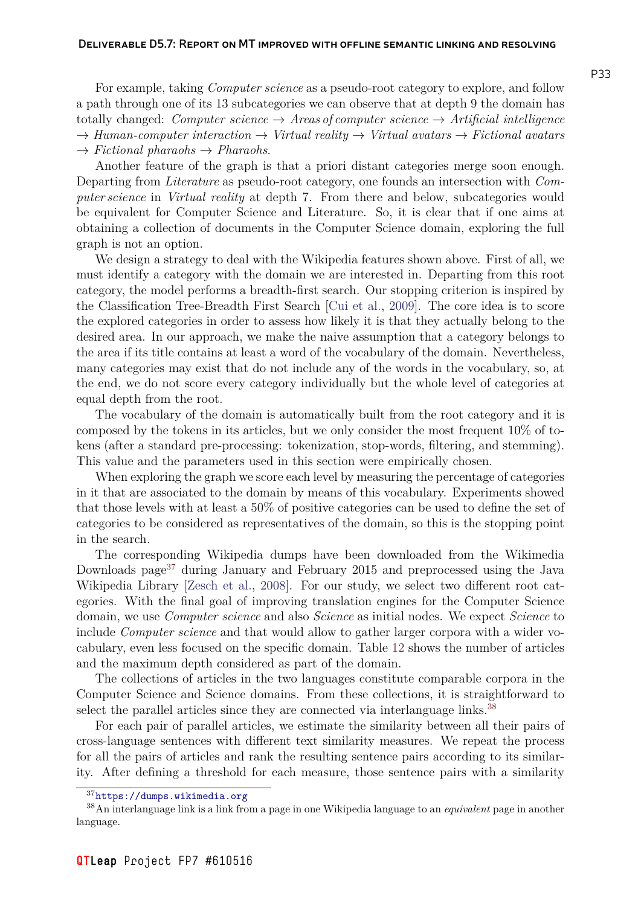For example, taking *Computer science* as a pseudo-root category to explore, and follow a path through one of its 13 subcategories we can observe that at depth 9 the domain has totally changed: *Computer science* → *Areas of computer science* → *Artificial intelligence* → *Human-computer interaction* → *Virtual reality* → *Virtual avatars* → *Fictional avatars* → *Fictional pharaohs* → *Pharaohs*.

Another feature of the graph is that a priori distant categories merge soon enough. Departing from *Literature* as pseudo-root category, one founds an intersection with *Computer science* in *Virtual reality* at depth 7. From there and below, subcategories would be equivalent for Computer Science and Literature. So, it is clear that if one aims at obtaining a collection of documents in the Computer Science domain, exploring the full graph is not an option.

We design a strategy to deal with the Wikipedia features shown above. First of all, we must identify a category with the domain we are interested in. Departing from this root category, the model performs a breadth-first search. Our stopping criterion is inspired by the Classification Tree-Breadth First Search [Cui et al., 2009]. The core idea is to score the explored categories in order to assess how likely it is that they actually belong to the desired area. In our approach, we make the naive assumption that a category belongs to the area if its title contains at least a word of the vocabulary of the domain. Nevertheless, many categories may exist that do not include any of the words in the vocabulary, so, at the end, we do not score every category individually but the whole level of categories at equal depth from the root.

The vocabulary of the domain is automatically built from the root category and it is composed by the tokens in its articles, but we only consider the most frequent 10% of tokens (after a standard pre-processing: tokenization, stop-words, filtering, and stemming). This value and the parameters used in this section were empirically chosen.

When exploring the graph we score each level by measuring the percentage of categories in it that are associated to the domain by means of this vocabulary. Experiments showed that those levels with at least a 50% of positive categories can be used to define the set of categories to be considered as representatives of the domain, so this is the stopping point in the search.

The corresponding Wikipedia dumps have been downloaded from the Wikimedia Downloads page[37] during January and February 2015 and preprocessed using the Java Wikipedia Library [Zesch et al., 2008]. For our study, we select two different root categories. With the final goal of improving translation engines for the Computer Science domain, we use *Computer science* and also *Science* as initial nodes. We expect *Science* to include *Computer science* and that would allow to gather larger corpora with a wider vocabulary, even less focused on the specific domain. Table 12 shows the number of articles and the maximum depth considered as part of the domain.

The collections of articles in the two languages constitute comparable corpora in the Computer Science and Science domains. From these collections, it is straightforward to select the parallel articles since they are connected via interlanguage links.[38]

For each pair of parallel articles, we estimate the similarity between all their pairs of cross-language sentences with different text similarity measures. We repeat the process for all the pairs of articles and rank the resulting sentence pairs according to its similarity. After defining a threshold for each measure, those sentence pairs with a similarity

[37] https://dumps.wikimedia.org

[38] An interlanguage link is a link from a page in one Wikipedia language to an *equivalent* page in another language.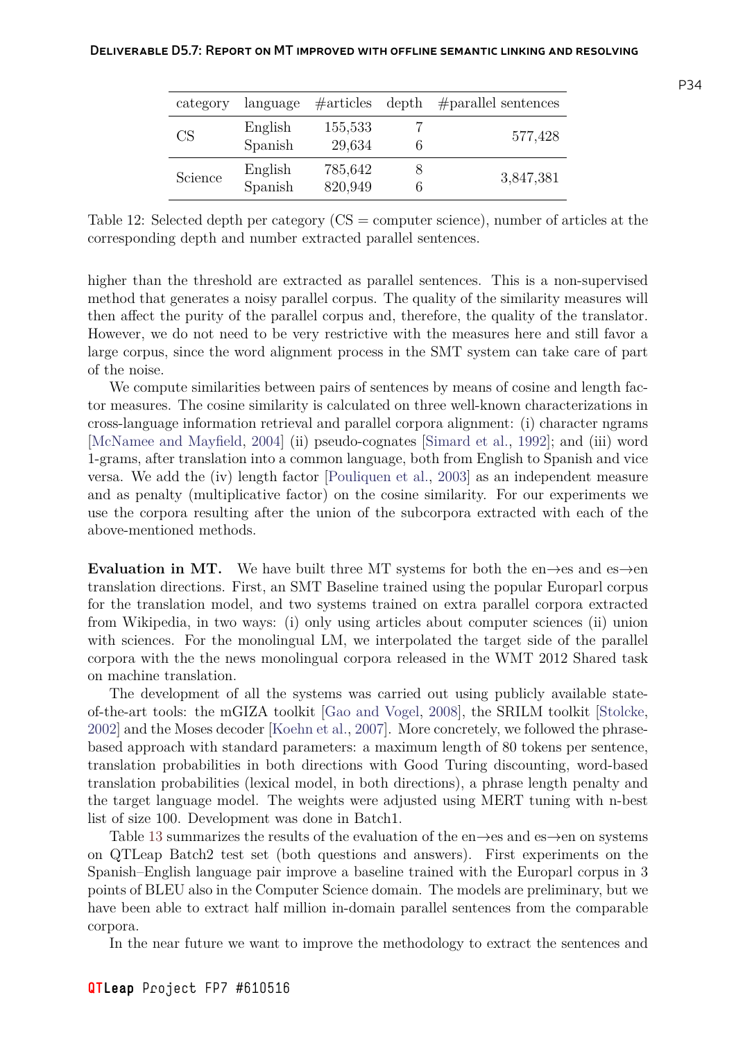| category | language | #articles | depth | #parallel sentences |
|---|---|---|---|---|
| CS | English | 155,533 | 7 | 577,428 |
| | Spanish | 29,634 | 6 | |
| Science | English | 785,642 | 8 | 3,847,381 |
| | Spanish | 820,949 | 6 | |

Table 12: Selected depth per category (CS = computer science), number of articles at the corresponding depth and number extracted parallel sentences.

higher than the threshold are extracted as parallel sentences. This is a non-supervised method that generates a noisy parallel corpus. The quality of the similarity measures will then affect the purity of the parallel corpus and, therefore, the quality of the translator. However, we do not need to be very restrictive with the measures here and still favor a large corpus, since the word alignment process in the SMT system can take care of part of the noise.

We compute similarities between pairs of sentences by means of cosine and length factor measures. The cosine similarity is calculated on three well-known characterizations in cross-language information retrieval and parallel corpora alignment: (i) character ngrams [McNamee and Mayfield, 2004] (ii) pseudo-cognates [Simard et al., 1992]; and (iii) word 1-grams, after translation into a common language, both from English to Spanish and vice versa. We add the (iv) length factor [Pouliquen et al., 2003] as an independent measure and as penalty (multiplicative factor) on the cosine similarity. For our experiments we use the corpora resulting after the union of the subcorpora extracted with each of the above-mentioned methods.

**Evaluation in MT.** We have built three MT systems for both the en→es and es→en translation directions. First, an SMT Baseline trained using the popular Europarl corpus for the translation model, and two systems trained on extra parallel corpora extracted from Wikipedia, in two ways: (i) only using articles about computer sciences (ii) union with sciences. For the monolingual LM, we interpolated the target side of the parallel corpora with the the news monolingual corpora released in the WMT 2012 Shared task on machine translation.

The development of all the systems was carried out using publicly available state-of-the-art tools: the mGIZA toolkit [Gao and Vogel, 2008], the SRILM toolkit [Stolcke, 2002] and the Moses decoder [Koehn et al., 2007]. More concretely, we followed the phrase-based approach with standard parameters: a maximum length of 80 tokens per sentence, translation probabilities in both directions with Good Turing discounting, word-based translation probabilities (lexical model, in both directions), a phrase length penalty and the target language model. The weights were adjusted using MERT tuning with n-best list of size 100. Development was done in Batch1.

Table 13 summarizes the results of the evaluation of the en→es and es→en on systems on QTLeap Batch2 test set (both questions and answers). First experiments on the Spanish–English language pair improve a baseline trained with the Europarl corpus in 3 points of BLEU also in the Computer Science domain. The models are preliminary, but we have been able to extract half million in-domain parallel sentences from the comparable corpora.

In the near future we want to improve the methodology to extract the sentences and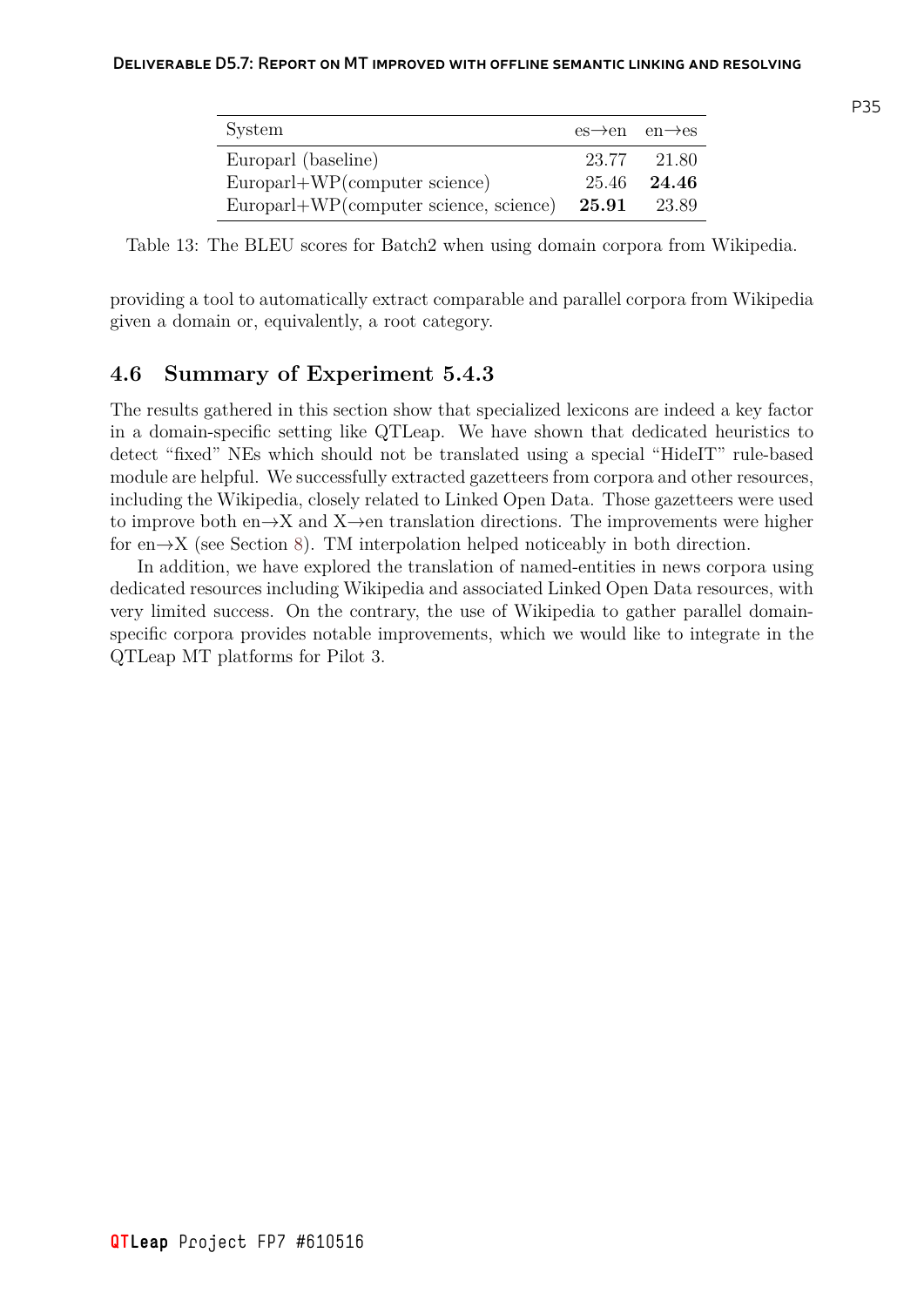| System | es→en | en→es |
|---|---|---|
| Europarl (baseline) | 23.77 | 21.80 |
| Europarl+WP(computer science) | 25.46 | **24.46** |
| Europarl+WP(computer science, science) | **25.91** | 23.89 |

Table 13: The BLEU scores for Batch2 when using domain corpora from Wikipedia.

providing a tool to automatically extract comparable and parallel corpora from Wikipedia given a domain or, equivalently, a root category.

## 4.6 Summary of Experiment 5.4.3

The results gathered in this section show that specialized lexicons are indeed a key factor in a domain-specific setting like QTLeap. We have shown that dedicated heuristics to detect "fixed" NEs which should not be translated using a special "HideIT" rule-based module are helpful. We successfully extracted gazetteers from corpora and other resources, including the Wikipedia, closely related to Linked Open Data. Those gazetteers were used to improve both en→X and X→en translation directions. The improvements were higher for en→X (see Section 8). TM interpolation helped noticeably in both direction.

In addition, we have explored the translation of named-entities in news corpora using dedicated resources including Wikipedia and associated Linked Open Data resources, with very limited success. On the contrary, the use of Wikipedia to gather parallel domain-specific corpora provides notable improvements, which we would like to integrate in the QTLeap MT platforms for Pilot 3.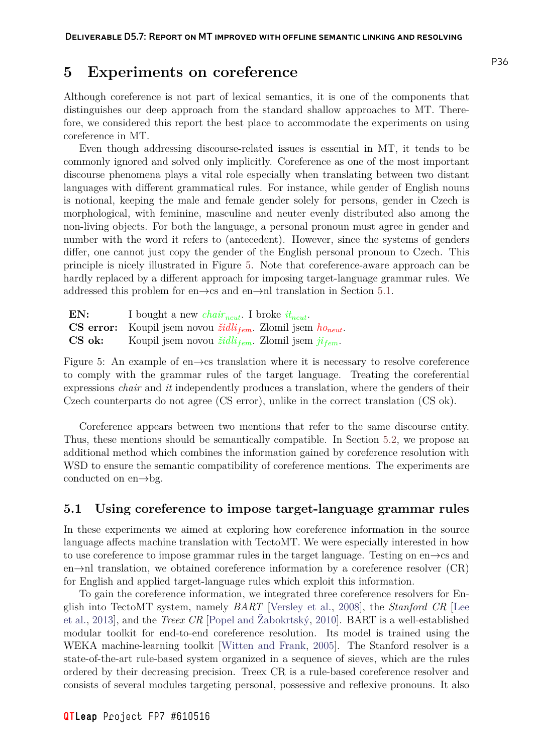# 5 Experiments on coreference

Although coreference is not part of lexical semantics, it is one of the components that distinguishes our deep approach from the standard shallow approaches to MT. Therefore, we considered this report the best place to accommodate the experiments on using coreference in MT.

Even though addressing discourse-related issues is essential in MT, it tends to be commonly ignored and solved only implicitly. Coreference as one of the most important discourse phenomena plays a vital role especially when translating between two distant languages with different grammatical rules. For instance, while gender of English nouns is notional, keeping the male and female gender solely for persons, gender in Czech is morphological, with feminine, masculine and neuter evenly distributed also among the non-living objects. For both the language, a personal pronoun must agree in gender and number with the word it refers to (antecedent). However, since the systems of genders differ, one cannot just copy the gender of the English personal pronoun to Czech. This principle is nicely illustrated in Figure 5. Note that coreference-aware approach can be hardly replaced by a different approach for imposing target-language grammar rules. We addressed this problem for en→cs and en→nl translation in Section 5.1.

| | |
|---|---|
| **EN:** | I bought a new *chair*$_{neut}$. I broke *it*$_{neut}$. |
| **CS error:** | Koupil jsem novou *židli*$_{fem}$. Zlomil jsem *ho*$_{neut}$. |
| **CS ok:** | Koupil jsem novou *židli*$_{fem}$. Zlomil jsem *ji*$_{fem}$. |

Figure 5: An example of en→cs translation where it is necessary to resolve coreference to comply with the grammar rules of the target language. Treating the coreferential expressions *chair* and *it* independently produces a translation, where the genders of their Czech counterparts do not agree (CS error), unlike in the correct translation (CS ok).

Coreference appears between two mentions that refer to the same discourse entity. Thus, these mentions should be semantically compatible. In Section 5.2, we propose an additional method which combines the information gained by coreference resolution with WSD to ensure the semantic compatibility of coreference mentions. The experiments are conducted on en→bg.

## 5.1 Using coreference to impose target-language grammar rules

In these experiments we aimed at exploring how coreference information in the source language affects machine translation with TectoMT. We were especially interested in how to use coreference to impose grammar rules in the target language. Testing on en→cs and en→nl translation, we obtained coreference information by a coreference resolver (CR) for English and applied target-language rules which exploit this information.

To gain the coreference information, we integrated three coreference resolvers for English into TectoMT system, namely *BART* [Versley et al., 2008], the *Stanford CR* [Lee et al., 2013], and the *Treex CR* [Popel and Žabokrtský, 2010]. BART is a well-established modular toolkit for end-to-end coreference resolution. Its model is trained using the WEKA machine-learning toolkit [Witten and Frank, 2005]. The Stanford resolver is a state-of-the-art rule-based system organized in a sequence of sieves, which are the rules ordered by their decreasing precision. Treex CR is a rule-based coreference resolver and consists of several modules targeting personal, possessive and reflexive pronouns. It also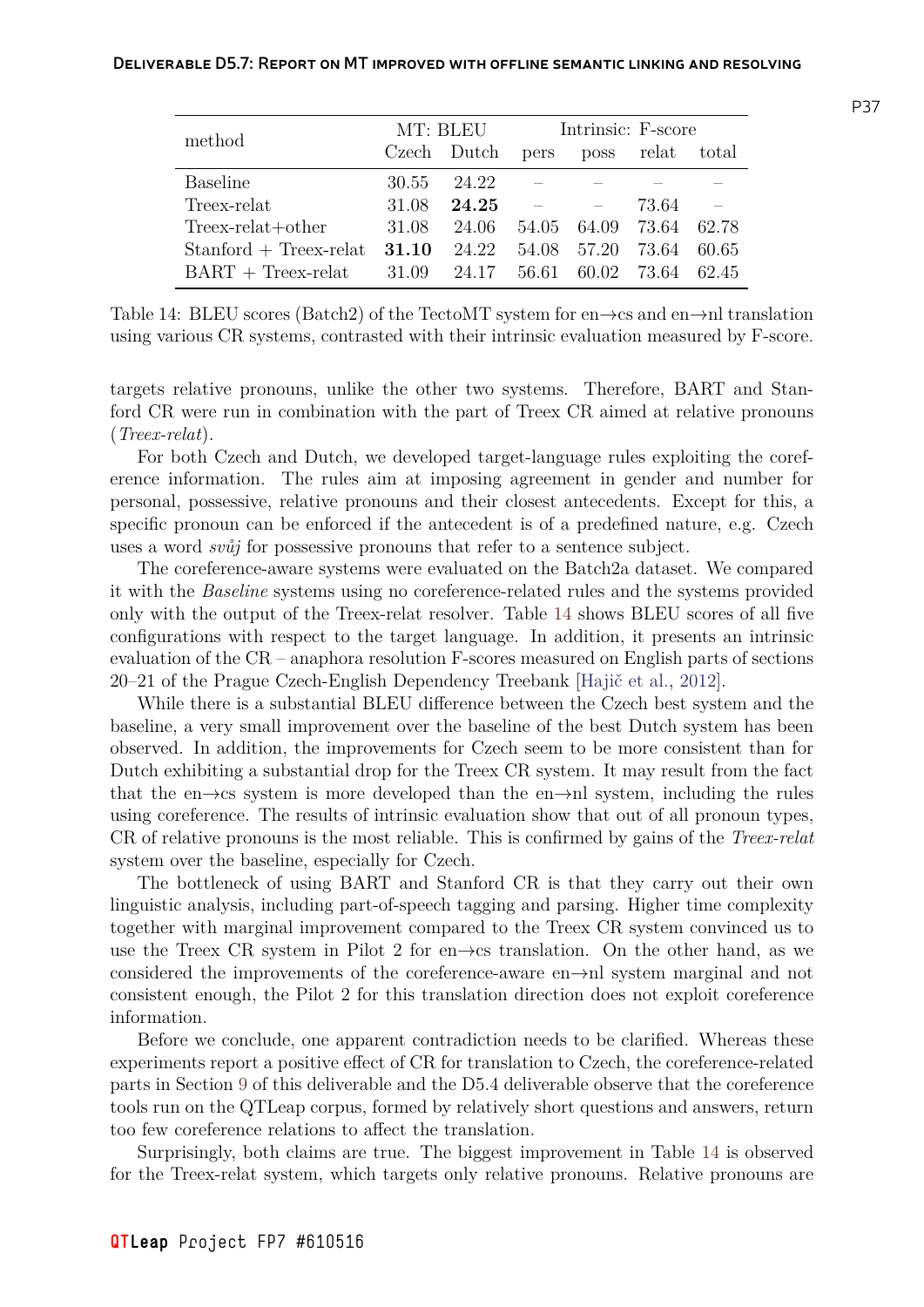| method | MT: BLEU | | Intrinsic: F-score | | | |
|---|---|---|---|---|---|---|
| | Czech | Dutch | pers | poss | relat | total |
| Baseline | 30.55 | 24.22 | – | – | – | – |
| Treex-relat | 31.08 | **24.25** | – | – | 73.64 | – |
| Treex-relat+other | 31.08 | 24.06 | 54.05 | 64.09 | 73.64 | 62.78 |
| Stanford + Treex-relat | **31.10** | 24.22 | 54.08 | 57.20 | 73.64 | 60.65 |
| BART + Treex-relat | 31.09 | 24.17 | 56.61 | 60.02 | 73.64 | 62.45 |

Table 14: BLEU scores (Batch2) of the TectoMT system for en→cs and en→nl translation using various CR systems, contrasted with their intrinsic evaluation measured by F-score.

targets relative pronouns, unlike the other two systems. Therefore, BART and Stanford CR were run in combination with the part of Treex CR aimed at relative pronouns (*Treex-relat*).

For both Czech and Dutch, we developed target-language rules exploiting the coreference information. The rules aim at imposing agreement in gender and number for personal, possessive, relative pronouns and their closest antecedents. Except for this, a specific pronoun can be enforced if the antecedent is of a predefined nature, e.g. Czech uses a word *svůj* for possessive pronouns that refer to a sentence subject.

The coreference-aware systems were evaluated on the Batch2a dataset. We compared it with the *Baseline* systems using no coreference-related rules and the systems provided only with the output of the Treex-relat resolver. Table 14 shows BLEU scores of all five configurations with respect to the target language. In addition, it presents an intrinsic evaluation of the CR – anaphora resolution F-scores measured on English parts of sections 20–21 of the Prague Czech-English Dependency Treebank [Hajič et al., 2012].

While there is a substantial BLEU difference between the Czech best system and the baseline, a very small improvement over the baseline of the best Dutch system has been observed. In addition, the improvements for Czech seem to be more consistent than for Dutch exhibiting a substantial drop for the Treex CR system. It may result from the fact that the en→cs system is more developed than the en→nl system, including the rules using coreference. The results of intrinsic evaluation show that out of all pronoun types, CR of relative pronouns is the most reliable. This is confirmed by gains of the *Treex-relat* system over the baseline, especially for Czech.

The bottleneck of using BART and Stanford CR is that they carry out their own linguistic analysis, including part-of-speech tagging and parsing. Higher time complexity together with marginal improvement compared to the Treex CR system convinced us to use the Treex CR system in Pilot 2 for en→cs translation. On the other hand, as we considered the improvements of the coreference-aware en→nl system marginal and not consistent enough, the Pilot 2 for this translation direction does not exploit coreference information.

Before we conclude, one apparent contradiction needs to be clarified. Whereas these experiments report a positive effect of CR for translation to Czech, the coreference-related parts in Section 9 of this deliverable and the D5.4 deliverable observe that the coreference tools run on the QTLeap corpus, formed by relatively short questions and answers, return too few coreference relations to affect the translation.

Surprisingly, both claims are true. The biggest improvement in Table 14 is observed for the Treex-relat system, which targets only relative pronouns. Relative pronouns are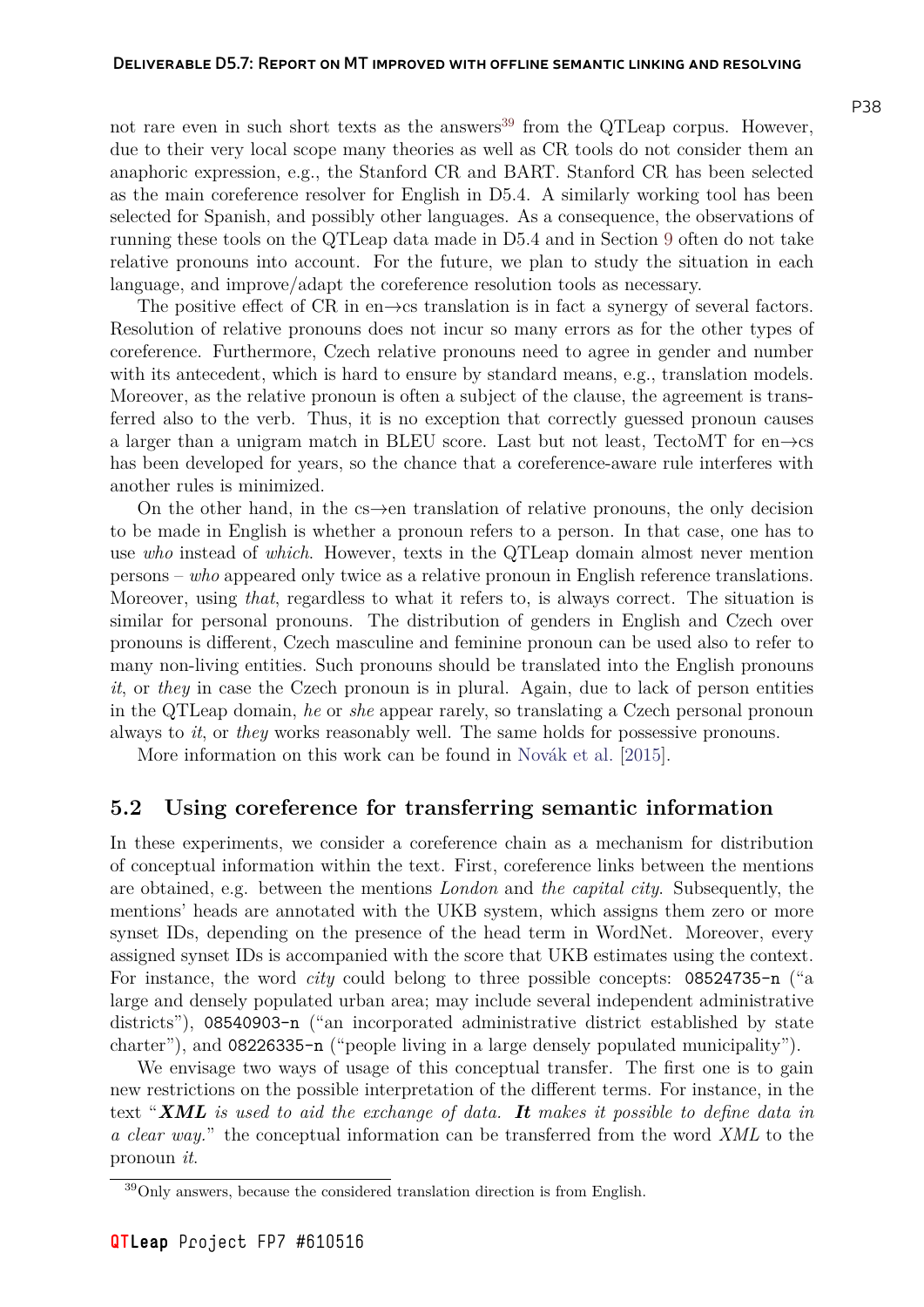not rare even in such short texts as the answers[39] from the QTLeap corpus. However, due to their very local scope many theories as well as CR tools do not consider them an anaphoric expression, e.g., the Stanford CR and BART. Stanford CR has been selected as the main coreference resolver for English in D5.4. A similarly working tool has been selected for Spanish, and possibly other languages. As a consequence, the observations of running these tools on the QTLeap data made in D5.4 and in Section 9 often do not take relative pronouns into account. For the future, we plan to study the situation in each language, and improve/adapt the coreference resolution tools as necessary.

The positive effect of CR in en→cs translation is in fact a synergy of several factors. Resolution of relative pronouns does not incur so many errors as for the other types of coreference. Furthermore, Czech relative pronouns need to agree in gender and number with its antecedent, which is hard to ensure by standard means, e.g., translation models. Moreover, as the relative pronoun is often a subject of the clause, the agreement is transferred also to the verb. Thus, it is no exception that correctly guessed pronoun causes a larger than a unigram match in BLEU score. Last but not least, TectoMT for en→cs has been developed for years, so the chance that a coreference-aware rule interferes with another rules is minimized.

On the other hand, in the cs→en translation of relative pronouns, the only decision to be made in English is whether a pronoun refers to a person. In that case, one has to use *who* instead of *which*. However, texts in the QTLeap domain almost never mention persons – *who* appeared only twice as a relative pronoun in English reference translations. Moreover, using *that*, regardless to what it refers to, is always correct. The situation is similar for personal pronouns. The distribution of genders in English and Czech over pronouns is different, Czech masculine and feminine pronoun can be used also to refer to many non-living entities. Such pronouns should be translated into the English pronouns *it*, or *they* in case the Czech pronoun is in plural. Again, due to lack of person entities in the QTLeap domain, *he* or *she* appear rarely, so translating a Czech personal pronoun always to *it*, or *they* works reasonably well. The same holds for possessive pronouns.

More information on this work can be found in Novák et al. [2015].

## 5.2 Using coreference for transferring semantic information

In these experiments, we consider a coreference chain as a mechanism for distribution of conceptual information within the text. First, coreference links between the mentions are obtained, e.g. between the mentions *London* and *the capital city*. Subsequently, the mentions' heads are annotated with the UKB system, which assigns them zero or more synset IDs, depending on the presence of the head term in WordNet. Moreover, every assigned synset IDs is accompanied with the score that UKB estimates using the context. For instance, the word *city* could belong to three possible concepts: `08524735-n` ("a large and densely populated urban area; may include several independent administrative districts"), `08540903-n` ("an incorporated administrative district established by state charter"), and `08226335-n` ("people living in a large densely populated municipality").

We envisage two ways of usage of this conceptual transfer. The first one is to gain new restrictions on the possible interpretation of the different terms. For instance, in the text "***XML*** *is used to aid the exchange of data.* ***It*** *makes it possible to define data in a clear way.*" the conceptual information can be transferred from the word *XML* to the pronoun *it*.

[39] Only answers, because the considered translation direction is from English.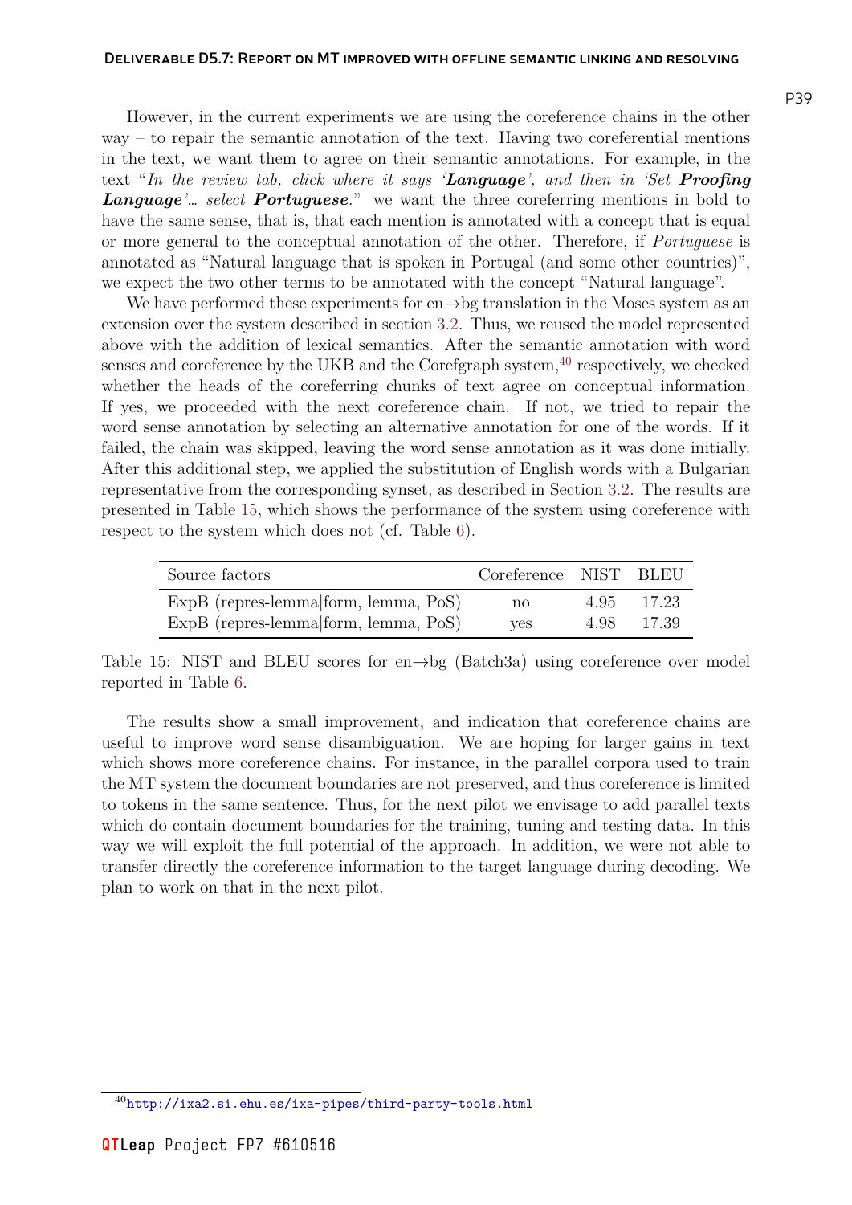However, in the current experiments we are using the coreference chains in the other way – to repair the semantic annotation of the text. Having two coreferential mentions in the text, we want them to agree on their semantic annotations. For example, in the text "*In the review tab, click where it says '**Language**', and then in 'Set **Proofing Language**'... select **Portuguese**.*" we want the three coreferring mentions in bold to have the same sense, that is, that each mention is annotated with a concept that is equal or more general to the conceptual annotation of the other. Therefore, if *Portuguese* is annotated as "Natural language that is spoken in Portugal (and some other countries)", we expect the two other terms to be annotated with the concept "Natural language".

We have performed these experiments for en→bg translation in the Moses system as an extension over the system described in section 3.2. Thus, we reused the model represented above with the addition of lexical semantics. After the semantic annotation with word senses and coreference by the UKB and the Corefgraph system,[40] respectively, we checked whether the heads of the coreferring chunks of text agree on conceptual information. If yes, we proceeded with the next coreference chain. If not, we tried to repair the word sense annotation by selecting an alternative annotation for one of the words. If it failed, the chain was skipped, leaving the word sense annotation as it was done initially. After this additional step, we applied the substitution of English words with a Bulgarian representative from the corresponding synset, as described in Section 3.2. The results are presented in Table 15, which shows the performance of the system using coreference with respect to the system which does not (cf. Table 6).

| Source factors | Coreference | NIST | BLEU |
|---|---|---|---|
| ExpB (repres-lemma\|form, lemma, PoS) | no | 4.95 | 17.23 |
| ExpB (repres-lemma\|form, lemma, PoS) | yes | 4.98 | 17.39 |

Table 15: NIST and BLEU scores for en→bg (Batch3a) using coreference over model reported in Table 6.

The results show a small improvement, and indication that coreference chains are useful to improve word sense disambiguation. We are hoping for larger gains in text which shows more coreference chains. For instance, in the parallel corpora used to train the MT system the document boundaries are not preserved, and thus coreference is limited to tokens in the same sentence. Thus, for the next pilot we envisage to add parallel texts which do contain document boundaries for the training, tuning and testing data. In this way we will exploit the full potential of the approach. In addition, we were not able to transfer directly the coreference information to the target language during decoding. We plan to work on that in the next pilot.

[40] http://ixa2.si.ehu.es/ixa-pipes/third-party-tools.html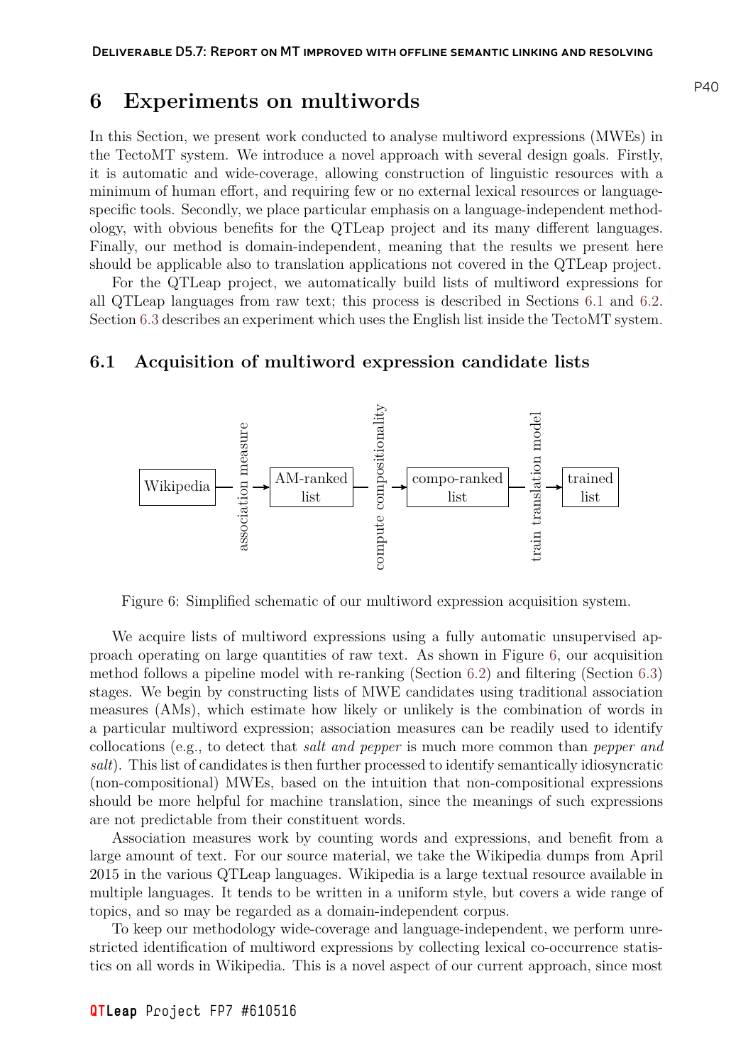# 6 Experiments on multiwords

In this Section, we present work conducted to analyse multiword expressions (MWEs) in the TectoMT system. We introduce a novel approach with several design goals. Firstly, it is automatic and wide-coverage, allowing construction of linguistic resources with a minimum of human effort, and requiring few or no external lexical resources or language-specific tools. Secondly, we place particular emphasis on a language-independent methodology, with obvious benefits for the QTLeap project and its many different languages. Finally, our method is domain-independent, meaning that the results we present here should be applicable also to translation applications not covered in the QTLeap project.

For the QTLeap project, we automatically build lists of multiword expressions for all QTLeap languages from raw text; this process is described in Sections 6.1 and 6.2. Section 6.3 describes an experiment which uses the English list inside the TectoMT system.

## 6.1 Acquisition of multiword expression candidate lists

Wikipedia → (association measure) → AM-ranked list → (compute compositionality) → compo-ranked list → (train translation model) → trained list

Figure 6: Simplified schematic of our multiword expression acquisition system.

We acquire lists of multiword expressions using a fully automatic unsupervised approach operating on large quantities of raw text. As shown in Figure 6, our acquisition method follows a pipeline model with re-ranking (Section 6.2) and filtering (Section 6.3) stages. We begin by constructing lists of MWE candidates using traditional association measures (AMs), which estimate how likely or unlikely is the combination of words in a particular multiword expression; association measures can be readily used to identify collocations (e.g., to detect that *salt and pepper* is much more common than *pepper and salt*). This list of candidates is then further processed to identify semantically idiosyncratic (non-compositional) MWEs, based on the intuition that non-compositional expressions should be more helpful for machine translation, since the meanings of such expressions are not predictable from their constituent words.

Association measures work by counting words and expressions, and benefit from a large amount of text. For our source material, we take the Wikipedia dumps from April 2015 in the various QTLeap languages. Wikipedia is a large textual resource available in multiple languages. It tends to be written in a uniform style, but covers a wide range of topics, and so may be regarded as a domain-independent corpus.

To keep our methodology wide-coverage and language-independent, we perform unrestricted identification of multiword expressions by collecting lexical co-occurrence statistics on all words in Wikipedia. This is a novel aspect of our current approach, since most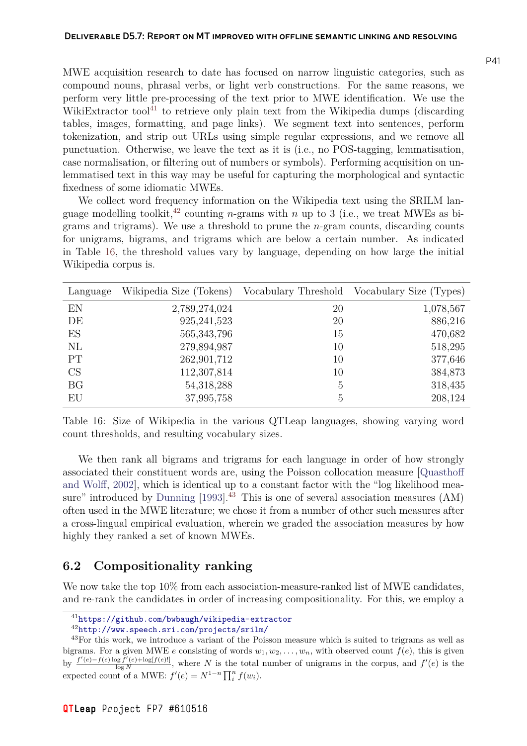MWE acquisition research to date has focused on narrow linguistic categories, such as compound nouns, phrasal verbs, or light verb constructions. For the same reasons, we perform very little pre-processing of the text prior to MWE identification. We use the WikiExtractor tool[41] to retrieve only plain text from the Wikipedia dumps (discarding tables, images, formatting, and page links). We segment text into sentences, perform tokenization, and strip out URLs using simple regular expressions, and we remove all punctuation. Otherwise, we leave the text as it is (i.e., no POS-tagging, lemmatisation, case normalisation, or filtering out of numbers or symbols). Performing acquisition on unlemmatised text in this way may be useful for capturing the morphological and syntactic fixedness of some idiomatic MWEs.

We collect word frequency information on the Wikipedia text using the SRILM language modelling toolkit,[42] counting $n$-grams with $n$ up to 3 (i.e., we treat MWEs as bigrams and trigrams). We use a threshold to prune the $n$-gram counts, discarding counts for unigrams, bigrams, and trigrams which are below a certain number. As indicated in Table 16, the threshold values vary by language, depending on how large the initial Wikipedia corpus is.

| Language | Wikipedia Size (Tokens) | Vocabulary Threshold | Vocabulary Size (Types) |
|---|---|---|---|
| EN | 2,789,274,024 | 20 | 1,078,567 |
| DE | 925,241,523 | 20 | 886,216 |
| ES | 565,343,796 | 15 | 470,682 |
| NL | 279,894,987 | 10 | 518,295 |
| PT | 262,901,712 | 10 | 377,646 |
| CS | 112,307,814 | 10 | 384,873 |
| BG | 54,318,288 | 5 | 318,435 |
| EU | 37,995,758 | 5 | 208,124 |

Table 16: Size of Wikipedia in the various QTLeap languages, showing varying word count thresholds, and resulting vocabulary sizes.

We then rank all bigrams and trigrams for each language in order of how strongly associated their constituent words are, using the Poisson collocation measure [Quasthoff and Wolff, 2002], which is identical up to a constant factor with the "log likelihood measure" introduced by Dunning [1993].[43] This is one of several association measures (AM) often used in the MWE literature; we chose it from a number of other such measures after a cross-lingual empirical evaluation, wherein we graded the association measures by how highly they ranked a set of known MWEs.

## 6.2 Compositionality ranking

We now take the top 10% from each association-measure-ranked list of MWE candidates, and re-rank the candidates in order of increasing compositionality. For this, we employ a

[41] https://github.com/bwbaugh/wikipedia-extractor

[42] http://www.speech.sri.com/projects/srilm/

[43] For this work, we introduce a variant of the Poisson measure which is suited to trigrams as well as bigrams. For a given MWE $e$ consisting of words $w_1, w_2, \ldots, w_n$, with observed count $f(e)$, this is given by $\frac{f'(e) - f(e) \log f'(e) + \log[f(e)!]}{\log N}$, where $N$ is the total number of unigrams in the corpus, and $f'(e)$ is the expected count of a MWE: $f'(e) = N^{1-n} \prod_i^n f(w_i)$.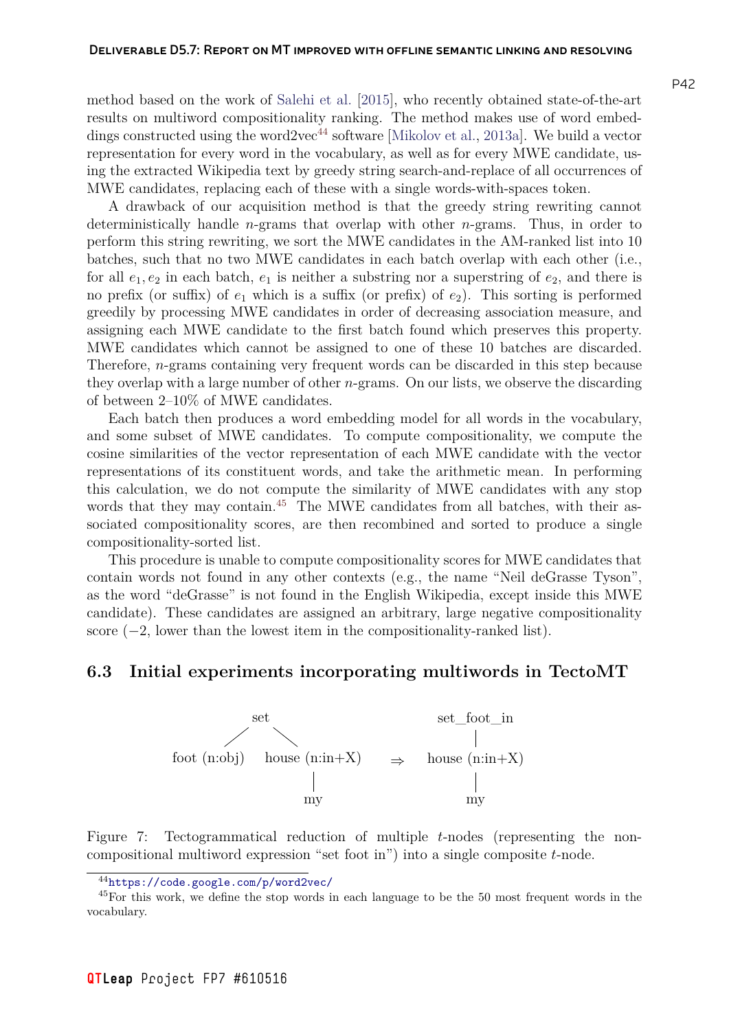method based on the work of Salehi et al. [2015], who recently obtained state-of-the-art results on multiword compositionality ranking. The method makes use of word embeddings constructed using the word2vec[44] software [Mikolov et al., 2013a]. We build a vector representation for every word in the vocabulary, as well as for every MWE candidate, using the extracted Wikipedia text by greedy string search-and-replace of all occurrences of MWE candidates, replacing each of these with a single words-with-spaces token.

A drawback of our acquisition method is that the greedy string rewriting cannot deterministically handle $n$-grams that overlap with other $n$-grams. Thus, in order to perform this string rewriting, we sort the MWE candidates in the AM-ranked list into 10 batches, such that no two MWE candidates in each batch overlap with each other (i.e., for all $e_1, e_2$ in each batch, $e_1$ is neither a substring nor a superstring of $e_2$, and there is no prefix (or suffix) of $e_1$ which is a suffix (or prefix) of $e_2$). This sorting is performed greedily by processing MWE candidates in order of decreasing association measure, and assigning each MWE candidate to the first batch found which preserves this property. MWE candidates which cannot be assigned to one of these 10 batches are discarded. Therefore, $n$-grams containing very frequent words can be discarded in this step because they overlap with a large number of other $n$-grams. On our lists, we observe the discarding of between 2–10% of MWE candidates.

Each batch then produces a word embedding model for all words in the vocabulary, and some subset of MWE candidates. To compute compositionality, we compute the cosine similarities of the vector representation of each MWE candidate with the vector representations of its constituent words, and take the arithmetic mean. In performing this calculation, we do not compute the similarity of MWE candidates with any stop words that they may contain.[45] The MWE candidates from all batches, with their associated compositionality scores, are then recombined and sorted to produce a single compositionality-sorted list.

This procedure is unable to compute compositionality scores for MWE candidates that contain words not found in any other contexts (e.g., the name "Neil deGrasse Tyson", as the word "deGrasse" is not found in the English Wikipedia, except inside this MWE candidate). These candidates are assigned an arbitrary, large negative compositionality score (−2, lower than the lowest item in the compositionality-ranked list).

## 6.3 Initial experiments incorporating multiwords in TectoMT

```
         set                                  set_foot_in
        /    \                                     |
foot (n:obj)  house (n:in+X)      ⇒          house (n:in+X)
                  |                                |
                  my                               my
```

Figure 7: Tectogrammatical reduction of multiple $t$-nodes (representing the non-compositional multiword expression "set foot in") into a single composite $t$-node.

---

[44] https://code.google.com/p/word2vec/

[45] For this work, we define the stop words in each language to be the 50 most frequent words in the vocabulary.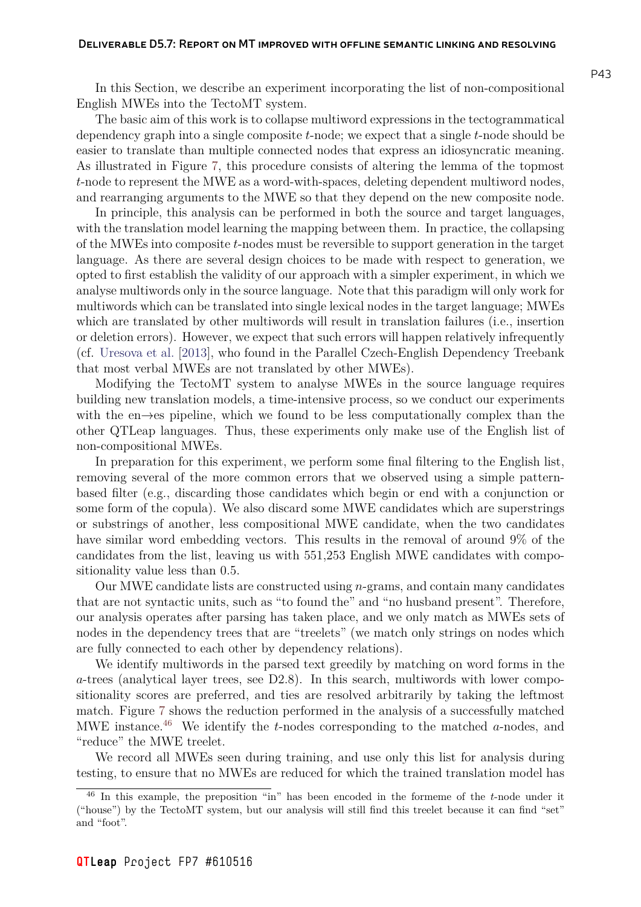In this Section, we describe an experiment incorporating the list of non-compositional English MWEs into the TectoMT system.

The basic aim of this work is to collapse multiword expressions in the tectogrammatical dependency graph into a single composite *t*-node; we expect that a single *t*-node should be easier to translate than multiple connected nodes that express an idiosyncratic meaning. As illustrated in Figure 7, this procedure consists of altering the lemma of the topmost *t*-node to represent the MWE as a word-with-spaces, deleting dependent multiword nodes, and rearranging arguments to the MWE so that they depend on the new composite node.

In principle, this analysis can be performed in both the source and target languages, with the translation model learning the mapping between them. In practice, the collapsing of the MWEs into composite *t*-nodes must be reversible to support generation in the target language. As there are several design choices to be made with respect to generation, we opted to first establish the validity of our approach with a simpler experiment, in which we analyse multiwords only in the source language. Note that this paradigm will only work for multiwords which can be translated into single lexical nodes in the target language; MWEs which are translated by other multiwords will result in translation failures (i.e., insertion or deletion errors). However, we expect that such errors will happen relatively infrequently (cf. Uresova et al. [2013], who found in the Parallel Czech-English Dependency Treebank that most verbal MWEs are not translated by other MWEs).

Modifying the TectoMT system to analyse MWEs in the source language requires building new translation models, a time-intensive process, so we conduct our experiments with the en→es pipeline, which we found to be less computationally complex than the other QTLeap languages. Thus, these experiments only make use of the English list of non-compositional MWEs.

In preparation for this experiment, we perform some final filtering to the English list, removing several of the more common errors that we observed using a simple pattern-based filter (e.g., discarding those candidates which begin or end with a conjunction or some form of the copula). We also discard some MWE candidates which are superstrings or substrings of another, less compositional MWE candidate, when the two candidates have similar word embedding vectors. This results in the removal of around 9% of the candidates from the list, leaving us with 551,253 English MWE candidates with compositionality value less than 0.5.

Our MWE candidate lists are constructed using *n*-grams, and contain many candidates that are not syntactic units, such as "to found the" and "no husband present". Therefore, our analysis operates after parsing has taken place, and we only match as MWEs sets of nodes in the dependency trees that are "treelets" (we match only strings on nodes which are fully connected to each other by dependency relations).

We identify multiwords in the parsed text greedily by matching on word forms in the *a*-trees (analytical layer trees, see D2.8). In this search, multiwords with lower compositionality scores are preferred, and ties are resolved arbitrarily by taking the leftmost match. Figure 7 shows the reduction performed in the analysis of a successfully matched MWE instance.[46] We identify the *t*-nodes corresponding to the matched *a*-nodes, and "reduce" the MWE treelet.

We record all MWEs seen during training, and use only this list for analysis during testing, to ensure that no MWEs are reduced for which the trained translation model has

[46] In this example, the preposition "in" has been encoded in the formeme of the *t*-node under it ("house") by the TectoMT system, but our analysis will still find this treelet because it can find "set" and "foot".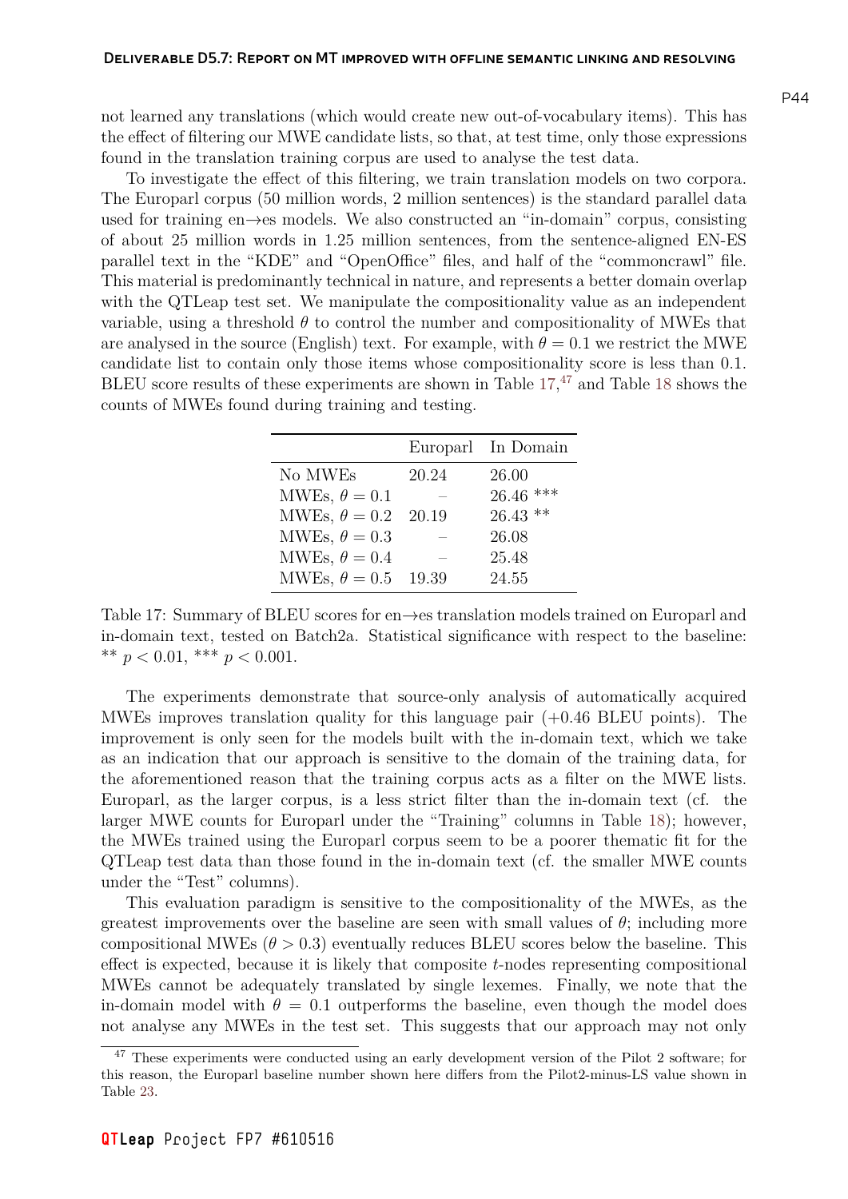not learned any translations (which would create new out-of-vocabulary items). This has the effect of filtering our MWE candidate lists, so that, at test time, only those expressions found in the translation training corpus are used to analyse the test data.

To investigate the effect of this filtering, we train translation models on two corpora. The Europarl corpus (50 million words, 2 million sentences) is the standard parallel data used for training en→es models. We also constructed an "in-domain" corpus, consisting of about 25 million words in 1.25 million sentences, from the sentence-aligned EN-ES parallel text in the "KDE" and "OpenOffice" files, and half of the "commoncrawl" file. This material is predominantly technical in nature, and represents a better domain overlap with the QTLeap test set. We manipulate the compositionality value as an independent variable, using a threshold $\theta$ to control the number and compositionality of MWEs that are analysed in the source (English) text. For example, with $\theta = 0.1$ we restrict the MWE candidate list to contain only those items whose compositionality score is less than 0.1. BLEU score results of these experiments are shown in Table 17,[47] and Table 18 shows the counts of MWEs found during training and testing.

| | Europarl | In Domain |
|---|---|---|
| No MWEs | 20.24 | 26.00 |
| MWEs, $\theta = 0.1$ | – | 26.46 *** |
| MWEs, $\theta = 0.2$ | 20.19 | 26.43 ** |
| MWEs, $\theta = 0.3$ | – | 26.08 |
| MWEs, $\theta = 0.4$ | – | 25.48 |
| MWEs, $\theta = 0.5$ | 19.39 | 24.55 |

Table 17: Summary of BLEU scores for en→es translation models trained on Europarl and in-domain text, tested on Batch2a. Statistical significance with respect to the baseline: ** $p < 0.01$, *** $p < 0.001$.

The experiments demonstrate that source-only analysis of automatically acquired MWEs improves translation quality for this language pair (+0.46 BLEU points). The improvement is only seen for the models built with the in-domain text, which we take as an indication that our approach is sensitive to the domain of the training data, for the aforementioned reason that the training corpus acts as a filter on the MWE lists. Europarl, as the larger corpus, is a less strict filter than the in-domain text (cf. the larger MWE counts for Europarl under the "Training" columns in Table 18); however, the MWEs trained using the Europarl corpus seem to be a poorer thematic fit for the QTLeap test data than those found in the in-domain text (cf. the smaller MWE counts under the "Test" columns).

This evaluation paradigm is sensitive to the compositionality of the MWEs, as the greatest improvements over the baseline are seen with small values of $\theta$; including more compositional MWEs ($\theta > 0.3$) eventually reduces BLEU scores below the baseline. This effect is expected, because it is likely that composite *t*-nodes representing compositional MWEs cannot be adequately translated by single lexemes. Finally, we note that the in-domain model with $\theta = 0.1$ outperforms the baseline, even though the model does not analyse any MWEs in the test set. This suggests that our approach may not only

[47] These experiments were conducted using an early development version of the Pilot 2 software; for this reason, the Europarl baseline number shown here differs from the Pilot2-minus-LS value shown in Table 23.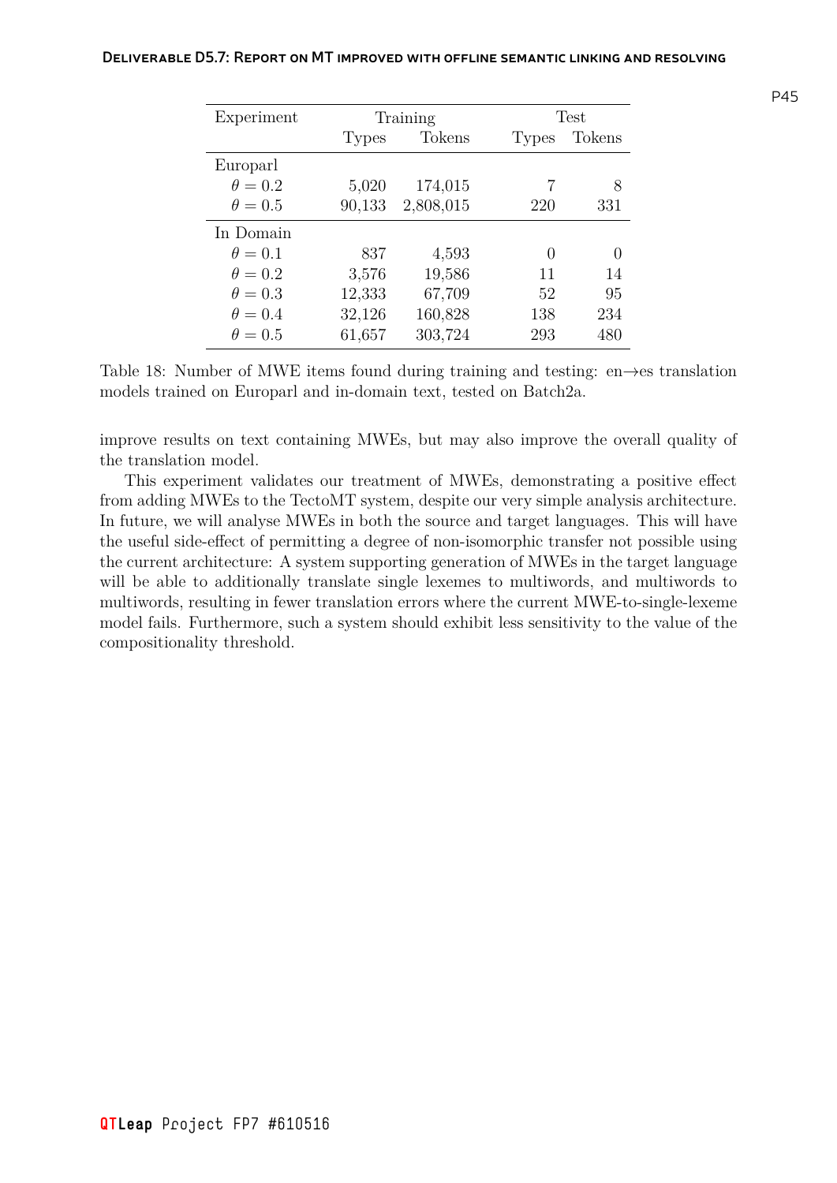| Experiment | Training | | Test | |
|---|---|---|---|---|
| | Types | Tokens | Types | Tokens |
| Europarl | | | | |
| $\theta = 0.2$ | 5,020 | 174,015 | 7 | 8 |
| $\theta = 0.5$ | 90,133 | 2,808,015 | 220 | 331 |
| In Domain | | | | |
| $\theta = 0.1$ | 837 | 4,593 | 0 | 0 |
| $\theta = 0.2$ | 3,576 | 19,586 | 11 | 14 |
| $\theta = 0.3$ | 12,333 | 67,709 | 52 | 95 |
| $\theta = 0.4$ | 32,126 | 160,828 | 138 | 234 |
| $\theta = 0.5$ | 61,657 | 303,724 | 293 | 480 |

Table 18: Number of MWE items found during training and testing: en→es translation models trained on Europarl and in-domain text, tested on Batch2a.

improve results on text containing MWEs, but may also improve the overall quality of the translation model.

This experiment validates our treatment of MWEs, demonstrating a positive effect from adding MWEs to the TectoMT system, despite our very simple analysis architecture. In future, we will analyse MWEs in both the source and target languages. This will have the useful side-effect of permitting a degree of non-isomorphic transfer not possible using the current architecture: A system supporting generation of MWEs in the target language will be able to additionally translate single lexemes to multiwords, and multiwords to multiwords, resulting in fewer translation errors where the current MWE-to-single-lexeme model fails. Furthermore, such a system should exhibit less sensitivity to the value of the compositionality threshold.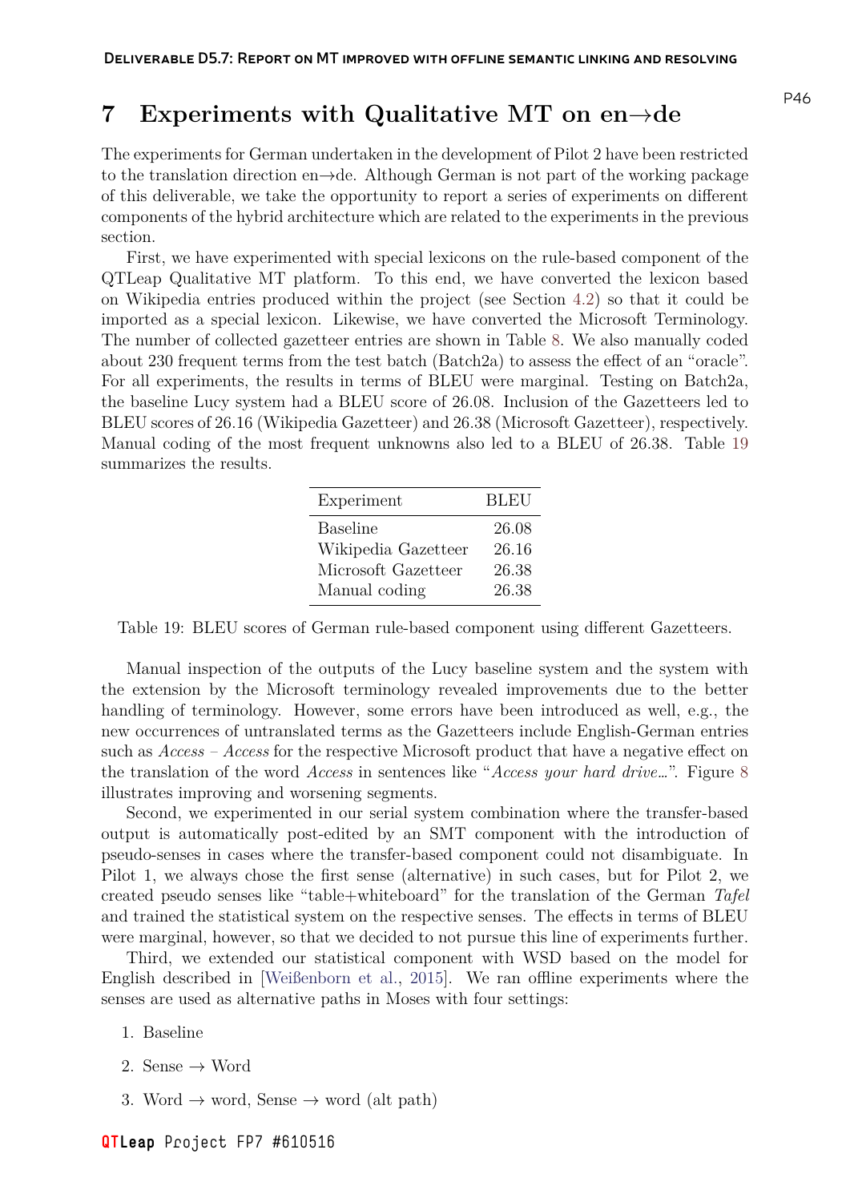# 7 Experiments with Qualitative MT on en→de

The experiments for German undertaken in the development of Pilot 2 have been restricted to the translation direction en→de. Although German is not part of the working package of this deliverable, we take the opportunity to report a series of experiments on different components of the hybrid architecture which are related to the experiments in the previous section.

First, we have experimented with special lexicons on the rule-based component of the QTLeap Qualitative MT platform. To this end, we have converted the lexicon based on Wikipedia entries produced within the project (see Section 4.2) so that it could be imported as a special lexicon. Likewise, we have converted the Microsoft Terminology. The number of collected gazetteer entries are shown in Table 8. We also manually coded about 230 frequent terms from the test batch (Batch2a) to assess the effect of an "oracle". For all experiments, the results in terms of BLEU were marginal. Testing on Batch2a, the baseline Lucy system had a BLEU score of 26.08. Inclusion of the Gazetteers led to BLEU scores of 26.16 (Wikipedia Gazetteer) and 26.38 (Microsoft Gazetteer), respectively. Manual coding of the most frequent unknowns also led to a BLEU of 26.38. Table 19 summarizes the results.

| Experiment | BLEU |
|---|---|
| Baseline | 26.08 |
| Wikipedia Gazetteer | 26.16 |
| Microsoft Gazetteer | 26.38 |
| Manual coding | 26.38 |

Table 19: BLEU scores of German rule-based component using different Gazetteers.

Manual inspection of the outputs of the Lucy baseline system and the system with the extension by the Microsoft terminology revealed improvements due to the better handling of terminology. However, some errors have been introduced as well, e.g., the new occurrences of untranslated terms as the Gazetteers include English-German entries such as *Access – Access* for the respective Microsoft product that have a negative effect on the translation of the word *Access* in sentences like "*Access your hard drive…*". Figure 8 illustrates improving and worsening segments.

Second, we experimented in our serial system combination where the transfer-based output is automatically post-edited by an SMT component with the introduction of pseudo-senses in cases where the transfer-based component could not disambiguate. In Pilot 1, we always chose the first sense (alternative) in such cases, but for Pilot 2, we created pseudo senses like "table+whiteboard" for the translation of the German *Tafel* and trained the statistical system on the respective senses. The effects in terms of BLEU were marginal, however, so that we decided to not pursue this line of experiments further.

Third, we extended our statistical component with WSD based on the model for English described in [Weißenborn et al., 2015]. We ran offline experiments where the senses are used as alternative paths in Moses with four settings:

1. Baseline
2. Sense → Word
3. Word → word, Sense → word (alt path)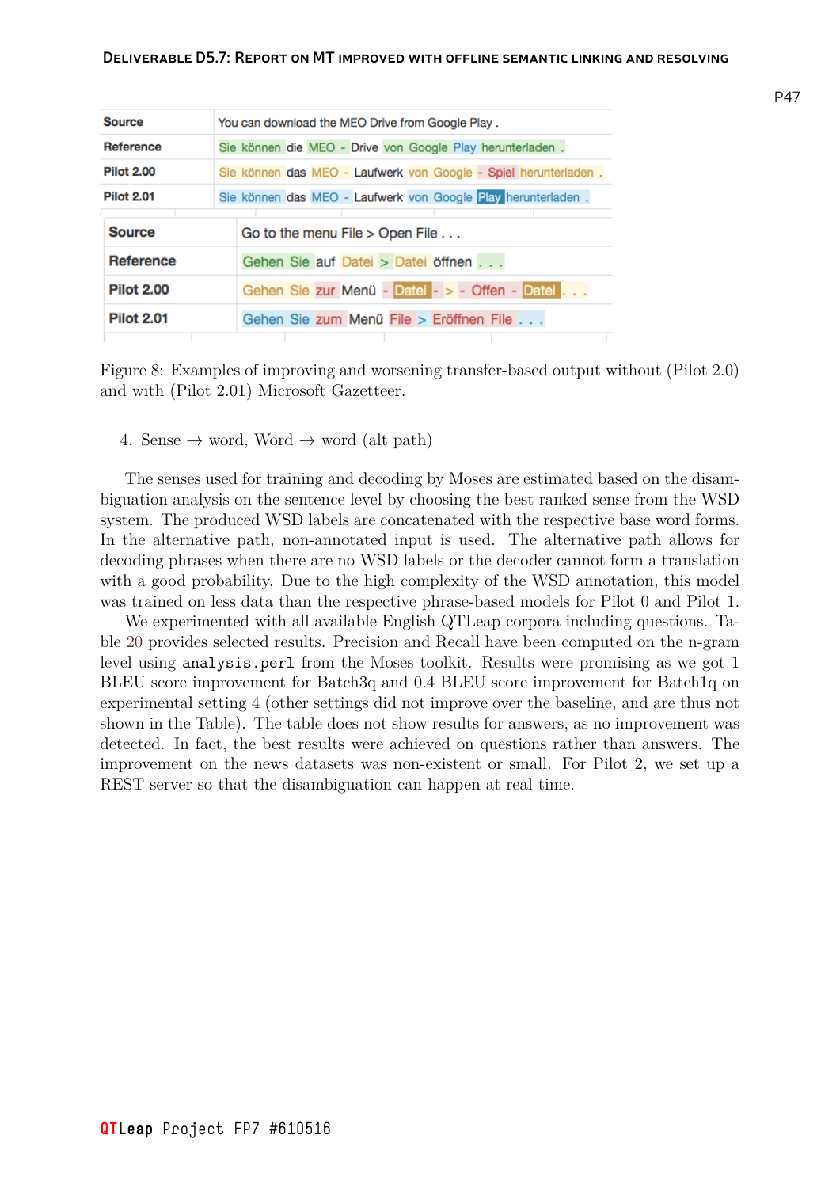| Source | You can download the MEO Drive from Google Play . |
|---|---|
| Reference | Sie können die MEO - Drive von Google Play herunterladen . |
| Pilot 2.00 | Sie können das MEO - Laufwerk von Google - Spiel herunterladen . |
| Pilot 2.01 | Sie können das MEO - Laufwerk von Google Play herunterladen . |

| Source | Go to the menu File > Open File . . . |
|---|---|
| Reference | Gehen Sie auf Datei > Datei öffnen . . . |
| Pilot 2.00 | Gehen Sie zur Menü - Datei - > - Offen - Datei . . . |
| Pilot 2.01 | Gehen Sie zum Menü File > Eröffnen File . . . |

Figure 8: Examples of improving and worsening transfer-based output without (Pilot 2.0) and with (Pilot 2.01) Microsoft Gazetteer.

4. Sense → word, Word → word (alt path)

The senses used for training and decoding by Moses are estimated based on the disambiguation analysis on the sentence level by choosing the best ranked sense from the WSD system. The produced WSD labels are concatenated with the respective base word forms. In the alternative path, non-annotated input is used. The alternative path allows for decoding phrases when there are no WSD labels or the decoder cannot form a translation with a good probability. Due to the high complexity of the WSD annotation, this model was trained on less data than the respective phrase-based models for Pilot 0 and Pilot 1.

We experimented with all available English QTLeap corpora including questions. Table 20 provides selected results. Precision and Recall have been computed on the n-gram level using `analysis.perl` from the Moses toolkit. Results were promising as we got 1 BLEU score improvement for Batch3q and 0.4 BLEU score improvement for Batch1q on experimental setting 4 (other settings did not improve over the baseline, and are thus not shown in the Table). The table does not show results for answers, as no improvement was detected. In fact, the best results were achieved on questions rather than answers. The improvement on the news datasets was non-existent or small. For Pilot 2, we set up a REST server so that the disambiguation can happen at real time.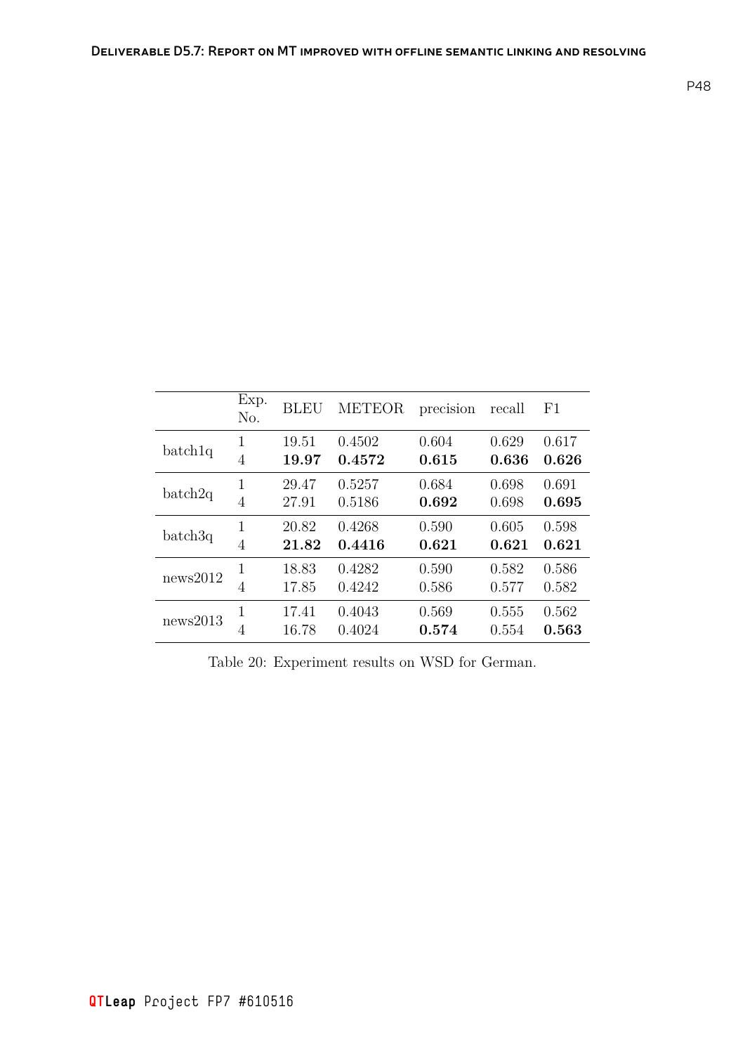| | Exp. No. | BLEU | METEOR | precision | recall | F1 |
|---|---|---|---|---|---|---|
| batch1q | 1 | 19.51 | 0.4502 | 0.604 | 0.629 | 0.617 |
| | 4 | **19.97** | **0.4572** | **0.615** | **0.636** | **0.626** |
| batch2q | 1 | 29.47 | 0.5257 | 0.684 | 0.698 | 0.691 |
| | 4 | 27.91 | 0.5186 | **0.692** | 0.698 | **0.695** |
| batch3q | 1 | 20.82 | 0.4268 | 0.590 | 0.605 | 0.598 |
| | 4 | **21.82** | **0.4416** | **0.621** | **0.621** | **0.621** |
| news2012 | 1 | 18.83 | 0.4282 | 0.590 | 0.582 | 0.586 |
| | 4 | 17.85 | 0.4242 | 0.586 | 0.577 | 0.582 |
| news2013 | 1 | 17.41 | 0.4043 | 0.569 | 0.555 | 0.562 |
| | 4 | 16.78 | 0.4024 | **0.574** | 0.554 | **0.563** |

Table 20: Experiment results on WSD for German.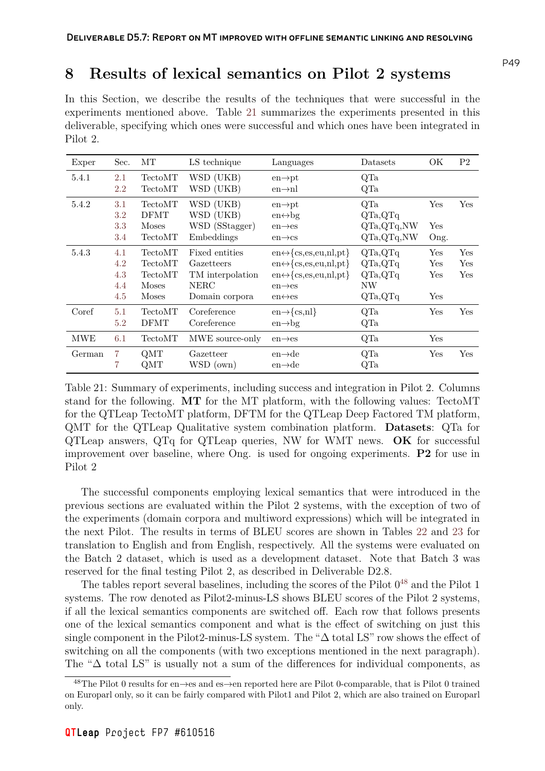# 8 Results of lexical semantics on Pilot 2 systems

In this Section, we describe the results of the techniques that were successful in the experiments mentioned above. Table 21 summarizes the experiments presented in this deliverable, specifying which ones were successful and which ones have been integrated in Pilot 2.

| Exper | Sec. | MT | LS technique | Languages | Datasets | OK | P2 |
|---|---|---|---|---|---|---|---|
| 5.4.1 | 2.1 | TectoMT | WSD (UKB) | en→pt | QTa | | |
| | 2.2 | TectoMT | WSD (UKB) | en→nl | QTa | | |
| 5.4.2 | 3.1 | TectoMT | WSD (UKB) | en→pt | QTa | Yes | Yes |
| | 3.2 | DFMT | WSD (UKB) | en↔bg | QTa,QTq | | |
| | 3.3 | Moses | WSD (SStagger) | en→es | QTa,QTq,NW | Yes | |
| | 3.4 | TectoMT | Embeddings | en→cs | QTa,QTq,NW | Ong. | |
| 5.4.3 | 4.1 | TectoMT | Fixed entities | en↔{cs,es,eu,nl,pt} | QTa,QTq | Yes | Yes |
| | 4.2 | TectoMT | Gazetteers | en↔{cs,es,eu,nl,pt} | QTa,QTq | Yes | Yes |
| | 4.3 | TectoMT | TM interpolation | en↔{cs,es,eu,nl,pt} | QTa,QTq | Yes | Yes |
| | 4.4 | Moses | NERC | en→es | NW | | |
| | 4.5 | Moses | Domain corpora | en↔es | QTa,QTq | Yes | |
| Coref | 5.1 | TectoMT | Coreference | en→{cs,nl} | QTa | Yes | Yes |
| | 5.2 | DFMT | Coreference | en→bg | QTa | | |
| MWE | 6.1 | TectoMT | MWE source-only | en→es | QTa | Yes | |
| German | 7 | QMT | Gazetteer | en→de | QTa | Yes | Yes |
| | 7 | QMT | WSD (own) | en→de | QTa | | |

Table 21: Summary of experiments, including success and integration in Pilot 2. Columns stand for the following. **MT** for the MT platform, with the following values: TectoMT for the QTLeap TectoMT platform, DFTM for the QTLeap Deep Factored TM platform, QMT for the QTLeap Qualitative system combination platform. **Datasets**: QTa for QTLeap answers, QTq for QTLeap queries, NW for WMT news. **OK** for successful improvement over baseline, where Ong. is used for ongoing experiments. **P2** for use in Pilot 2

The successful components employing lexical semantics that were introduced in the previous sections are evaluated within the Pilot 2 systems, with the exception of two of the experiments (domain corpora and multiword expressions) which will be integrated in the next Pilot. The results in terms of BLEU scores are shown in Tables 22 and 23 for translation to English and from English, respectively. All the systems were evaluated on the Batch 2 dataset, which is used as a development dataset. Note that Batch 3 was reserved for the final testing Pilot 2, as described in Deliverable D2.8.

The tables report several baselines, including the scores of the Pilot 0[48] and the Pilot 1 systems. The row denoted as Pilot2-minus-LS shows BLEU scores of the Pilot 2 systems, if all the lexical semantics components are switched off. Each row that follows presents one of the lexical semantics component and what is the effect of switching on just this single component in the Pilot2-minus-LS system. The "Δ total LS" row shows the effect of switching on all the components (with two exceptions mentioned in the next paragraph). The "Δ total LS" is usually not a sum of the differences for individual components, as

[48] The Pilot 0 results for en→es and es→en reported here are Pilot 0-comparable, that is Pilot 0 trained on Europarl only, so it can be fairly compared with Pilot1 and Pilot 2, which are also trained on Europarl only.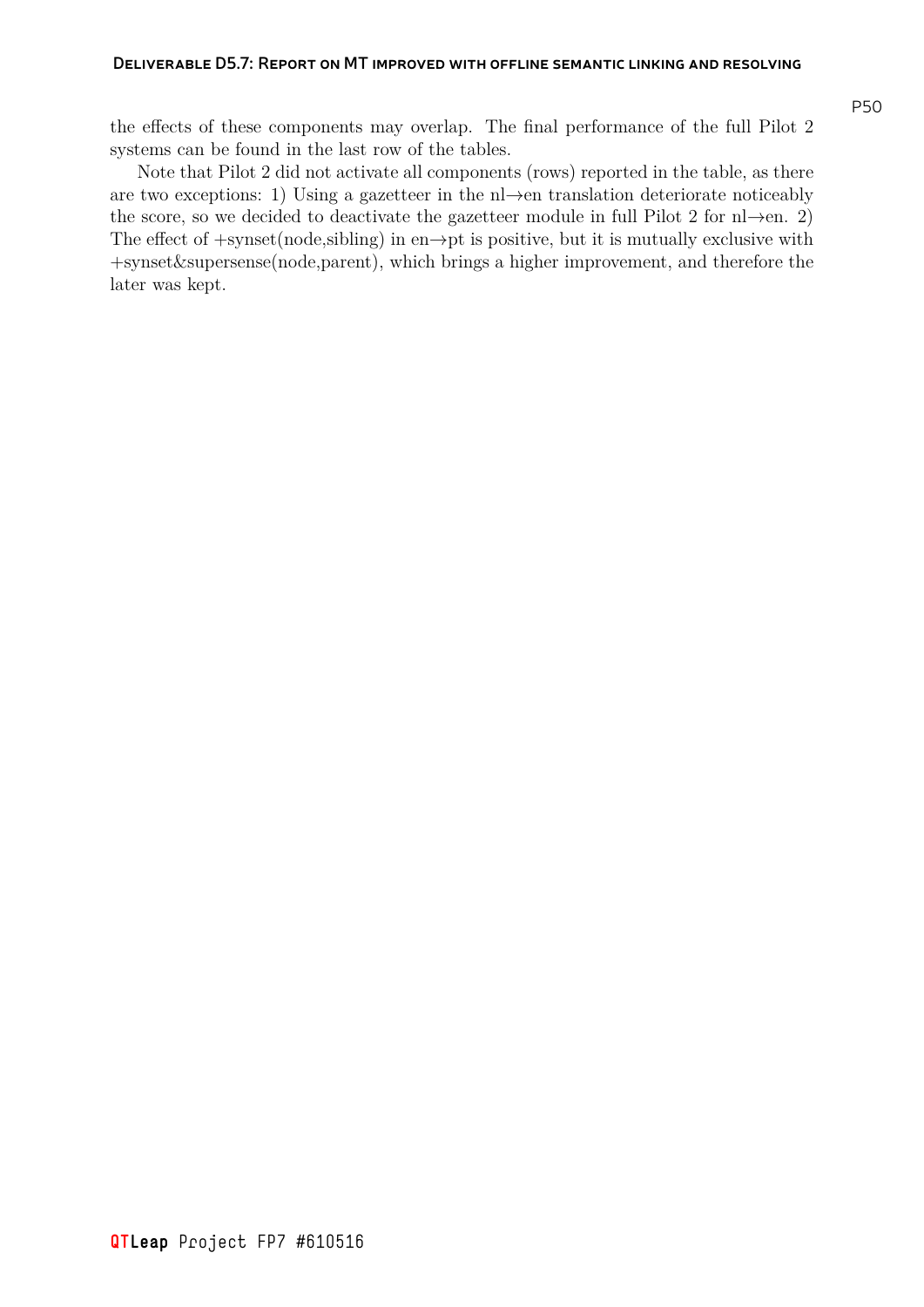the effects of these components may overlap. The final performance of the full Pilot 2 systems can be found in the last row of the tables.

Note that Pilot 2 did not activate all components (rows) reported in the table, as there are two exceptions: 1) Using a gazetteer in the nl→en translation deteriorate noticeably the score, so we decided to deactivate the gazetteer module in full Pilot 2 for nl→en. 2) The effect of +synset(node,sibling) in en→pt is positive, but it is mutually exclusive with +synset&supersense(node,parent), which brings a higher improvement, and therefore the later was kept.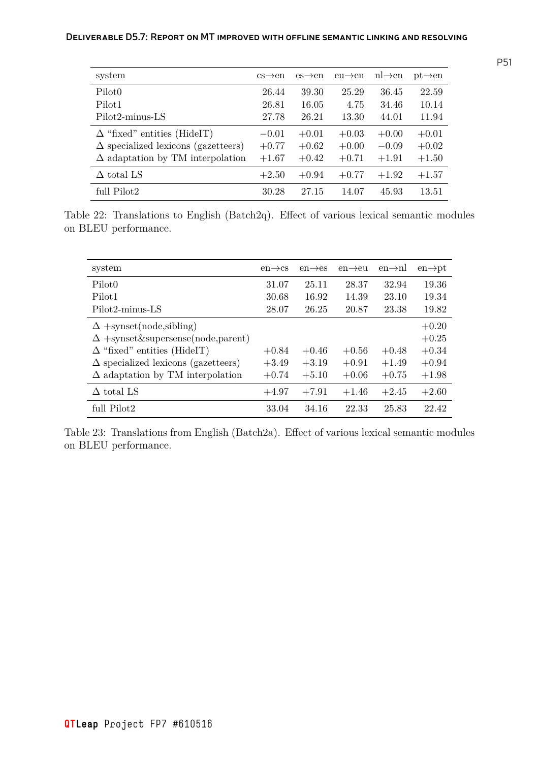| system | cs→en | es→en | eu→en | nl→en | pt→en |
|---|---|---|---|---|---|
| Pilot0 | 26.44 | 39.30 | 25.29 | 36.45 | 22.59 |
| Pilot1 | 26.81 | 16.05 | 4.75 | 34.46 | 10.14 |
| Pilot2-minus-LS | 27.78 | 26.21 | 13.30 | 44.01 | 11.94 |
| Δ "fixed" entities (HideIT) | −0.01 | +0.01 | +0.03 | +0.00 | +0.01 |
| Δ specialized lexicons (gazetteers) | +0.77 | +0.62 | +0.00 | −0.09 | +0.02 |
| Δ adaptation by TM interpolation | +1.67 | +0.42 | +0.71 | +1.91 | +1.50 |
| Δ total LS | +2.50 | +0.94 | +0.77 | +1.92 | +1.57 |
| full Pilot2 | 30.28 | 27.15 | 14.07 | 45.93 | 13.51 |

Table 22: Translations to English (Batch2q). Effect of various lexical semantic modules on BLEU performance.

| system | en→cs | en→es | en→eu | en→nl | en→pt |
|---|---|---|---|---|---|
| Pilot0 | 31.07 | 25.11 | 28.37 | 32.94 | 19.36 |
| Pilot1 | 30.68 | 16.92 | 14.39 | 23.10 | 19.34 |
| Pilot2-minus-LS | 28.07 | 26.25 | 20.87 | 23.38 | 19.82 |
| Δ +synset(node,sibling) | | | | | +0.20 |
| Δ +synset&supersense(node,parent) | | | | | +0.25 |
| Δ "fixed" entities (HideIT) | +0.84 | +0.46 | +0.56 | +0.48 | +0.34 |
| Δ specialized lexicons (gazetteers) | +3.49 | +3.19 | +0.91 | +1.49 | +0.94 |
| Δ adaptation by TM interpolation | +0.74 | +5.10 | +0.06 | +0.75 | +1.98 |
| Δ total LS | +4.97 | +7.91 | +1.46 | +2.45 | +2.60 |
| full Pilot2 | 33.04 | 34.16 | 22.33 | 25.83 | 22.42 |

Table 23: Translations from English (Batch2a). Effect of various lexical semantic modules on BLEU performance.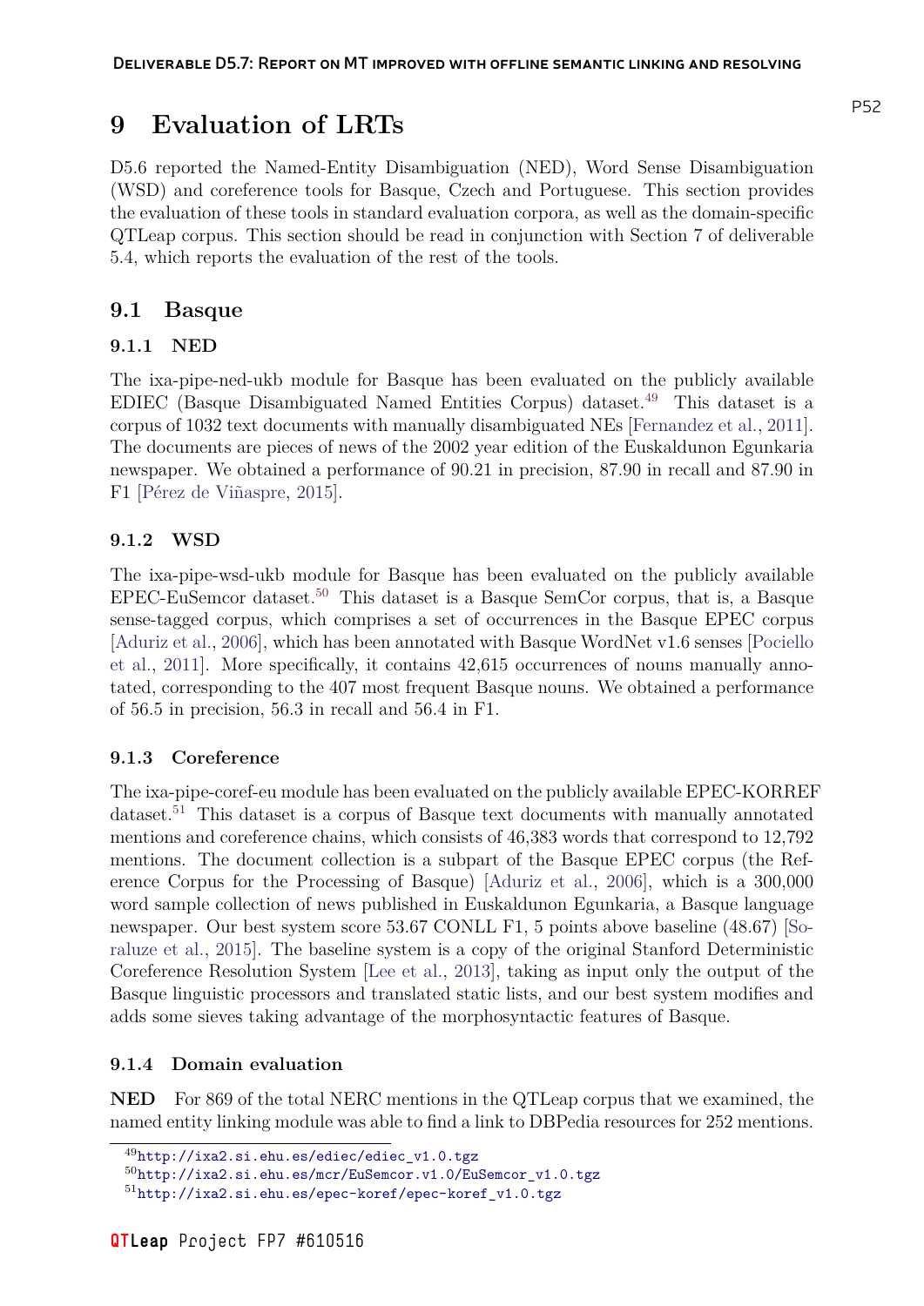# 9 Evaluation of LRTs

D5.6 reported the Named-Entity Disambiguation (NED), Word Sense Disambiguation (WSD) and coreference tools for Basque, Czech and Portuguese. This section provides the evaluation of these tools in standard evaluation corpora, as well as the domain-specific QTLeap corpus. This section should be read in conjunction with Section 7 of deliverable 5.4, which reports the evaluation of the rest of the tools.

## 9.1 Basque

### 9.1.1 NED

The ixa-pipe-ned-ukb module for Basque has been evaluated on the publicly available EDIEC (Basque Disambiguated Named Entities Corpus) dataset.[49] This dataset is a corpus of 1032 text documents with manually disambiguated NEs [Fernandez et al., 2011]. The documents are pieces of news of the 2002 year edition of the Euskaldunon Egunkaria newspaper. We obtained a performance of 90.21 in precision, 87.90 in recall and 87.90 in F1 [Pérez de Viñaspre, 2015].

### 9.1.2 WSD

The ixa-pipe-wsd-ukb module for Basque has been evaluated on the publicly available EPEC-EuSemcor dataset.[50] This dataset is a Basque SemCor corpus, that is, a Basque sense-tagged corpus, which comprises a set of occurrences in the Basque EPEC corpus [Aduriz et al., 2006], which has been annotated with Basque WordNet v1.6 senses [Pociello et al., 2011]. More specifically, it contains 42,615 occurrences of nouns manually annotated, corresponding to the 407 most frequent Basque nouns. We obtained a performance of 56.5 in precision, 56.3 in recall and 56.4 in F1.

### 9.1.3 Coreference

The ixa-pipe-coref-eu module has been evaluated on the publicly available EPEC-KORREF dataset.[51] This dataset is a corpus of Basque text documents with manually annotated mentions and coreference chains, which consists of 46,383 words that correspond to 12,792 mentions. The document collection is a subpart of the Basque EPEC corpus (the Reference Corpus for the Processing of Basque) [Aduriz et al., 2006], which is a 300,000 word sample collection of news published in Euskaldunon Egunkaria, a Basque language newspaper. Our best system score 53.67 CONLL F1, 5 points above baseline (48.67) [Soraluze et al., 2015]. The baseline system is a copy of the original Stanford Deterministic Coreference Resolution System [Lee et al., 2013], taking as input only the output of the Basque linguistic processors and translated static lists, and our best system modifies and adds some sieves taking advantage of the morphosyntactic features of Basque.

### 9.1.4 Domain evaluation

**NED** For 869 of the total NERC mentions in the QTLeap corpus that we examined, the named entity linking module was able to find a link to DBPedia resources for 252 mentions.

[49] http://ixa2.si.ehu.es/ediec/ediec_v1.0.tgz

[50] http://ixa2.si.ehu.es/mcr/EuSemcor.v1.0/EuSemcor_v1.0.tgz

[51] http://ixa2.si.ehu.es/epec-koref/epec-koref_v1.0.tgz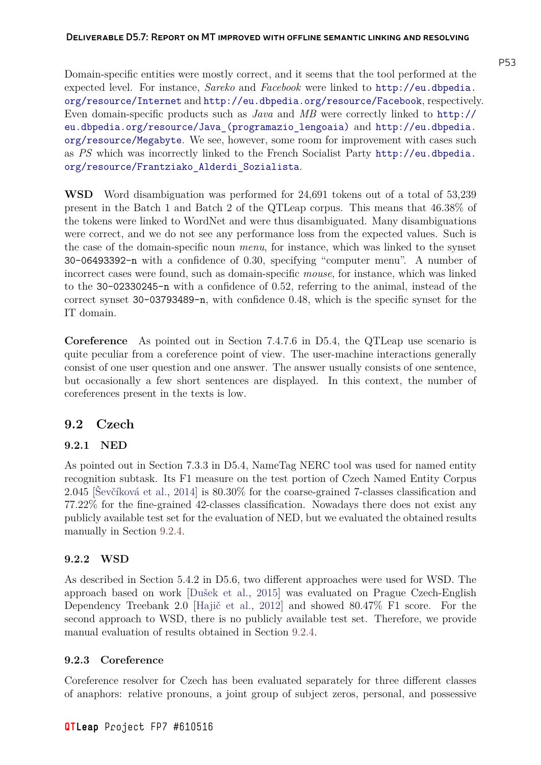Domain-specific entities were mostly correct, and it seems that the tool performed at the expected level. For instance, *Sareko* and *Facebook* were linked to `http://eu.dbpedia.org/resource/Internet` and `http://eu.dbpedia.org/resource/Facebook`, respectively. Even domain-specific products such as *Java* and *MB* were correctly linked to `http://eu.dbpedia.org/resource/Java_(programazio_lengoaia)` and `http://eu.dbpedia.org/resource/Megabyte`. We see, however, some room for improvement with cases such as *PS* which was incorrectly linked to the French Socialist Party `http://eu.dbpedia.org/resource/Frantziako_Alderdi_Sozialista`.

**WSD** Word disambiguation was performed for 24,691 tokens out of a total of 53,239 present in the Batch 1 and Batch 2 of the QTLeap corpus. This means that 46.38% of the tokens were linked to WordNet and were thus disambiguated. Many disambiguations were correct, and we do not see any performance loss from the expected values. Such is the case of the domain-specific noun *menu*, for instance, which was linked to the synset `30-06493392-n` with a confidence of 0.30, specifying "computer menu". A number of incorrect cases were found, such as domain-specific *mouse*, for instance, which was linked to the `30-02330245-n` with a confidence of 0.52, referring to the animal, instead of the correct synset `30-03793489-n`, with confidence 0.48, which is the specific synset for the IT domain.

**Coreference** As pointed out in Section 7.4.7.6 in D5.4, the QTLeap use scenario is quite peculiar from a coreference point of view. The user-machine interactions generally consist of one user question and one answer. The answer usually consists of one sentence, but occasionally a few short sentences are displayed. In this context, the number of coreferences present in the texts is low.

## 9.2 Czech

### 9.2.1 NED

As pointed out in Section 7.3.3 in D5.4, NameTag NERC tool was used for named entity recognition subtask. Its F1 measure on the test portion of Czech Named Entity Corpus 2.045 [Ševčíková et al., 2014] is 80.30% for the coarse-grained 7-classes classification and 77.22% for the fine-grained 42-classes classification. Nowadays there does not exist any publicly available test set for the evaluation of NED, but we evaluated the obtained results manually in Section 9.2.4.

### 9.2.2 WSD

As described in Section 5.4.2 in D5.6, two different approaches were used for WSD. The approach based on work [Dušek et al., 2015] was evaluated on Prague Czech-English Dependency Treebank 2.0 [Hajič et al., 2012] and showed 80.47% F1 score. For the second approach to WSD, there is no publicly available test set. Therefore, we provide manual evaluation of results obtained in Section 9.2.4.

### 9.2.3 Coreference

Coreference resolver for Czech has been evaluated separately for three different classes of anaphors: relative pronouns, a joint group of subject zeros, personal, and possessive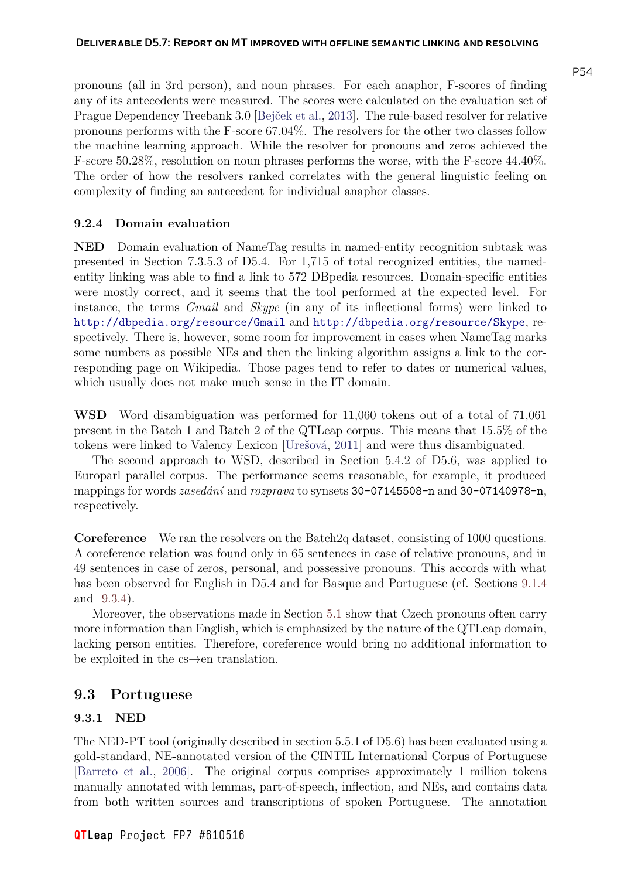pronouns (all in 3rd person), and noun phrases. For each anaphor, F-scores of finding any of its antecedents were measured. The scores were calculated on the evaluation set of Prague Dependency Treebank 3.0 [Bejček et al., 2013]. The rule-based resolver for relative pronouns performs with the F-score 67.04%. The resolvers for the other two classes follow the machine learning approach. While the resolver for pronouns and zeros achieved the F-score 50.28%, resolution on noun phrases performs the worse, with the F-score 44.40%. The order of how the resolvers ranked correlates with the general linguistic feeling on complexity of finding an antecedent for individual anaphor classes.

### 9.2.4 Domain evaluation

**NED** Domain evaluation of NameTag results in named-entity recognition subtask was presented in Section 7.3.5.3 of D5.4. For 1,715 of total recognized entities, the named-entity linking was able to find a link to 572 DBpedia resources. Domain-specific entities were mostly correct, and it seems that the tool performed at the expected level. For instance, the terms *Gmail* and *Skype* (in any of its inflectional forms) were linked to `http://dbpedia.org/resource/Gmail` and `http://dbpedia.org/resource/Skype`, respectively. There is, however, some room for improvement in cases when NameTag marks some numbers as possible NEs and then the linking algorithm assigns a link to the corresponding page on Wikipedia. Those pages tend to refer to dates or numerical values, which usually does not make much sense in the IT domain.

**WSD** Word disambiguation was performed for 11,060 tokens out of a total of 71,061 present in the Batch 1 and Batch 2 of the QTLeap corpus. This means that 15.5% of the tokens were linked to Valency Lexicon [Urešová, 2011] and were thus disambiguated.

The second approach to WSD, described in Section 5.4.2 of D5.6, was applied to Europarl parallel corpus. The performance seems reasonable, for example, it produced mappings for words *zasedání* and *rozprava* to synsets `30-07145508-n` and `30-07140978-n`, respectively.

**Coreference** We ran the resolvers on the Batch2q dataset, consisting of 1000 questions. A coreference relation was found only in 65 sentences in case of relative pronouns, and in 49 sentences in case of zeros, personal, and possessive pronouns. This accords with what has been observed for English in D5.4 and for Basque and Portuguese (cf. Sections 9.1.4 and 9.3.4).

Moreover, the observations made in Section 5.1 show that Czech pronouns often carry more information than English, which is emphasized by the nature of the QTLeap domain, lacking person entities. Therefore, coreference would bring no additional information to be exploited in the cs→en translation.

## 9.3 Portuguese

### 9.3.1 NED

The NED-PT tool (originally described in section 5.5.1 of D5.6) has been evaluated using a gold-standard, NE-annotated version of the CINTIL International Corpus of Portuguese [Barreto et al., 2006]. The original corpus comprises approximately 1 million tokens manually annotated with lemmas, part-of-speech, inflection, and NEs, and contains data from both written sources and transcriptions of spoken Portuguese. The annotation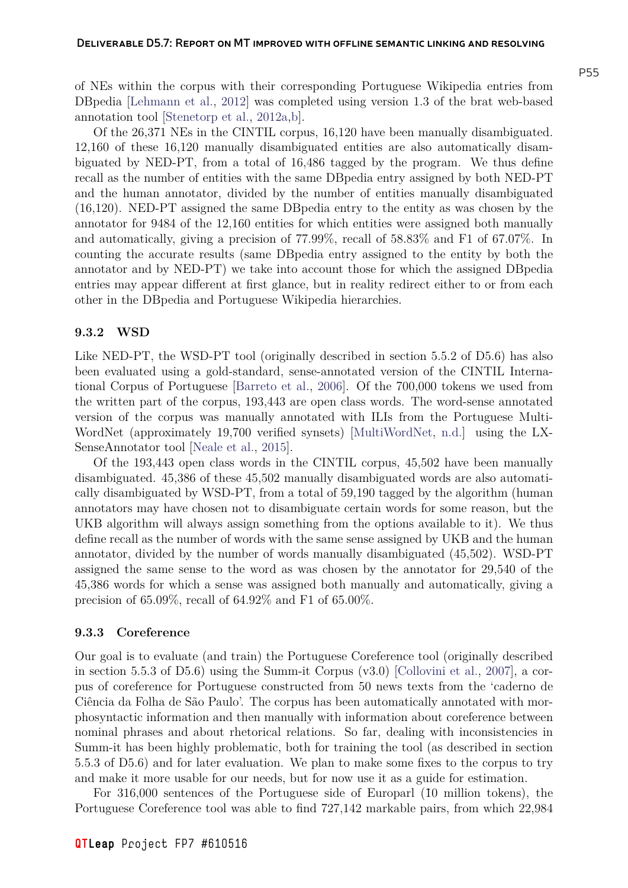of NEs within the corpus with their corresponding Portuguese Wikipedia entries from DBpedia [Lehmann et al., 2012] was completed using version 1.3 of the brat web-based annotation tool [Stenetorp et al., 2012a,b].

Of the 26,371 NEs in the CINTIL corpus, 16,120 have been manually disambiguated. 12,160 of these 16,120 manually disambiguated entities are also automatically disambiguated by NED-PT, from a total of 16,486 tagged by the program. We thus define recall as the number of entities with the same DBpedia entry assigned by both NED-PT and the human annotator, divided by the number of entities manually disambiguated (16,120). NED-PT assigned the same DBpedia entry to the entity as was chosen by the annotator for 9484 of the 12,160 entities for which entities were assigned both manually and automatically, giving a precision of 77.99%, recall of 58.83% and F1 of 67.07%. In counting the accurate results (same DBpedia entry assigned to the entity by both the annotator and by NED-PT) we take into account those for which the assigned DBpedia entries may appear different at first glance, but in reality redirect either to or from each other in the DBpedia and Portuguese Wikipedia hierarchies.

### 9.3.2 WSD

Like NED-PT, the WSD-PT tool (originally described in section 5.5.2 of D5.6) has also been evaluated using a gold-standard, sense-annotated version of the CINTIL International Corpus of Portuguese [Barreto et al., 2006]. Of the 700,000 tokens we used from the written part of the corpus, 193,443 are open class words. The word-sense annotated version of the corpus was manually annotated with ILIs from the Portuguese MultiWordNet (approximately 19,700 verified synsets) [MultiWordNet, n.d.] using the LX-SenseAnnotator tool [Neale et al., 2015].

Of the 193,443 open class words in the CINTIL corpus, 45,502 have been manually disambiguated. 45,386 of these 45,502 manually disambiguated words are also automatically disambiguated by WSD-PT, from a total of 59,190 tagged by the algorithm (human annotators may have chosen not to disambiguate certain words for some reason, but the UKB algorithm will always assign something from the options available to it). We thus define recall as the number of words with the same sense assigned by UKB and the human annotator, divided by the number of words manually disambiguated (45,502). WSD-PT assigned the same sense to the word as was chosen by the annotator for 29,540 of the 45,386 words for which a sense was assigned both manually and automatically, giving a precision of 65.09%, recall of 64.92% and F1 of 65.00%.

### 9.3.3 Coreference

Our goal is to evaluate (and train) the Portuguese Coreference tool (originally described in section 5.5.3 of D5.6) using the Summ-it Corpus (v3.0) [Collovini et al., 2007], a corpus of coreference for Portuguese constructed from 50 news texts from the 'caderno de Ciência da Folha de São Paulo'. The corpus has been automatically annotated with morphosyntactic information and then manually with information about coreference between nominal phrases and about rhetorical relations. So far, dealing with inconsistencies in Summ-it has been highly problematic, both for training the tool (as described in section 5.5.3 of D5.6) and for later evaluation. We plan to make some fixes to the corpus to try and make it more usable for our needs, but for now use it as a guide for estimation.

For 316,000 sentences of the Portuguese side of Europarl (10 million tokens), the Portuguese Coreference tool was able to find 727,142 markable pairs, from which 22,984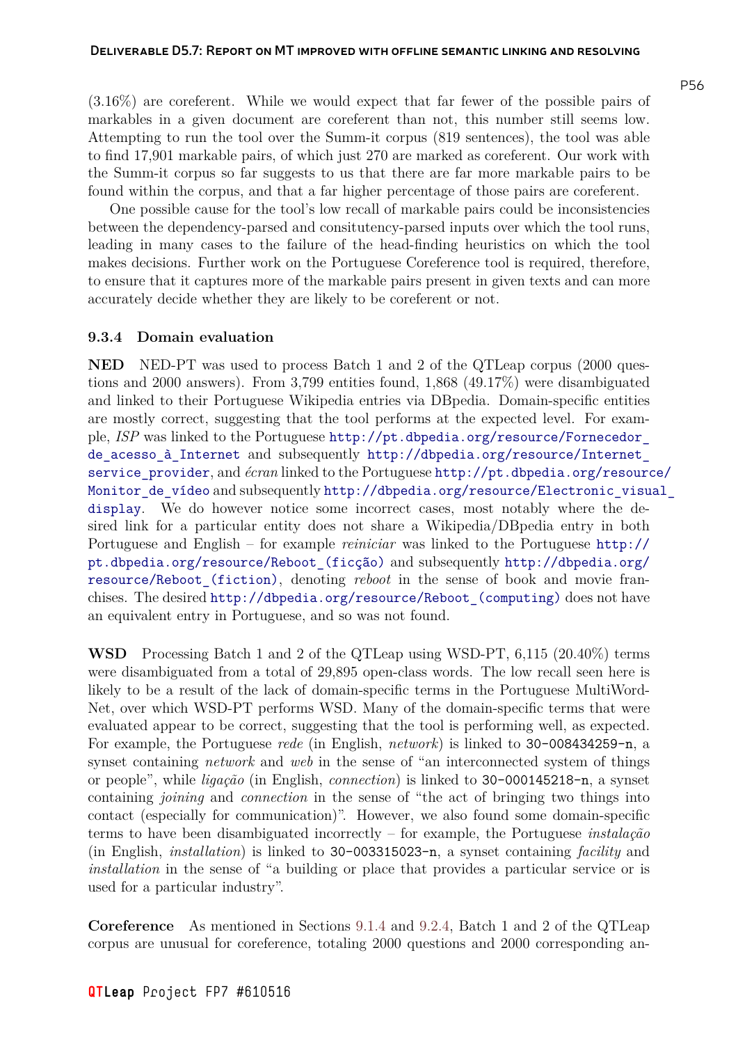(3.16%) are coreferent. While we would expect that far fewer of the possible pairs of markables in a given document are coreferent than not, this number still seems low. Attempting to run the tool over the Summ-it corpus (819 sentences), the tool was able to find 17,901 markable pairs, of which just 270 are marked as coreferent. Our work with the Summ-it corpus so far suggests to us that there are far more markable pairs to be found within the corpus, and that a far higher percentage of those pairs are coreferent.

One possible cause for the tool's low recall of markable pairs could be inconsistencies between the dependency-parsed and consitutency-parsed inputs over which the tool runs, leading in many cases to the failure of the head-finding heuristics on which the tool makes decisions. Further work on the Portuguese Coreference tool is required, therefore, to ensure that it captures more of the markable pairs present in given texts and can more accurately decide whether they are likely to be coreferent or not.

### 9.3.4 Domain evaluation

**NED** NED-PT was used to process Batch 1 and 2 of the QTLeap corpus (2000 questions and 2000 answers). From 3,799 entities found, 1,868 (49.17%) were disambiguated and linked to their Portuguese Wikipedia entries via DBpedia. Domain-specific entities are mostly correct, suggesting that the tool performs at the expected level. For example, *ISP* was linked to the Portuguese http://pt.dbpedia.org/resource/Fornecedor_de_acesso_à_Internet and subsequently http://dbpedia.org/resource/Internet_service_provider, and *écran* linked to the Portuguese http://pt.dbpedia.org/resource/Monitor_de_vídeo and subsequently http://dbpedia.org/resource/Electronic_visual_display. We do however notice some incorrect cases, most notably where the desired link for a particular entity does not share a Wikipedia/DBpedia entry in both Portuguese and English – for example *reiniciar* was linked to the Portuguese http://pt.dbpedia.org/resource/Reboot_(ficção) and subsequently http://dbpedia.org/resource/Reboot_(fiction), denoting *reboot* in the sense of book and movie franchises. The desired http://dbpedia.org/resource/Reboot_(computing) does not have an equivalent entry in Portuguese, and so was not found.

**WSD** Processing Batch 1 and 2 of the QTLeap using WSD-PT, 6,115 (20.40%) terms were disambiguated from a total of 29,895 open-class words. The low recall seen here is likely to be a result of the lack of domain-specific terms in the Portuguese MultiWordNet, over which WSD-PT performs WSD. Many of the domain-specific terms that were evaluated appear to be correct, suggesting that the tool is performing well, as expected. For example, the Portuguese *rede* (in English, *network*) is linked to `30-008434259-n`, a synset containing *network* and *web* in the sense of "an interconnected system of things or people", while *ligação* (in English, *connection*) is linked to `30-000145218-n`, a synset containing *joining* and *connection* in the sense of "the act of bringing two things into contact (especially for communication)". However, we also found some domain-specific terms to have been disambiguated incorrectly – for example, the Portuguese *instalação* (in English, *installation*) is linked to `30-003315023-n`, a synset containing *facility* and *installation* in the sense of "a building or place that provides a particular service or is used for a particular industry".

**Coreference** As mentioned in Sections 9.1.4 and 9.2.4, Batch 1 and 2 of the QTLeap corpus are unusual for coreference, totaling 2000 questions and 2000 corresponding an-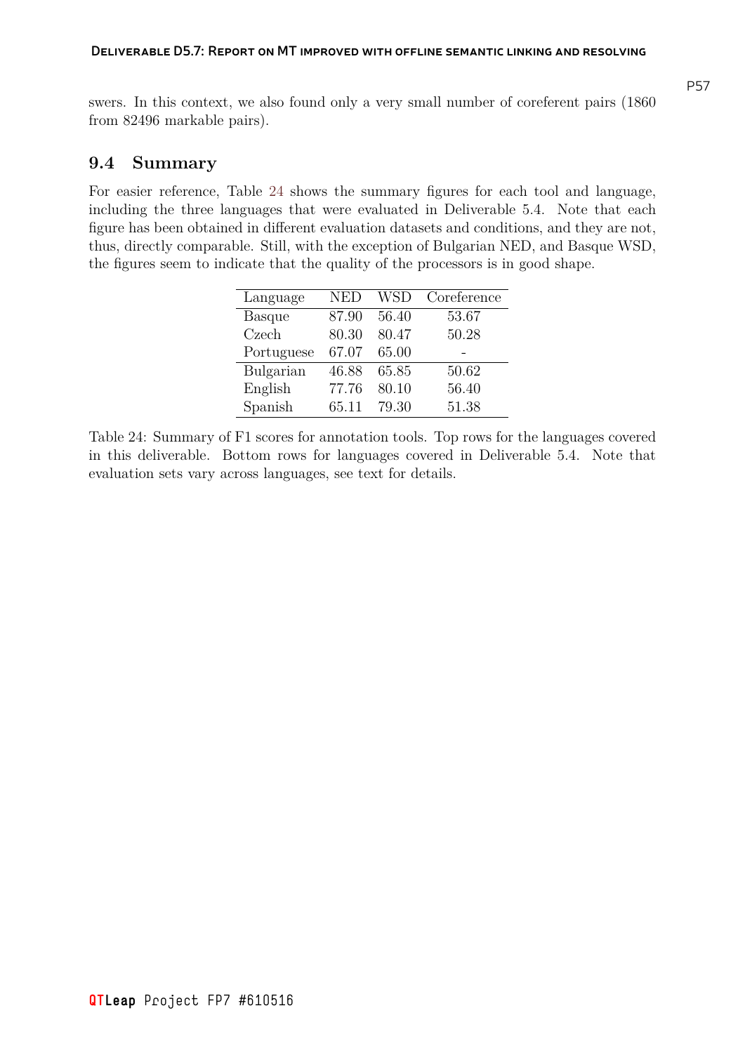swers. In this context, we also found only a very small number of coreferent pairs (1860 from 82496 markable pairs).

## 9.4 Summary

For easier reference, Table 24 shows the summary figures for each tool and language, including the three languages that were evaluated in Deliverable 5.4. Note that each figure has been obtained in different evaluation datasets and conditions, and they are not, thus, directly comparable. Still, with the exception of Bulgarian NED, and Basque WSD, the figures seem to indicate that the quality of the processors is in good shape.

| Language | NED | WSD | Coreference |
|---|---|---|---|
| Basque | 87.90 | 56.40 | 53.67 |
| Czech | 80.30 | 80.47 | 50.28 |
| Portuguese | 67.07 | 65.00 | - |
| Bulgarian | 46.88 | 65.85 | 50.62 |
| English | 77.76 | 80.10 | 56.40 |
| Spanish | 65.11 | 79.30 | 51.38 |

Table 24: Summary of F1 scores for annotation tools. Top rows for the languages covered in this deliverable. Bottom rows for languages covered in Deliverable 5.4. Note that evaluation sets vary across languages, see text for details.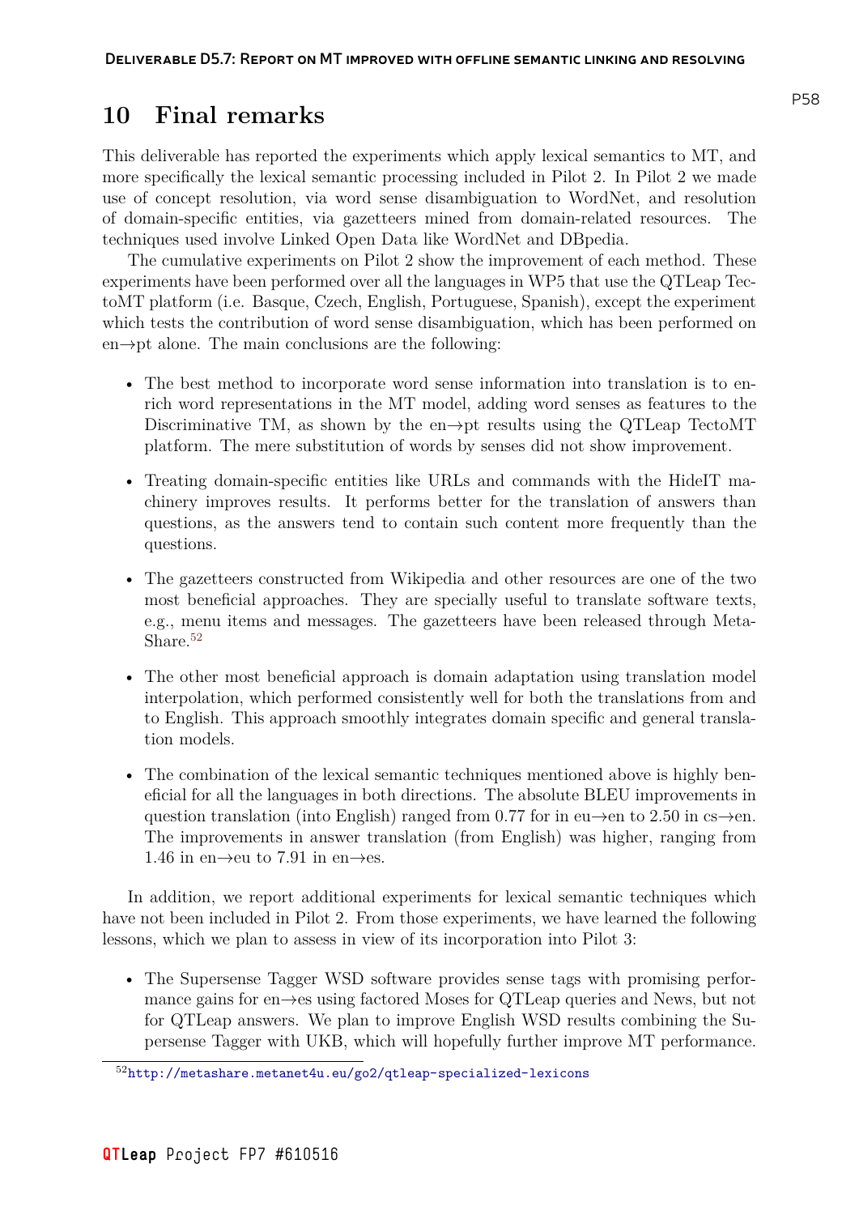# 10 Final remarks

This deliverable has reported the experiments which apply lexical semantics to MT, and more specifically the lexical semantic processing included in Pilot 2. In Pilot 2 we made use of concept resolution, via word sense disambiguation to WordNet, and resolution of domain-specific entities, via gazetteers mined from domain-related resources. The techniques used involve Linked Open Data like WordNet and DBpedia.

The cumulative experiments on Pilot 2 show the improvement of each method. These experiments have been performed over all the languages in WP5 that use the QTLeap TectoMT platform (i.e. Basque, Czech, English, Portuguese, Spanish), except the experiment which tests the contribution of word sense disambiguation, which has been performed on en→pt alone. The main conclusions are the following:

- The best method to incorporate word sense information into translation is to enrich word representations in the MT model, adding word senses as features to the Discriminative TM, as shown by the en→pt results using the QTLeap TectoMT platform. The mere substitution of words by senses did not show improvement.
- Treating domain-specific entities like URLs and commands with the HideIT machinery improves results. It performs better for the translation of answers than questions, as the answers tend to contain such content more frequently than the questions.
- The gazetteers constructed from Wikipedia and other resources are one of the two most beneficial approaches. They are specially useful to translate software texts, e.g., menu items and messages. The gazetteers have been released through Meta-Share.[52]
- The other most beneficial approach is domain adaptation using translation model interpolation, which performed consistently well for both the translations from and to English. This approach smoothly integrates domain specific and general translation models.
- The combination of the lexical semantic techniques mentioned above is highly beneficial for all the languages in both directions. The absolute BLEU improvements in question translation (into English) ranged from 0.77 for in eu→en to 2.50 in cs→en. The improvements in answer translation (from English) was higher, ranging from 1.46 in en→eu to 7.91 in en→es.

In addition, we report additional experiments for lexical semantic techniques which have not been included in Pilot 2. From those experiments, we have learned the following lessons, which we plan to assess in view of its incorporation into Pilot 3:

- The Supersense Tagger WSD software provides sense tags with promising performance gains for en→es using factored Moses for QTLeap queries and News, but not for QTLeap answers. We plan to improve English WSD results combining the Supersense Tagger with UKB, which will hopefully further improve MT performance.

[52] http://metashare.metanet4u.eu/go2/qtleap-specialized-lexicons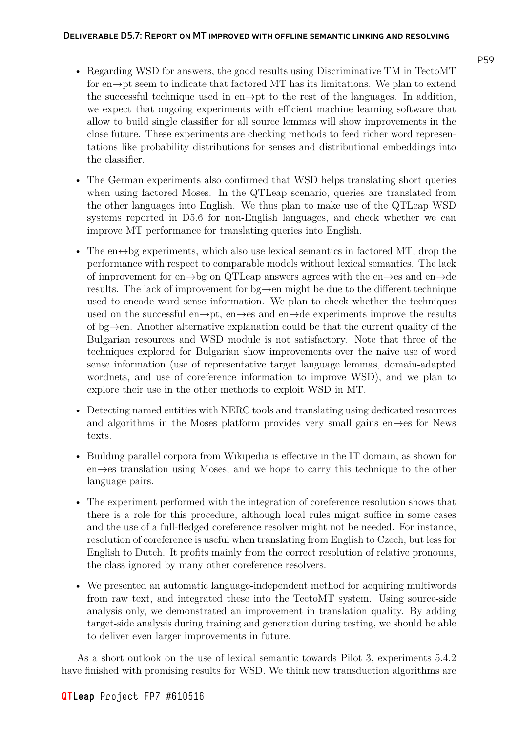- Regarding WSD for answers, the good results using Discriminative TM in TectoMT for en→pt seem to indicate that factored MT has its limitations. We plan to extend the successful technique used in en→pt to the rest of the languages. In addition, we expect that ongoing experiments with efficient machine learning software that allow to build single classifier for all source lemmas will show improvements in the close future. These experiments are checking methods to feed richer word representations like probability distributions for senses and distributional embeddings into the classifier.

- The German experiments also confirmed that WSD helps translating short queries when using factored Moses. In the QTLeap scenario, queries are translated from the other languages into English. We thus plan to make use of the QTLeap WSD systems reported in D5.6 for non-English languages, and check whether we can improve MT performance for translating queries into English.

- The en↔bg experiments, which also use lexical semantics in factored MT, drop the performance with respect to comparable models without lexical semantics. The lack of improvement for en→bg on QTLeap answers agrees with the en→es and en→de results. The lack of improvement for bg→en might be due to the different technique used to encode word sense information. We plan to check whether the techniques used on the successful en→pt, en→es and en→de experiments improve the results of bg→en. Another alternative explanation could be that the current quality of the Bulgarian resources and WSD module is not satisfactory. Note that three of the techniques explored for Bulgarian show improvements over the naive use of word sense information (use of representative target language lemmas, domain-adapted wordnets, and use of coreference information to improve WSD), and we plan to explore their use in the other methods to exploit WSD in MT.

- Detecting named entities with NERC tools and translating using dedicated resources and algorithms in the Moses platform provides very small gains en→es for News texts.

- Building parallel corpora from Wikipedia is effective in the IT domain, as shown for en→es translation using Moses, and we hope to carry this technique to the other language pairs.

- The experiment performed with the integration of coreference resolution shows that there is a role for this procedure, although local rules might suffice in some cases and the use of a full-fledged coreference resolver might not be needed. For instance, resolution of coreference is useful when translating from English to Czech, but less for English to Dutch. It profits mainly from the correct resolution of relative pronouns, the class ignored by many other coreference resolvers.

- We presented an automatic language-independent method for acquiring multiwords from raw text, and integrated these into the TectoMT system. Using source-side analysis only, we demonstrated an improvement in translation quality. By adding target-side analysis during training and generation during testing, we should be able to deliver even larger improvements in future.

As a short outlook on the use of lexical semantic towards Pilot 3, experiments 5.4.2 have finished with promising results for WSD. We think new transduction algorithms are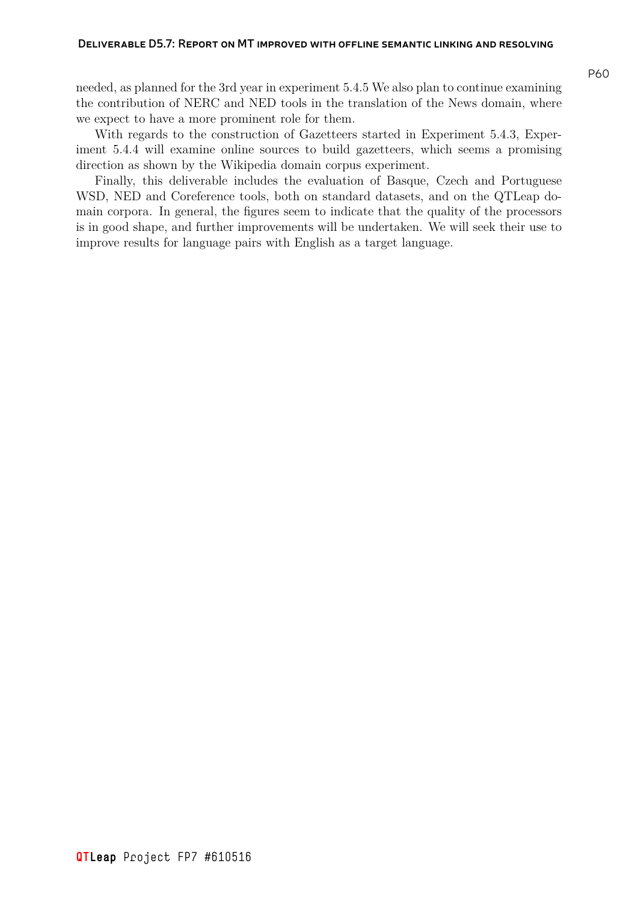needed, as planned for the 3rd year in experiment 5.4.5 We also plan to continue examining the contribution of NERC and NED tools in the translation of the News domain, where we expect to have a more prominent role for them.

With regards to the construction of Gazetteers started in Experiment 5.4.3, Experiment 5.4.4 will examine online sources to build gazetteers, which seems a promising direction as shown by the Wikipedia domain corpus experiment.

Finally, this deliverable includes the evaluation of Basque, Czech and Portuguese WSD, NED and Coreference tools, both on standard datasets, and on the QTLeap domain corpora. In general, the figures seem to indicate that the quality of the processors is in good shape, and further improvements will be undertaken. We will seek their use to improve results for language pairs with English as a target language.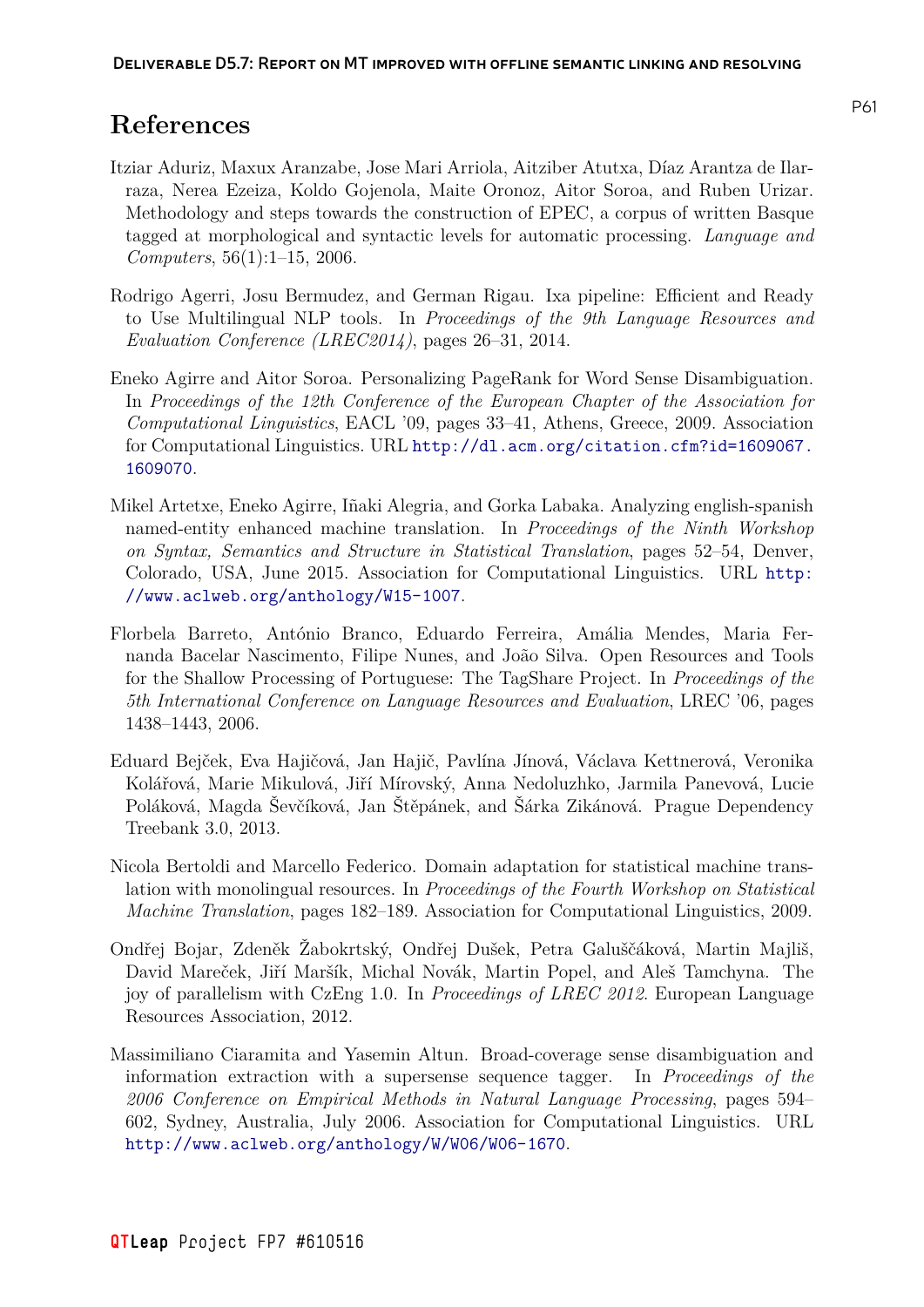# References

Itziar Aduriz, Maxux Aranzabe, Jose Mari Arriola, Aitziber Atutxa, Díaz Arantza de Ilarraza, Nerea Ezeiza, Koldo Gojenola, Maite Oronoz, Aitor Soroa, and Ruben Urizar. Methodology and steps towards the construction of EPEC, a corpus of written Basque tagged at morphological and syntactic levels for automatic processing. *Language and Computers*, 56(1):1–15, 2006.

Rodrigo Agerri, Josu Bermudez, and German Rigau. Ixa pipeline: Efficient and Ready to Use Multilingual NLP tools. In *Proceedings of the 9th Language Resources and Evaluation Conference (LREC2014)*, pages 26–31, 2014.

Eneko Agirre and Aitor Soroa. Personalizing PageRank for Word Sense Disambiguation. In *Proceedings of the 12th Conference of the European Chapter of the Association for Computational Linguistics*, EACL '09, pages 33–41, Athens, Greece, 2009. Association for Computational Linguistics. URL http://dl.acm.org/citation.cfm?id=1609067.1609070.

Mikel Artetxe, Eneko Agirre, Iñaki Alegria, and Gorka Labaka. Analyzing english-spanish named-entity enhanced machine translation. In *Proceedings of the Ninth Workshop on Syntax, Semantics and Structure in Statistical Translation*, pages 52–54, Denver, Colorado, USA, June 2015. Association for Computational Linguistics. URL http://www.aclweb.org/anthology/W15-1007.

Florbela Barreto, António Branco, Eduardo Ferreira, Amália Mendes, Maria Fernanda Bacelar Nascimento, Filipe Nunes, and João Silva. Open Resources and Tools for the Shallow Processing of Portuguese: The TagShare Project. In *Proceedings of the 5th International Conference on Language Resources and Evaluation*, LREC '06, pages 1438–1443, 2006.

Eduard Bejček, Eva Hajičová, Jan Hajič, Pavlína Jínová, Václava Kettnerová, Veronika Kolářová, Marie Mikulová, Jiří Mírovský, Anna Nedoluzhko, Jarmila Panevová, Lucie Poláková, Magda Ševčíková, Jan Štěpánek, and Šárka Zikánová. Prague Dependency Treebank 3.0, 2013.

Nicola Bertoldi and Marcello Federico. Domain adaptation for statistical machine translation with monolingual resources. In *Proceedings of the Fourth Workshop on Statistical Machine Translation*, pages 182–189. Association for Computational Linguistics, 2009.

Ondřej Bojar, Zdeněk Žabokrtský, Ondřej Dušek, Petra Galuščáková, Martin Majliš, David Mareček, Jiří Maršík, Michal Novák, Martin Popel, and Aleš Tamchyna. The joy of parallelism with CzEng 1.0. In *Proceedings of LREC 2012*. European Language Resources Association, 2012.

Massimiliano Ciaramita and Yasemin Altun. Broad-coverage sense disambiguation and information extraction with a supersense sequence tagger. In *Proceedings of the 2006 Conference on Empirical Methods in Natural Language Processing*, pages 594–602, Sydney, Australia, July 2006. Association for Computational Linguistics. URL http://www.aclweb.org/anthology/W/W06/W06-1670.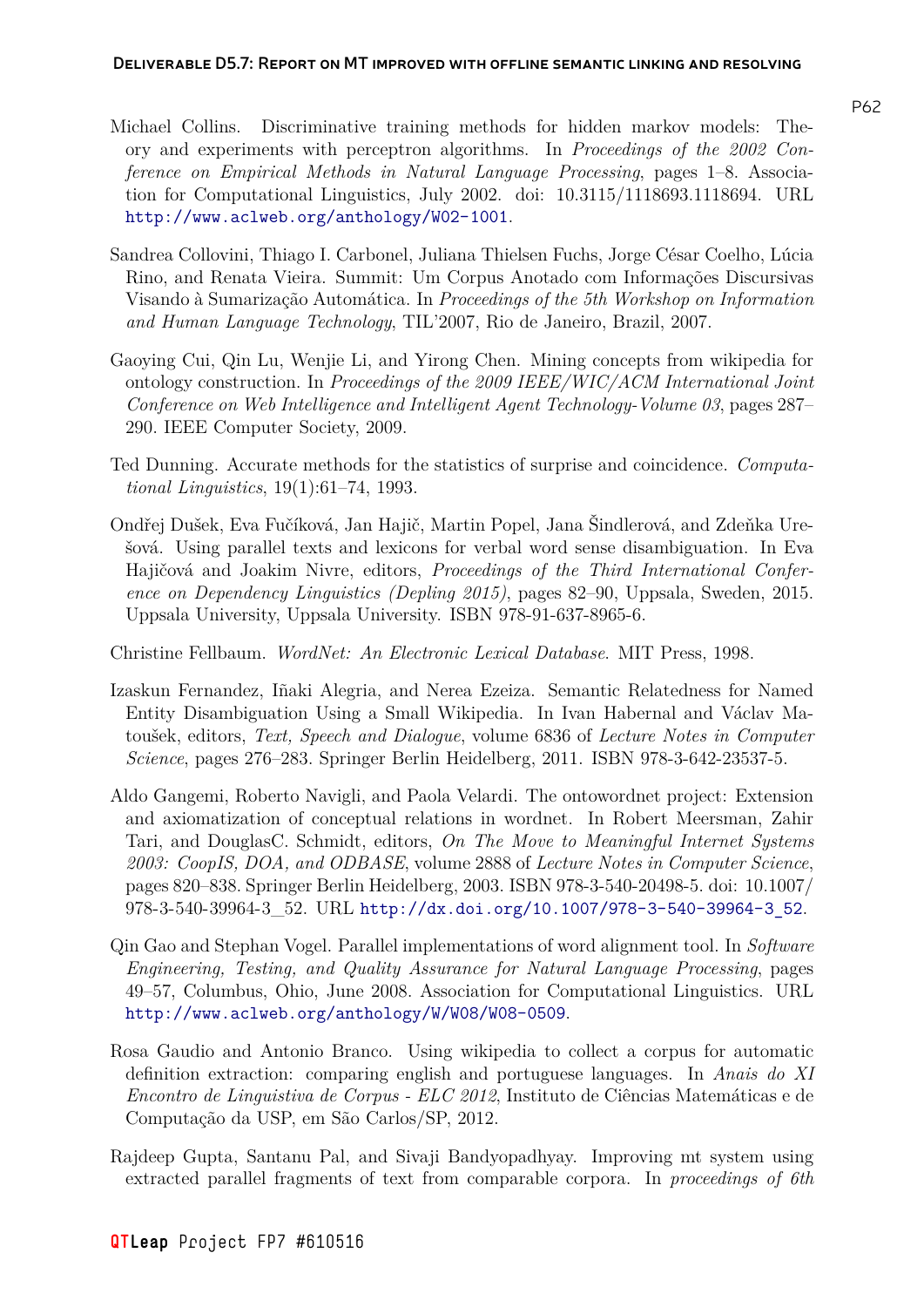Michael Collins. Discriminative training methods for hidden markov models: Theory and experiments with perceptron algorithms. In *Proceedings of the 2002 Conference on Empirical Methods in Natural Language Processing*, pages 1–8. Association for Computational Linguistics, July 2002. doi: 10.3115/1118693.1118694. URL http://www.aclweb.org/anthology/W02-1001.

Sandrea Collovini, Thiago I. Carbonel, Juliana Thielsen Fuchs, Jorge César Coelho, Lúcia Rino, and Renata Vieira. Summit: Um Corpus Anotado com Informações Discursivas Visando à Sumarização Automática. In *Proceedings of the 5th Workshop on Information and Human Language Technology*, TIL'2007, Rio de Janeiro, Brazil, 2007.

Gaoying Cui, Qin Lu, Wenjie Li, and Yirong Chen. Mining concepts from wikipedia for ontology construction. In *Proceedings of the 2009 IEEE/WIC/ACM International Joint Conference on Web Intelligence and Intelligent Agent Technology-Volume 03*, pages 287–290. IEEE Computer Society, 2009.

Ted Dunning. Accurate methods for the statistics of surprise and coincidence. *Computational Linguistics*, 19(1):61–74, 1993.

Ondřej Dušek, Eva Fučíková, Jan Hajič, Martin Popel, Jana Šindlerová, and Zdeňka Urešová. Using parallel texts and lexicons for verbal word sense disambiguation. In Eva Hajičová and Joakim Nivre, editors, *Proceedings of the Third International Conference on Dependency Linguistics (Depling 2015)*, pages 82–90, Uppsala, Sweden, 2015. Uppsala University, Uppsala University. ISBN 978-91-637-8965-6.

Christine Fellbaum. *WordNet: An Electronic Lexical Database*. MIT Press, 1998.

Izaskun Fernandez, Iñaki Alegria, and Nerea Ezeiza. Semantic Relatedness for Named Entity Disambiguation Using a Small Wikipedia. In Ivan Habernal and Václav Matoušek, editors, *Text, Speech and Dialogue*, volume 6836 of *Lecture Notes in Computer Science*, pages 276–283. Springer Berlin Heidelberg, 2011. ISBN 978-3-642-23537-5.

Aldo Gangemi, Roberto Navigli, and Paola Velardi. The ontowordnet project: Extension and axiomatization of conceptual relations in wordnet. In Robert Meersman, Zahir Tari, and DouglasC. Schmidt, editors, *On The Move to Meaningful Internet Systems 2003: CoopIS, DOA, and ODBASE*, volume 2888 of *Lecture Notes in Computer Science*, pages 820–838. Springer Berlin Heidelberg, 2003. ISBN 978-3-540-20498-5. doi: 10.1007/978-3-540-39964-3_52. URL http://dx.doi.org/10.1007/978-3-540-39964-3_52.

Qin Gao and Stephan Vogel. Parallel implementations of word alignment tool. In *Software Engineering, Testing, and Quality Assurance for Natural Language Processing*, pages 49–57, Columbus, Ohio, June 2008. Association for Computational Linguistics. URL http://www.aclweb.org/anthology/W/W08/W08-0509.

Rosa Gaudio and Antonio Branco. Using wikipedia to collect a corpus for automatic definition extraction: comparing english and portuguese languages. In *Anais do XI Encontro de Linguistiva de Corpus - ELC 2012*, Instituto de Ciências Matemáticas e de Computação da USP, em São Carlos/SP, 2012.

Rajdeep Gupta, Santanu Pal, and Sivaji Bandyopadhyay. Improving mt system using extracted parallel fragments of text from comparable corpora. In *proceedings of 6th*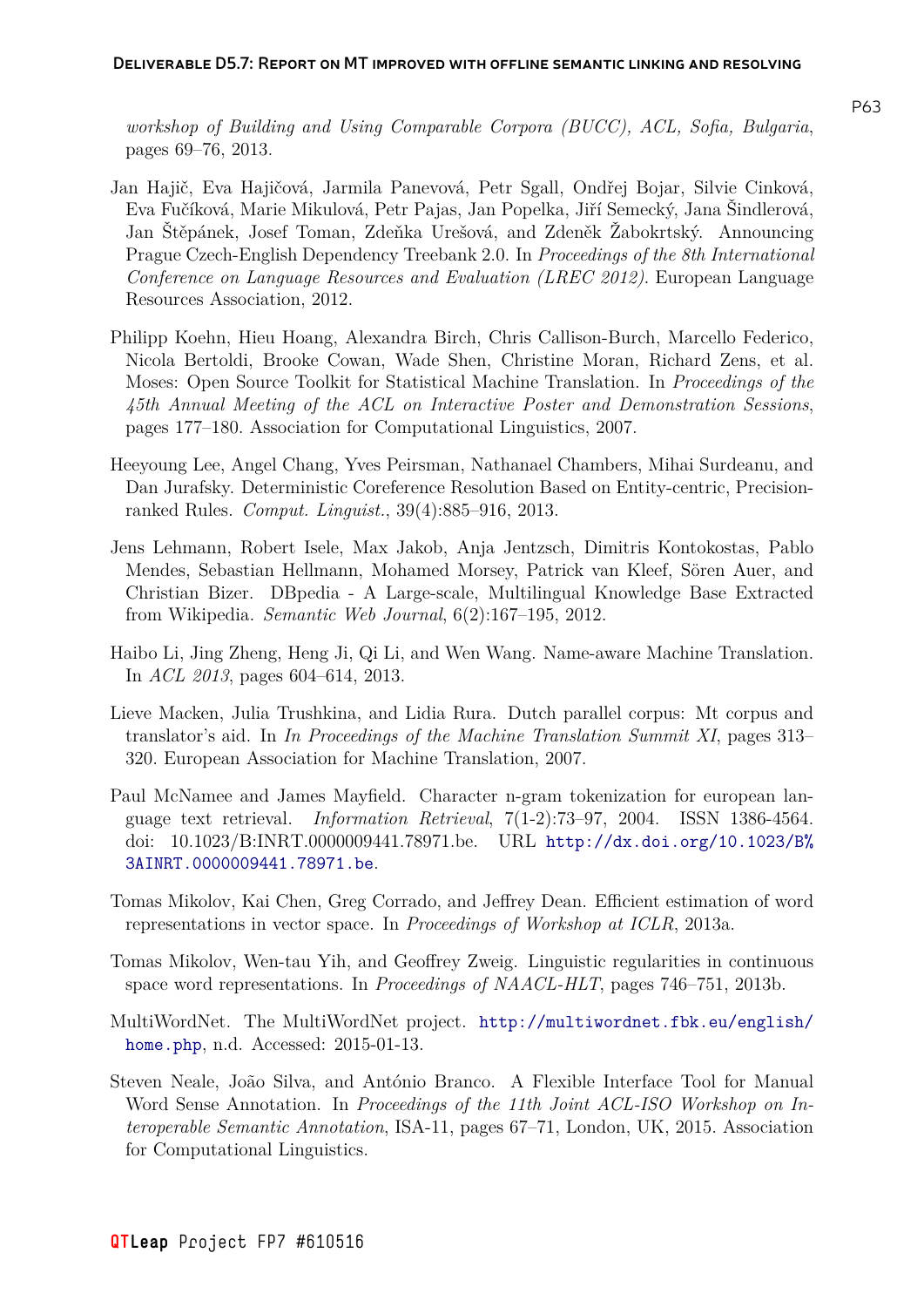*workshop of Building and Using Comparable Corpora (BUCC), ACL, Sofia, Bulgaria*, pages 69–76, 2013.

Jan Hajič, Eva Hajičová, Jarmila Panevová, Petr Sgall, Ondřej Bojar, Silvie Cinková, Eva Fučíková, Marie Mikulová, Petr Pajas, Jan Popelka, Jiří Semecký, Jana Šindlerová, Jan Štěpánek, Josef Toman, Zdeňka Urešová, and Zdeněk Žabokrtský. Announcing Prague Czech-English Dependency Treebank 2.0. In *Proceedings of the 8th International Conference on Language Resources and Evaluation (LREC 2012)*. European Language Resources Association, 2012.

Philipp Koehn, Hieu Hoang, Alexandra Birch, Chris Callison-Burch, Marcello Federico, Nicola Bertoldi, Brooke Cowan, Wade Shen, Christine Moran, Richard Zens, et al. Moses: Open Source Toolkit for Statistical Machine Translation. In *Proceedings of the 45th Annual Meeting of the ACL on Interactive Poster and Demonstration Sessions*, pages 177–180. Association for Computational Linguistics, 2007.

Heeyoung Lee, Angel Chang, Yves Peirsman, Nathanael Chambers, Mihai Surdeanu, and Dan Jurafsky. Deterministic Coreference Resolution Based on Entity-centric, Precision-ranked Rules. *Comput. Linguist.*, 39(4):885–916, 2013.

Jens Lehmann, Robert Isele, Max Jakob, Anja Jentzsch, Dimitris Kontokostas, Pablo Mendes, Sebastian Hellmann, Mohamed Morsey, Patrick van Kleef, Sören Auer, and Christian Bizer. DBpedia - A Large-scale, Multilingual Knowledge Base Extracted from Wikipedia. *Semantic Web Journal*, 6(2):167–195, 2012.

Haibo Li, Jing Zheng, Heng Ji, Qi Li, and Wen Wang. Name-aware Machine Translation. In *ACL 2013*, pages 604–614, 2013.

Lieve Macken, Julia Trushkina, and Lidia Rura. Dutch parallel corpus: Mt corpus and translator's aid. In *In Proceedings of the Machine Translation Summit XI*, pages 313–320. European Association for Machine Translation, 2007.

Paul McNamee and James Mayfield. Character n-gram tokenization for european language text retrieval. *Information Retrieval*, 7(1-2):73–97, 2004. ISSN 1386-4564. doi: 10.1023/B:INRT.0000009441.78971.be. URL http://dx.doi.org/10.1023/B%3AINRT.0000009441.78971.be.

Tomas Mikolov, Kai Chen, Greg Corrado, and Jeffrey Dean. Efficient estimation of word representations in vector space. In *Proceedings of Workshop at ICLR*, 2013a.

Tomas Mikolov, Wen-tau Yih, and Geoffrey Zweig. Linguistic regularities in continuous space word representations. In *Proceedings of NAACL-HLT*, pages 746–751, 2013b.

MultiWordNet. The MultiWordNet project. http://multiwordnet.fbk.eu/english/home.php, n.d. Accessed: 2015-01-13.

Steven Neale, João Silva, and António Branco. A Flexible Interface Tool for Manual Word Sense Annotation. In *Proceedings of the 11th Joint ACL-ISO Workshop on Interoperable Semantic Annotation*, ISA-11, pages 67–71, London, UK, 2015. Association for Computational Linguistics.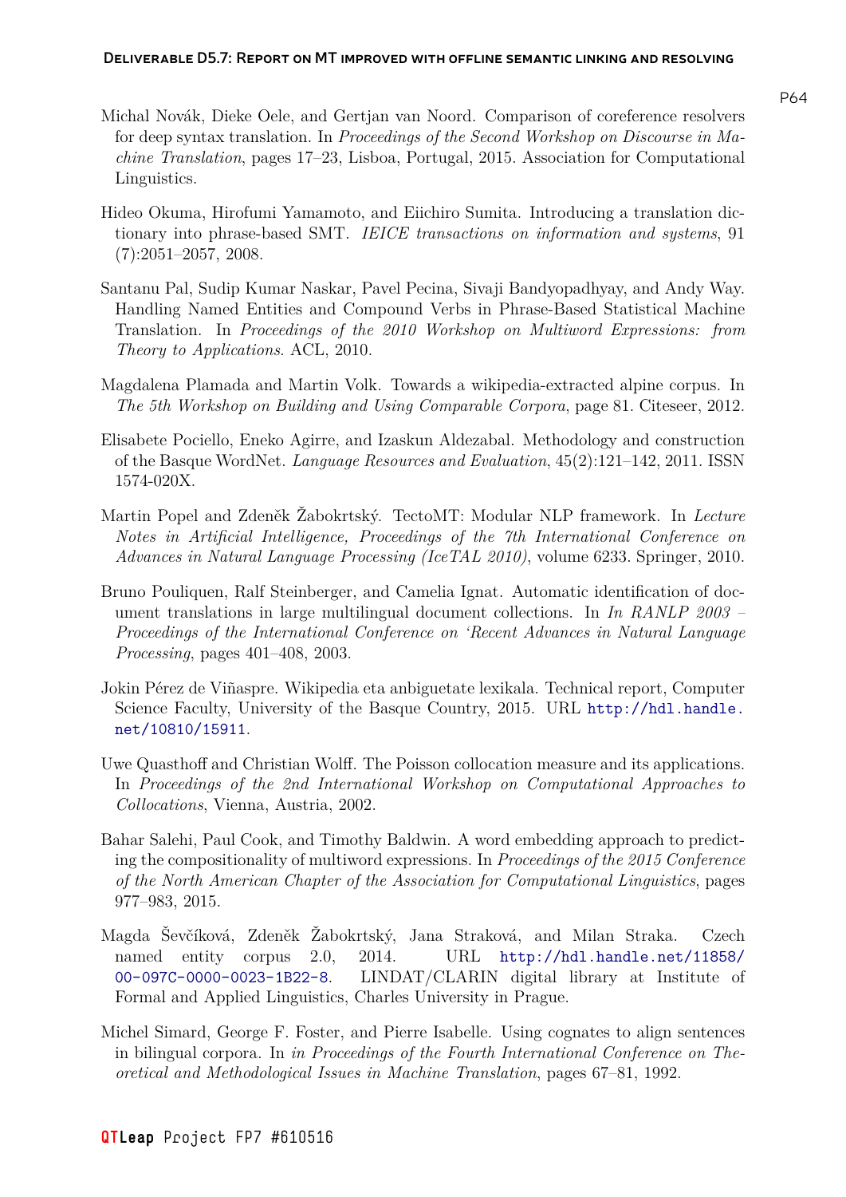Michal Novák, Dieke Oele, and Gertjan van Noord. Comparison of coreference resolvers for deep syntax translation. In *Proceedings of the Second Workshop on Discourse in Machine Translation*, pages 17–23, Lisboa, Portugal, 2015. Association for Computational Linguistics.

Hideo Okuma, Hirofumi Yamamoto, and Eiichiro Sumita. Introducing a translation dictionary into phrase-based SMT. *IEICE transactions on information and systems*, 91 (7):2051–2057, 2008.

Santanu Pal, Sudip Kumar Naskar, Pavel Pecina, Sivaji Bandyopadhyay, and Andy Way. Handling Named Entities and Compound Verbs in Phrase-Based Statistical Machine Translation. In *Proceedings of the 2010 Workshop on Multiword Expressions: from Theory to Applications*. ACL, 2010.

Magdalena Plamada and Martin Volk. Towards a wikipedia-extracted alpine corpus. In *The 5th Workshop on Building and Using Comparable Corpora*, page 81. Citeseer, 2012.

Elisabete Pociello, Eneko Agirre, and Izaskun Aldezabal. Methodology and construction of the Basque WordNet. *Language Resources and Evaluation*, 45(2):121–142, 2011. ISSN 1574-020X.

Martin Popel and Zdeněk Žabokrtský. TectoMT: Modular NLP framework. In *Lecture Notes in Artificial Intelligence, Proceedings of the 7th International Conference on Advances in Natural Language Processing (IceTAL 2010)*, volume 6233. Springer, 2010.

Bruno Pouliquen, Ralf Steinberger, and Camelia Ignat. Automatic identification of document translations in large multilingual document collections. In *In RANLP 2003 – Proceedings of the International Conference on 'Recent Advances in Natural Language Processing*, pages 401–408, 2003.

Jokin Pérez de Viñaspre. Wikipedia eta anbiguetate lexikala. Technical report, Computer Science Faculty, University of the Basque Country, 2015. URL http://hdl.handle.net/10810/15911.

Uwe Quasthoff and Christian Wolff. The Poisson collocation measure and its applications. In *Proceedings of the 2nd International Workshop on Computational Approaches to Collocations*, Vienna, Austria, 2002.

Bahar Salehi, Paul Cook, and Timothy Baldwin. A word embedding approach to predicting the compositionality of multiword expressions. In *Proceedings of the 2015 Conference of the North American Chapter of the Association for Computational Linguistics*, pages 977–983, 2015.

Magda Ševčíková, Zdeněk Žabokrtský, Jana Straková, and Milan Straka. Czech named entity corpus 2.0, 2014. URL http://hdl.handle.net/11858/00-097C-0000-0023-1B22-8. LINDAT/CLARIN digital library at Institute of Formal and Applied Linguistics, Charles University in Prague.

Michel Simard, George F. Foster, and Pierre Isabelle. Using cognates to align sentences in bilingual corpora. In *in Proceedings of the Fourth International Conference on Theoretical and Methodological Issues in Machine Translation*, pages 67–81, 1992.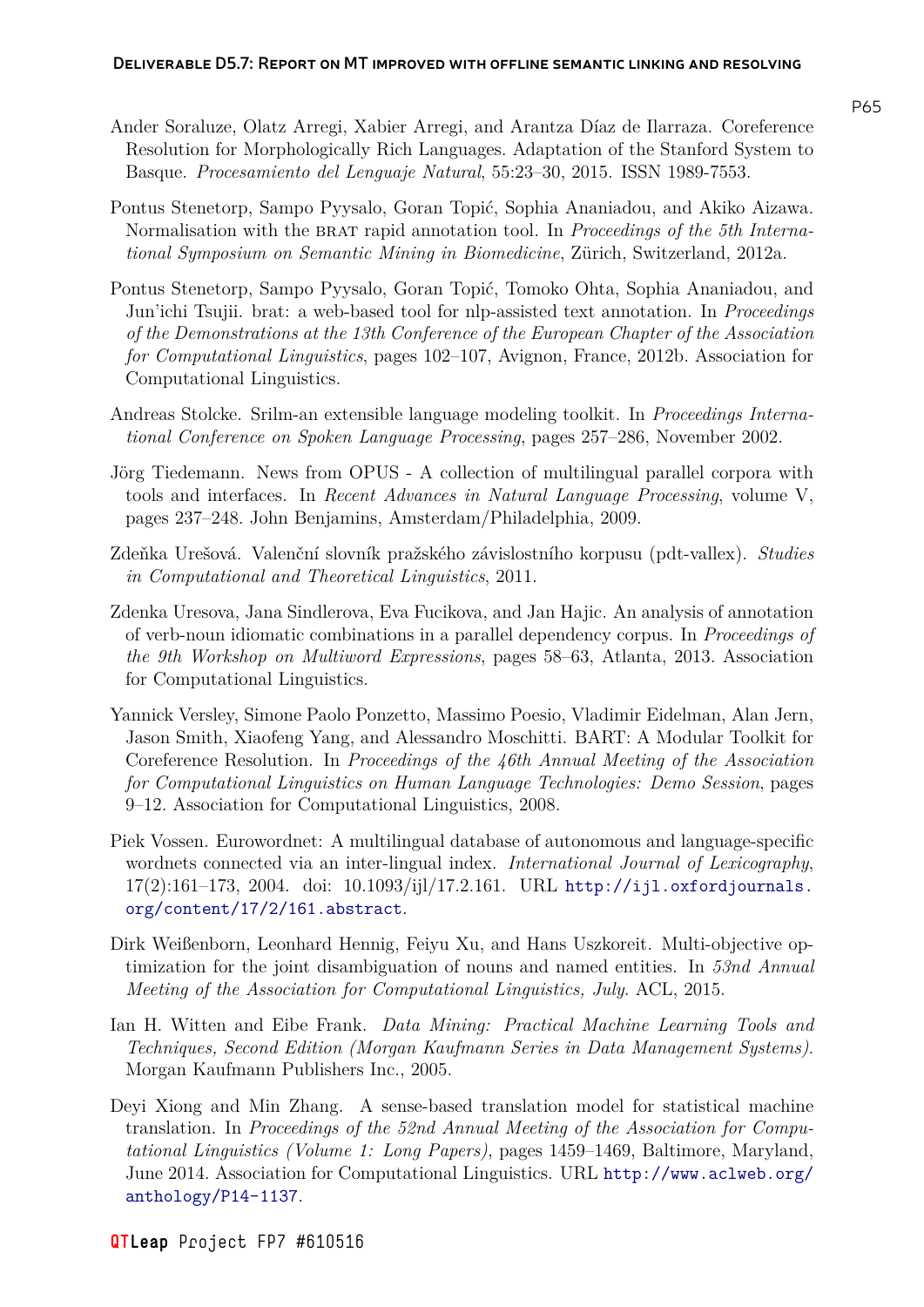Ander Soraluze, Olatz Arregi, Xabier Arregi, and Arantza Díaz de Ilarraza. Coreference Resolution for Morphologically Rich Languages. Adaptation of the Stanford System to Basque. *Procesamiento del Lenguaje Natural*, 55:23–30, 2015. ISSN 1989-7553.

Pontus Stenetorp, Sampo Pyysalo, Goran Topić, Sophia Ananiadou, and Akiko Aizawa. Normalisation with the BRAT rapid annotation tool. In *Proceedings of the 5th International Symposium on Semantic Mining in Biomedicine*, Zürich, Switzerland, 2012a.

Pontus Stenetorp, Sampo Pyysalo, Goran Topić, Tomoko Ohta, Sophia Ananiadou, and Jun'ichi Tsujii. brat: a web-based tool for nlp-assisted text annotation. In *Proceedings of the Demonstrations at the 13th Conference of the European Chapter of the Association for Computational Linguistics*, pages 102–107, Avignon, France, 2012b. Association for Computational Linguistics.

Andreas Stolcke. Srilm-an extensible language modeling toolkit. In *Proceedings International Conference on Spoken Language Processing*, pages 257–286, November 2002.

Jörg Tiedemann. News from OPUS - A collection of multilingual parallel corpora with tools and interfaces. In *Recent Advances in Natural Language Processing*, volume V, pages 237–248. John Benjamins, Amsterdam/Philadelphia, 2009.

Zdeňka Urešová. Valenční slovník pražského závislostního korpusu (pdt-vallex). *Studies in Computational and Theoretical Linguistics*, 2011.

Zdenka Uresova, Jana Sindlerova, Eva Fucikova, and Jan Hajic. An analysis of annotation of verb-noun idiomatic combinations in a parallel dependency corpus. In *Proceedings of the 9th Workshop on Multiword Expressions*, pages 58–63, Atlanta, 2013. Association for Computational Linguistics.

Yannick Versley, Simone Paolo Ponzetto, Massimo Poesio, Vladimir Eidelman, Alan Jern, Jason Smith, Xiaofeng Yang, and Alessandro Moschitti. BART: A Modular Toolkit for Coreference Resolution. In *Proceedings of the 46th Annual Meeting of the Association for Computational Linguistics on Human Language Technologies: Demo Session*, pages 9–12. Association for Computational Linguistics, 2008.

Piek Vossen. Eurowordnet: A multilingual database of autonomous and language-specific wordnets connected via an inter-lingual index. *International Journal of Lexicography*, 17(2):161–173, 2004. doi: 10.1093/ijl/17.2.161. URL http://ijl.oxfordjournals.org/content/17/2/161.abstract.

Dirk Weißenborn, Leonhard Hennig, Feiyu Xu, and Hans Uszkoreit. Multi-objective optimization for the joint disambiguation of nouns and named entities. In *53nd Annual Meeting of the Association for Computational Linguistics, July*. ACL, 2015.

Ian H. Witten and Eibe Frank. *Data Mining: Practical Machine Learning Tools and Techniques, Second Edition (Morgan Kaufmann Series in Data Management Systems)*. Morgan Kaufmann Publishers Inc., 2005.

Deyi Xiong and Min Zhang. A sense-based translation model for statistical machine translation. In *Proceedings of the 52nd Annual Meeting of the Association for Computational Linguistics (Volume 1: Long Papers)*, pages 1459–1469, Baltimore, Maryland, June 2014. Association for Computational Linguistics. URL http://www.aclweb.org/anthology/P14-1137.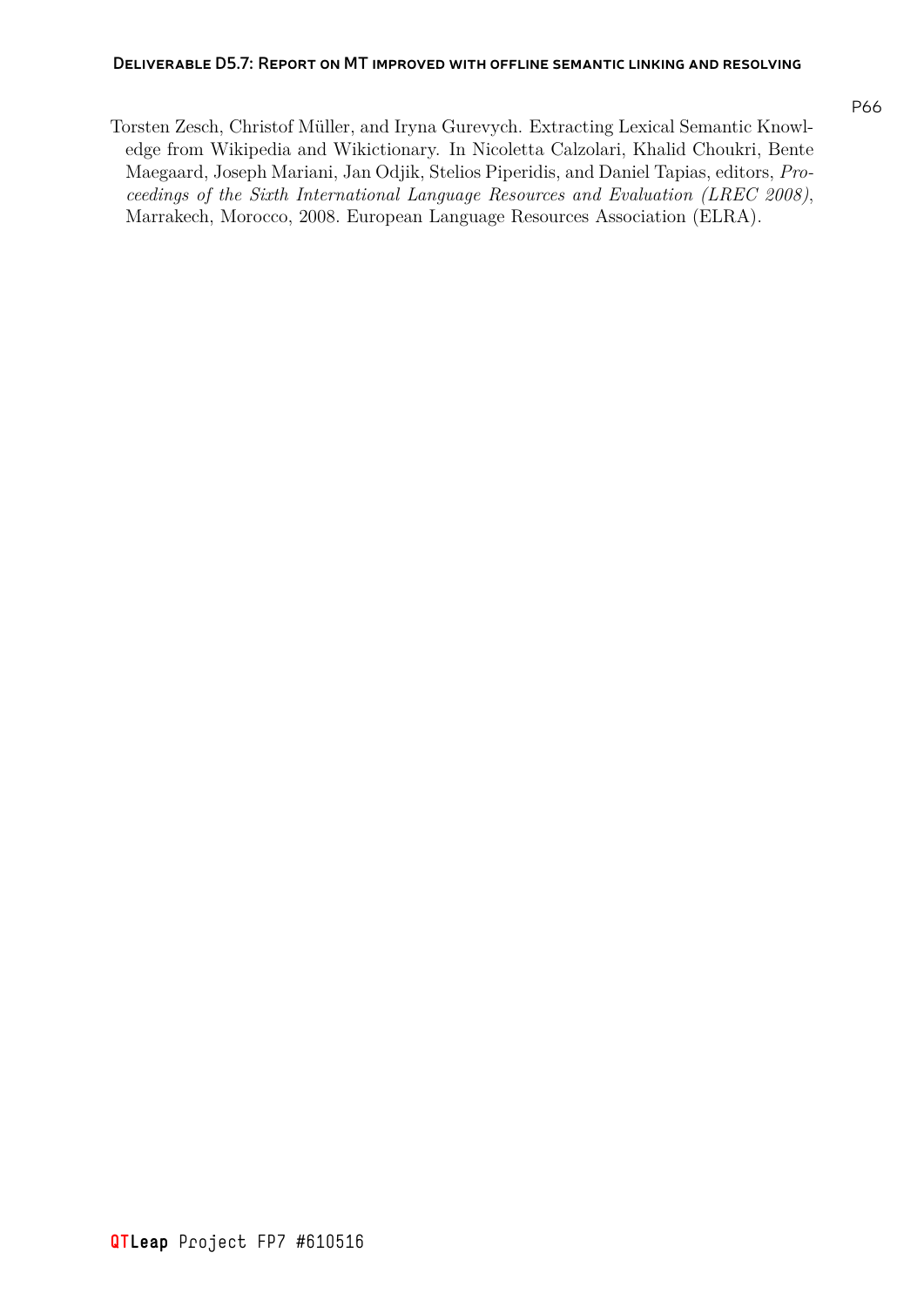Torsten Zesch, Christof Müller, and Iryna Gurevych. Extracting Lexical Semantic Knowledge from Wikipedia and Wikictionary. In Nicoletta Calzolari, Khalid Choukri, Bente Maegaard, Joseph Mariani, Jan Odjik, Stelios Piperidis, and Daniel Tapias, editors, *Proceedings of the Sixth International Language Resources and Evaluation (LREC 2008)*, Marrakech, Morocco, 2008. European Language Resources Association (ELRA).